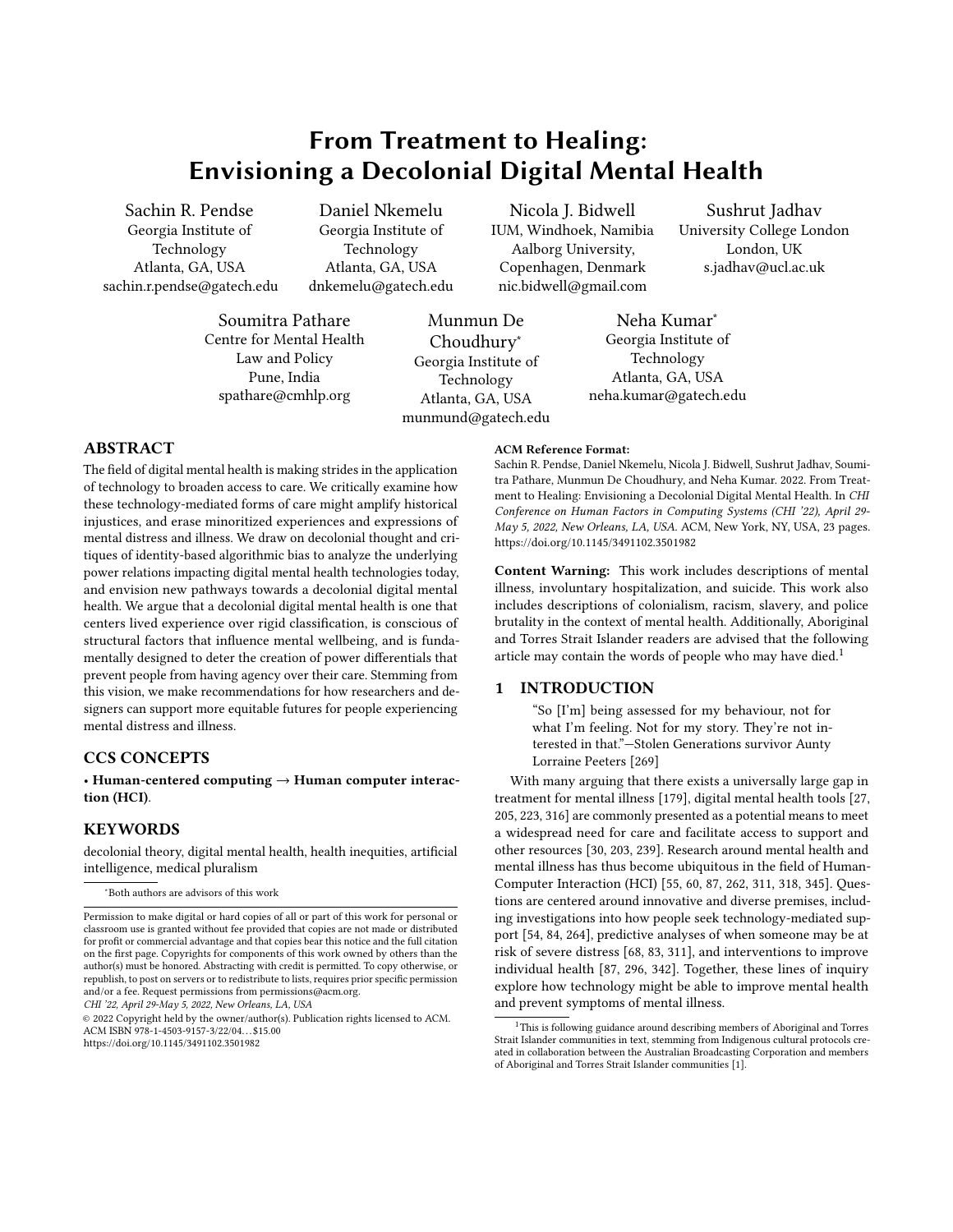# From Treatment to Healing: Envisioning a Decolonial Digital Mental Health

Sachin R. Pendse
Georgia Institute of Technology
Atlanta, GA, USA
sachin.r.pendse@gatech.edu

Daniel Nkemelu
Georgia Institute of Technology
Atlanta, GA, USA
dnkemelu@gatech.edu

Nicola J. Bidwell
IUM, Windhoek, Namibia
Aalborg University, Copenhagen, Denmark
nic.bidwell@gmail.com

Sushrut Jadhav
University College London
London, UK
s.jadhav@ucl.ac.uk

Soumitra Pathare
Centre for Mental Health Law and Policy
Pune, India
spathare@cmhlp.org

Munmun De Choudhury*
Georgia Institute of Technology
Atlanta, GA, USA
munmund@gatech.edu

Neha Kumar*
Georgia Institute of Technology
Atlanta, GA, USA
neha.kumar@gatech.edu

## ABSTRACT

The field of digital mental health is making strides in the application of technology to broaden access to care. We critically examine how these technology-mediated forms of care might amplify historical injustices, and erase minoritized experiences and expressions of mental distress and illness. We draw on decolonial thought and critiques of identity-based algorithmic bias to analyze the underlying power relations impacting digital mental health technologies today, and envision new pathways towards a decolonial digital mental health. We argue that a decolonial digital mental health is one that centers lived experience over rigid classification, is conscious of structural factors that influence mental wellbeing, and is fundamentally designed to deter the creation of power differentials that prevent people from having agency over their care. Stemming from this vision, we make recommendations for how researchers and designers can support more equitable futures for people experiencing mental distress and illness.

## CCS CONCEPTS

• **Human-centered computing → Human computer interaction (HCI)**.

## KEYWORDS

decolonial theory, digital mental health, health inequities, artificial intelligence, medical pluralism

*Both authors are advisors of this work

Permission to make digital or hard copies of all or part of this work for personal or classroom use is granted without fee provided that copies are not made or distributed for profit or commercial advantage and that copies bear this notice and the full citation on the first page. Copyrights for components of this work owned by others than the author(s) must be honored. Abstracting with credit is permitted. To copy otherwise, or republish, to post on servers or to redistribute to lists, requires prior specific permission and/or a fee. Request permissions from permissions@acm.org.
*CHI '22, April 29-May 5, 2022, New Orleans, LA, USA*
© 2022 Copyright held by the owner/author(s). Publication rights licensed to ACM.
ACM ISBN 978-1-4503-9157-3/22/04...$15.00
https://doi.org/10.1145/3491102.3501982

**ACM Reference Format:**
Sachin R. Pendse, Daniel Nkemelu, Nicola J. Bidwell, Sushrut Jadhav, Soumitra Pathare, Munmun De Choudhury, and Neha Kumar. 2022. From Treatment to Healing: Envisioning a Decolonial Digital Mental Health. In *CHI Conference on Human Factors in Computing Systems (CHI '22), April 29-May 5, 2022, New Orleans, LA, USA.* ACM, New York, NY, USA, 23 pages. https://doi.org/10.1145/3491102.3501982

**Content Warning:** This work includes descriptions of mental illness, involuntary hospitalization, and suicide. This work also includes descriptions of colonialism, racism, slavery, and police brutality in the context of mental health. Additionally, Aboriginal and Torres Strait Islander readers are advised that the following article may contain the words of people who may have died.[1]

## 1 INTRODUCTION

> "So [I'm] being assessed for my behaviour, not for what I'm feeling. Not for my story. They're not interested in that."—Stolen Generations survivor Aunty Lorraine Peeters [269]

With many arguing that there exists a universally large gap in treatment for mental illness [179], digital mental health tools [27, 205, 223, 316] are commonly presented as a potential means to meet a widespread need for care and facilitate access to support and other resources [30, 203, 239]. Research around mental health and mental illness has thus become ubiquitous in the field of Human-Computer Interaction (HCI) [55, 60, 87, 262, 311, 318, 345]. Questions are centered around innovative and diverse premises, including investigations into how people seek technology-mediated support [54, 84, 264], predictive analyses of when someone may be at risk of severe distress [68, 83, 311], and interventions to improve individual health [87, 296, 342]. Together, these lines of inquiry explore how technology might be able to improve mental health and prevent symptoms of mental illness.

[1] This is following guidance around describing members of Aboriginal and Torres Strait Islander communities in text, stemming from Indigenous cultural protocols created in collaboration between the Australian Broadcasting Corporation and members of Aboriginal and Torres Strait Islander communities [1].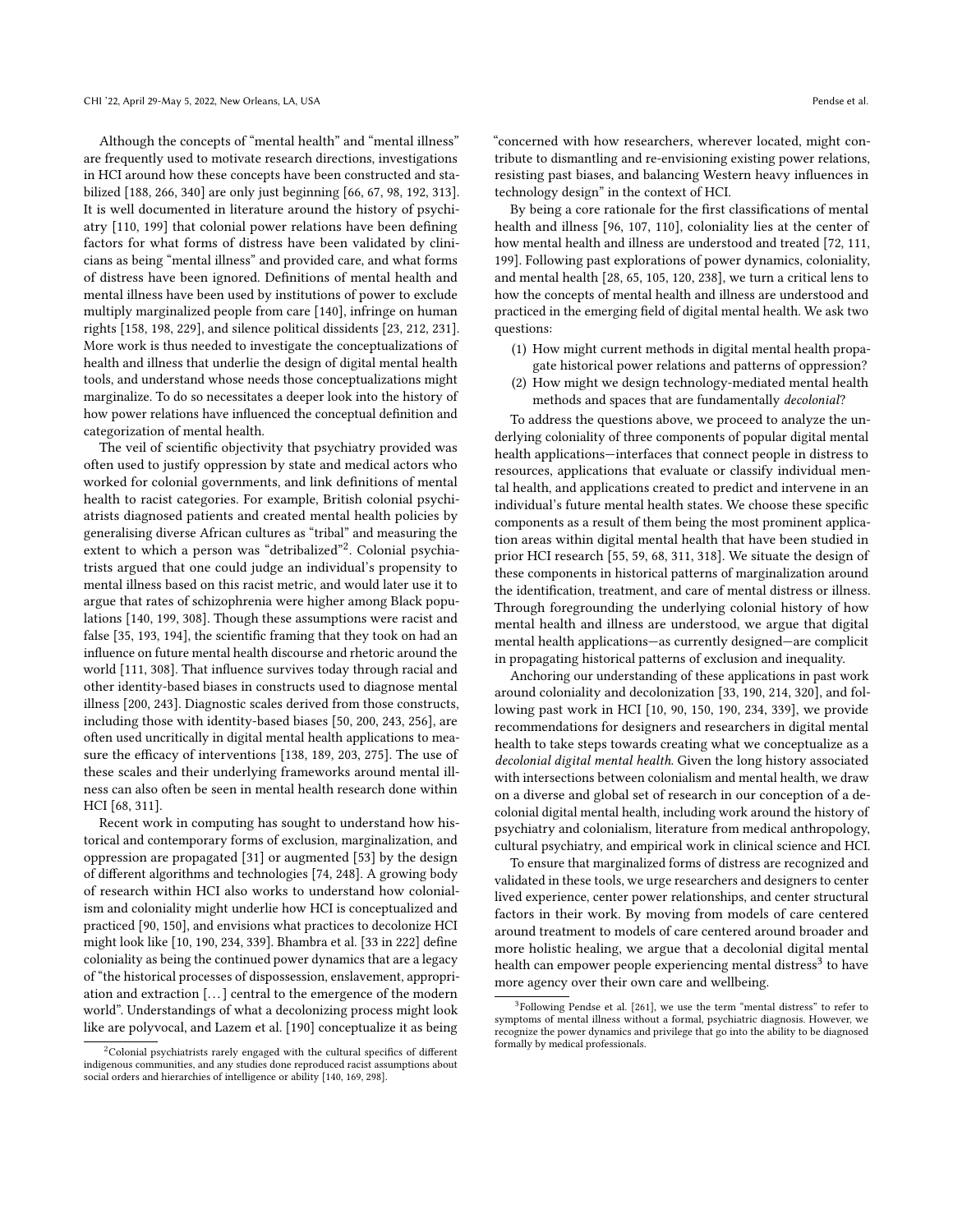Although the concepts of "mental health" and "mental illness" are frequently used to motivate research directions, investigations in HCI around how these concepts have been constructed and stabilized [188, 266, 340] are only just beginning [66, 67, 98, 192, 313]. It is well documented in literature around the history of psychiatry [110, 199] that colonial power relations have been defining factors for what forms of distress have been validated by clinicians as being "mental illness" and provided care, and what forms of distress have been ignored. Definitions of mental health and mental illness have been used by institutions of power to exclude multiply marginalized people from care [140], infringe on human rights [158, 198, 229], and silence political dissidents [23, 212, 231]. More work is thus needed to investigate the conceptualizations of health and illness that underlie the design of digital mental health tools, and understand whose needs those conceptualizations might marginalize. To do so necessitates a deeper look into the history of how power relations have influenced the conceptual definition and categorization of mental health.

The veil of scientific objectivity that psychiatry provided was often used to justify oppression by state and medical actors who worked for colonial governments, and link definitions of mental health to racist categories. For example, British colonial psychiatrists diagnosed patients and created mental health policies by generalising diverse African cultures as "tribal" and measuring the extent to which a person was "detribalized"[2]. Colonial psychiatrists argued that one could judge an individual's propensity to mental illness based on this racist metric, and would later use it to argue that rates of schizophrenia were higher among Black populations [140, 199, 308]. Though these assumptions were racist and false [35, 193, 194], the scientific framing that they took on had an influence on future mental health discourse and rhetoric around the world [111, 308]. That influence survives today through racial and other identity-based biases in constructs used to diagnose mental illness [200, 243]. Diagnostic scales derived from those constructs, including those with identity-based biases [50, 200, 243, 256], are often used uncritically in digital mental health applications to measure the efficacy of interventions [138, 189, 203, 275]. The use of these scales and their underlying frameworks around mental illness can also often be seen in mental health research done within HCI [68, 311].

Recent work in computing has sought to understand how historical and contemporary forms of exclusion, marginalization, and oppression are propagated [31] or augmented [53] by the design of different algorithms and technologies [74, 248]. A growing body of research within HCI also works to understand how colonialism and coloniality might underlie how HCI is conceptualized and practiced [90, 150], and envisions what practices to decolonize HCI might look like [10, 190, 234, 339]. Bhambra et al. [33 in 222] define coloniality as being the continued power dynamics that are a legacy of "the historical processes of dispossession, enslavement, appropriation and extraction [...] central to the emergence of the modern world". Understandings of what a decolonizing process might look like are polyvocal, and Lazem et al. [190] conceptualize it as being "concerned with how researchers, wherever located, might contribute to dismantling and re-envisioning existing power relations, resisting past biases, and balancing Western heavy influences in technology design" in the context of HCI.

By being a core rationale for the first classifications of mental health and illness [96, 107, 110], coloniality lies at the center of how mental health and illness are understood and treated [72, 111, 199]. Following past explorations of power dynamics, coloniality, and mental health [28, 65, 105, 120, 238], we turn a critical lens to how the concepts of mental health and illness are understood and practiced in the emerging field of digital mental health. We ask two questions:

(1) How might current methods in digital mental health propagate historical power relations and patterns of oppression?
(2) How might we design technology-mediated mental health methods and spaces that are fundamentally *decolonial*?

To address the questions above, we proceed to analyze the underlying coloniality of three components of popular digital mental health applications—interfaces that connect people in distress to resources, applications that evaluate or classify individual mental health, and applications created to predict and intervene in an individual's future mental health states. We choose these specific components as a result of them being the most prominent application areas within digital mental health that have been studied in prior HCI research [55, 59, 68, 311, 318]. We situate the design of these components in historical patterns of marginalization around the identification, treatment, and care of mental distress or illness. Through foregrounding the underlying colonial history of how mental health and illness are understood, we argue that digital mental health applications—as currently designed—are complicit in propagating historical patterns of exclusion and inequality.

Anchoring our understanding of these applications in past work around coloniality and decolonization [33, 190, 214, 320], and following past work in HCI [10, 90, 150, 190, 234, 339], we provide recommendations for designers and researchers in digital mental health to take steps towards creating what we conceptualize as a *decolonial digital mental health*. Given the long history associated with intersections between colonialism and mental health, we draw on a diverse and global set of research in our conception of a decolonial digital mental health, including work around the history of psychiatry and colonialism, literature from medical anthropology, cultural psychiatry, and empirical work in clinical science and HCI.

To ensure that marginalized forms of distress are recognized and validated in these tools, we urge researchers and designers to center lived experience, center power relationships, and center structural factors in their work. By moving from models of care centered around treatment to models of care centered around broader and more holistic healing, we argue that a decolonial digital mental health can empower people experiencing mental distress[3] to have more agency over their own care and wellbeing.

[2] Colonial psychiatrists rarely engaged with the cultural specifics of different indigenous communities, and any studies done reproduced racist assumptions about social orders and hierarchies of intelligence or ability [140, 169, 298].

[3] Following Pendse et al. [261], we use the term "mental distress" to refer to symptoms of mental illness without a formal, psychiatric diagnosis. However, we recognize the power dynamics and privilege that go into the ability to be diagnosed formally by medical professionals.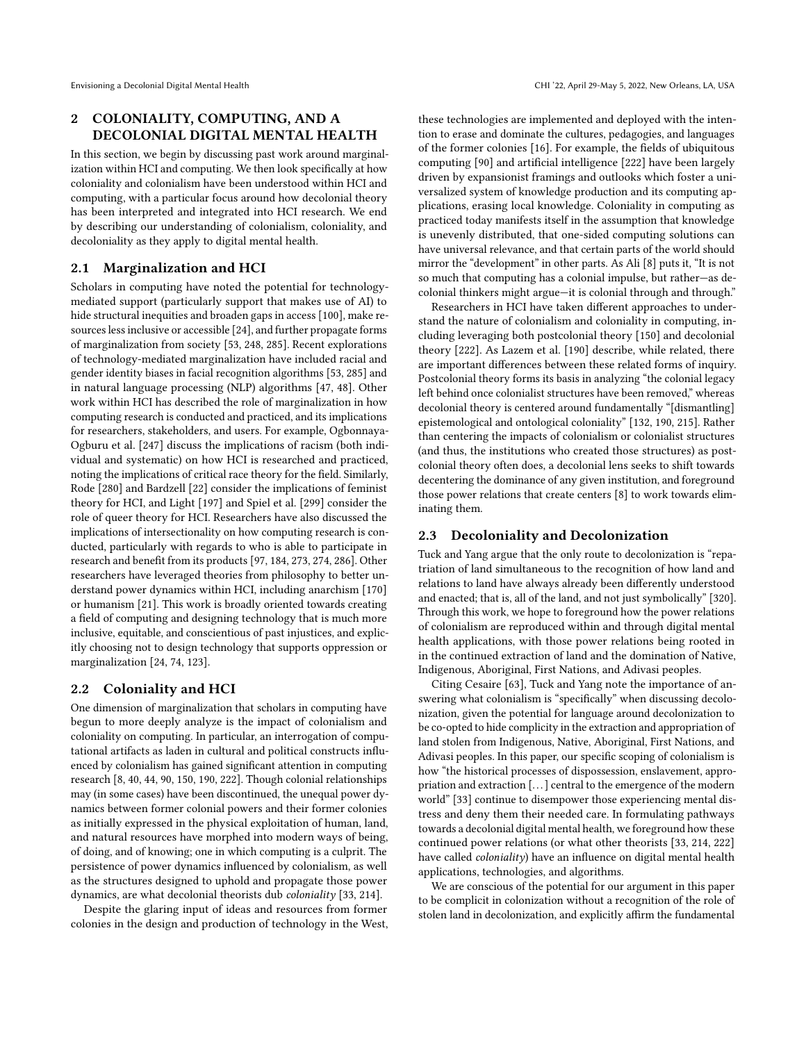## 2 COLONIALITY, COMPUTING, AND A DECOLONIAL DIGITAL MENTAL HEALTH

In this section, we begin by discussing past work around marginalization within HCI and computing. We then look specifically at how coloniality and colonialism have been understood within HCI and computing, with a particular focus around how decolonial theory has been interpreted and integrated into HCI research. We end by describing our understanding of colonialism, coloniality, and decoloniality as they apply to digital mental health.

### 2.1 Marginalization and HCI

Scholars in computing have noted the potential for technology-mediated support (particularly support that makes use of AI) to hide structural inequities and broaden gaps in access [100], make resources less inclusive or accessible [24], and further propagate forms of marginalization from society [53, 248, 285]. Recent explorations of technology-mediated marginalization have included racial and gender identity biases in facial recognition algorithms [53, 285] and in natural language processing (NLP) algorithms [47, 48]. Other work within HCI has described the role of marginalization in how computing research is conducted and practiced, and its implications for researchers, stakeholders, and users. For example, Ogbonnaya-Ogburu et al. [247] discuss the implications of racism (both individual and systematic) on how HCI is researched and practiced, noting the implications of critical race theory for the field. Similarly, Rode [280] and Bardzell [22] consider the implications of feminist theory for HCI, and Light [197] and Spiel et al. [299] consider the role of queer theory for HCI. Researchers have also discussed the implications of intersectionality on how computing research is conducted, particularly with regards to who is able to participate in research and benefit from its products [97, 184, 273, 274, 286]. Other researchers have leveraged theories from philosophy to better understand power dynamics within HCI, including anarchism [170] or humanism [21]. This work is broadly oriented towards creating a field of computing and designing technology that is much more inclusive, equitable, and conscientious of past injustices, and explicitly choosing not to design technology that supports oppression or marginalization [24, 74, 123].

### 2.2 Coloniality and HCI

One dimension of marginalization that scholars in computing have begun to more deeply analyze is the impact of colonialism and coloniality on computing. In particular, an interrogation of computational artifacts as laden in cultural and political constructs influenced by colonialism has gained significant attention in computing research [8, 40, 44, 90, 150, 190, 222]. Though colonial relationships may (in some cases) have been discontinued, the unequal power dynamics between former colonial powers and their former colonies as initially expressed in the physical exploitation of human, land, and natural resources have morphed into modern ways of being, of doing, and of knowing; one in which computing is a culprit. The persistence of power dynamics influenced by colonialism, as well as the structures designed to uphold and propagate those power dynamics, are what decolonial theorists dub *coloniality* [33, 214].

Despite the glaring input of ideas and resources from former colonies in the design and production of technology in the West, these technologies are implemented and deployed with the intention to erase and dominate the cultures, pedagogies, and languages of the former colonies [16]. For example, the fields of ubiquitous computing [90] and artificial intelligence [222] have been largely driven by expansionist framings and outlooks which foster a universalized system of knowledge production and its computing applications, erasing local knowledge. Coloniality in computing as practiced today manifests itself in the assumption that knowledge is unevenly distributed, that one-sided computing solutions can have universal relevance, and that certain parts of the world should mirror the "development" in other parts. As Ali [8] puts it, "It is not so much that computing has a colonial impulse, but rather—as decolonial thinkers might argue—it is colonial through and through."

Researchers in HCI have taken different approaches to understand the nature of colonialism and coloniality in computing, including leveraging both postcolonial theory [150] and decolonial theory [222]. As Lazem et al. [190] describe, while related, there are important differences between these related forms of inquiry. Postcolonial theory forms its basis in analyzing "the colonial legacy left behind once colonialist structures have been removed," whereas decolonial theory is centered around fundamentally "[dismantling] epistemological and ontological coloniality" [132, 190, 215]. Rather than centering the impacts of colonialism or colonialist structures (and thus, the institutions who created those structures) as postcolonial theory often does, a decolonial lens seeks to shift towards decentering the dominance of any given institution, and foreground those power relations that create centers [8] to work towards eliminating them.

### 2.3 Decoloniality and Decolonization

Tuck and Yang argue that the only route to decolonization is "repatriation of land simultaneous to the recognition of how land and relations to land have always already been differently understood and enacted; that is, all of the land, and not just symbolically" [320]. Through this work, we hope to foreground how the power relations of colonialism are reproduced within and through digital mental health applications, with those power relations being rooted in in the continued extraction of land and the domination of Native, Indigenous, Aboriginal, First Nations, and Adivasi peoples.

Citing Cesaire [63], Tuck and Yang note the importance of answering what colonialism is "specifically" when discussing decolonization, given the potential for language around decolonization to be co-opted to hide complicity in the extraction and appropriation of land stolen from Indigenous, Native, Aboriginal, First Nations, and Adivasi peoples. In this paper, our specific scoping of colonialism is how "the historical processes of dispossession, enslavement, appropriation and extraction [. . . ] central to the emergence of the modern world" [33] continue to disempower those experiencing mental distress and deny them their needed care. In formulating pathways towards a decolonial digital mental health, we foreground how these continued power relations (or what other theorists [33, 214, 222] have called *coloniality*) have an influence on digital mental health applications, technologies, and algorithms.

We are conscious of the potential for our argument in this paper to be complicit in colonization without a recognition of the role of stolen land in decolonization, and explicitly affirm the fundamental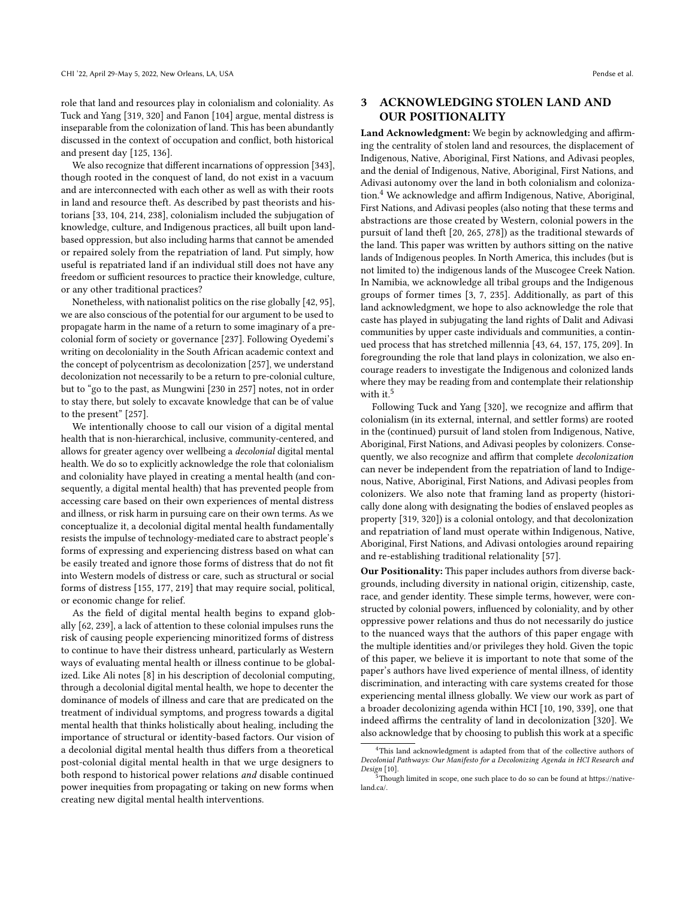role that land and resources play in colonialism and coloniality. As Tuck and Yang [319, 320] and Fanon [104] argue, mental distress is inseparable from the colonization of land. This has been abundantly discussed in the context of occupation and conflict, both historical and present day [125, 136].

We also recognize that different incarnations of oppression [343], though rooted in the conquest of land, do not exist in a vacuum and are interconnected with each other as well as with their roots in land and resource theft. As described by past theorists and historians [33, 104, 214, 238], colonialism included the subjugation of knowledge, culture, and Indigenous practices, all built upon land-based oppression, but also including harms that cannot be amended or repaired solely from the repatriation of land. Put simply, how useful is repatriated land if an individual still does not have any freedom or sufficient resources to practice their knowledge, culture, or any other traditional practices?

Nonetheless, with nationalist politics on the rise globally [42, 95], we are also conscious of the potential for our argument to be used to propagate harm in the name of a return to some imaginary of a pre-colonial form of society or governance [237]. Following Oyedemi's writing on decoloniality in the South African academic context and the concept of polycentrism as decolonization [257], we understand decolonization not necessarily to be a return to pre-colonial culture, but to "go to the past, as Mungwini [230 in 257] notes, not in order to stay there, but solely to excavate knowledge that can be of value to the present" [257].

We intentionally choose to call our vision of a digital mental health that is non-hierarchical, inclusive, community-centered, and allows for greater agency over wellbeing a *decolonial* digital mental health. We do so to explicitly acknowledge the role that colonialism and coloniality have played in creating a mental health (and consequently, a digital mental health) that has prevented people from accessing care based on their own experiences of mental distress and illness, or risk harm in pursuing care on their own terms. As we conceptualize it, a decolonial digital mental health fundamentally resists the impulse of technology-mediated care to abstract people's forms of expressing and experiencing distress based on what can be easily treated and ignore those forms of distress that do not fit into Western models of distress or care, such as structural or social forms of distress [155, 177, 219] that may require social, political, or economic change for relief.

As the field of digital mental health begins to expand globally [62, 239], a lack of attention to these colonial impulses runs the risk of causing people experiencing minoritized forms of distress to continue to have their distress unheard, particularly as Western ways of evaluating mental health or illness continue to be globalized. Like Ali notes [8] in his description of decolonial computing, through a decolonial digital mental health, we hope to decenter the dominance of models of illness and care that are predicated on the treatment of individual symptoms, and progress towards a digital mental health that thinks holistically about healing, including the importance of structural or identity-based factors. Our vision of a decolonial digital mental health thus differs from a theoretical post-colonial digital mental health in that we urge designers to both respond to historical power relations *and* disable continued power inequities from propagating or taking on new forms when creating new digital mental health interventions.

## 3 ACKNOWLEDGING STOLEN LAND AND OUR POSITIONALITY

**Land Acknowledgment:** We begin by acknowledging and affirming the centrality of stolen land and resources, the displacement of Indigenous, Native, Aboriginal, First Nations, and Adivasi peoples, and the denial of Indigenous, Native, Aboriginal, First Nations, and Adivasi autonomy over the land in both colonialism and colonization.[4] We acknowledge and affirm Indigenous, Native, Aboriginal, First Nations, and Adivasi peoples (also noting that these terms and abstractions are those created by Western, colonial powers in the pursuit of land theft [20, 265, 278]) as the traditional stewards of the land. This paper was written by authors sitting on the native lands of Indigenous peoples. In North America, this includes (but is not limited to) the indigenous lands of the Muscogee Creek Nation. In Namibia, we acknowledge all tribal groups and the Indigenous groups of former times [3, 7, 235]. Additionally, as part of this land acknowledgment, we hope to also acknowledge the role that caste has played in subjugating the land rights of Dalit and Adivasi communities by upper caste individuals and communities, a continued process that has stretched millennia [43, 64, 157, 175, 209]. In foregrounding the role that land plays in colonization, we also encourage readers to investigate the Indigenous and colonized lands where they may be reading from and contemplate their relationship with it.[5]

Following Tuck and Yang [320], we recognize and affirm that colonialism (in its external, internal, and settler forms) are rooted in the (continued) pursuit of land stolen from Indigenous, Native, Aboriginal, First Nations, and Adivasi peoples by colonizers. Consequently, we also recognize and affirm that complete *decolonization* can never be independent from the repatriation of land to Indigenous, Native, Aboriginal, First Nations, and Adivasi peoples from colonizers. We also note that framing land as property (historically done along with designating the bodies of enslaved peoples as property [319, 320]) is a colonial ontology, and that decolonization and repatriation of land must operate within Indigenous, Native, Aboriginal, First Nations, and Adivasi ontologies around repairing and re-establishing traditional relationality [57].

**Our Positionality:** This paper includes authors from diverse backgrounds, including diversity in national origin, citizenship, caste, race, and gender identity. These simple terms, however, were constructed by colonial powers, influenced by coloniality, and by other oppressive power relations and thus do not necessarily do justice to the nuanced ways that the authors of this paper engage with the multiple identities and/or privileges they hold. Given the topic of this paper, we believe it is important to note that some of the paper's authors have lived experience of mental illness, of identity discrimination, and interacting with care systems created for those experiencing mental illness globally. We view our work as part of a broader decolonizing agenda within HCI [10, 190, 339], one that indeed affirms the centrality of land in decolonization [320]. We also acknowledge that by choosing to publish this work at a specific

[4] This land acknowledgment is adapted from that of the collective authors of *Decolonial Pathways: Our Manifesto for a Decolonizing Agenda in HCI Research and Design* [10].

[5] Though limited in scope, one such place to do so can be found at https://native-land.ca/.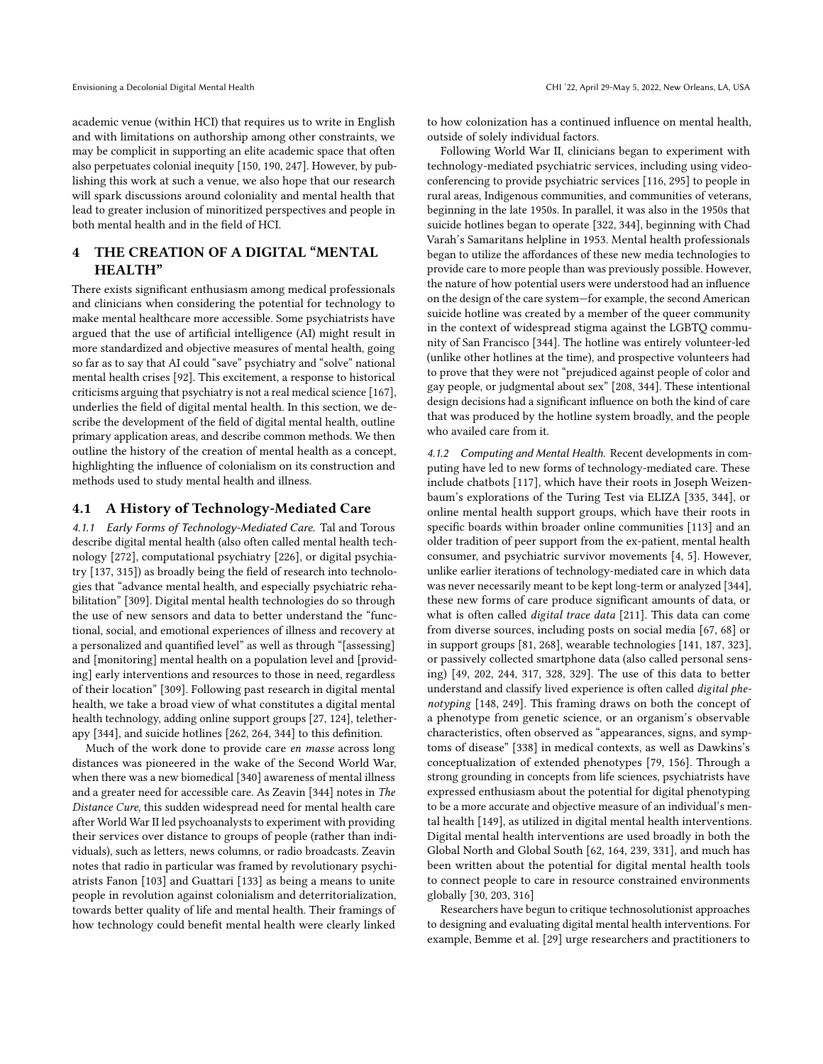academic venue (within HCI) that requires us to write in English and with limitations on authorship among other constraints, we may be complicit in supporting an elite academic space that often also perpetuates colonial inequity [150, 190, 247]. However, by publishing this work at such a venue, we also hope that our research will spark discussions around coloniality and mental health that lead to greater inclusion of minoritized perspectives and people in both mental health and in the field of HCI.

# 4 THE CREATION OF A DIGITAL "MENTAL HEALTH"

There exists significant enthusiasm among medical professionals and clinicians when considering the potential for technology to make mental healthcare more accessible. Some psychiatrists have argued that the use of artificial intelligence (AI) might result in more standardized and objective measures of mental health, going so far as to say that AI could "save" psychiatry and "solve" national mental health crises [92]. This excitement, a response to historical criticisms arguing that psychiatry is not a real medical science [167], underlies the field of digital mental health. In this section, we describe the development of the field of digital mental health, outline primary application areas, and describe common methods. We then outline the history of the creation of mental health as a concept, highlighting the influence of colonialism on its construction and methods used to study mental health and illness.

## 4.1 A History of Technology-Mediated Care

*4.1.1 Early Forms of Technology-Mediated Care.* Tal and Torous describe digital mental health (also often called mental health technology [272], computational psychiatry [226], or digital psychiatry [137, 315]) as broadly being the field of research into technologies that "advance mental health, and especially psychiatric rehabilitation" [309]. Digital mental health technologies do so through the use of new sensors and data to better understand the "functional, social, and emotional experiences of illness and recovery at a personalized and quantified level" as well as through "[assessing] and [monitoring] mental health on a population level and [providing] early interventions and resources to those in need, regardless of their location" [309]. Following past research in digital mental health, we take a broad view of what constitutes a digital mental health technology, adding online support groups [27, 124], teletherapy [344], and suicide hotlines [262, 264, 344] to this definition.

Much of the work done to provide care *en masse* across long distances was pioneered in the wake of the Second World War, when there was a new biomedical [340] awareness of mental illness and a greater need for accessible care. As Zeavin [344] notes in *The Distance Cure*, this sudden widespread need for mental health care after World War II led psychoanalysts to experiment with providing their services over distance to groups of people (rather than individuals), such as letters, news columns, or radio broadcasts. Zeavin notes that radio in particular was framed by revolutionary psychiatrists Fanon [103] and Guattari [133] as being a means to unite people in revolution against colonialism and deterritorialization, towards better quality of life and mental health. Their framings of how technology could benefit mental health were clearly linked to how colonization has a continued influence on mental health, outside of solely individual factors.

Following World War II, clinicians began to experiment with technology-mediated psychiatric services, including using videoconferencing to provide psychiatric services [116, 295] to people in rural areas, Indigenous communities, and communities of veterans, beginning in the late 1950s. In parallel, it was also in the 1950s that suicide hotlines began to operate [322, 344], beginning with Chad Varah's Samaritans helpline in 1953. Mental health professionals began to utilize the affordances of these new media technologies to provide care to more people than was previously possible. However, the nature of how potential users were understood had an influence on the design of the care system—for example, the second American suicide hotline was created by a member of the queer community in the context of widespread stigma against the LGBTQ community of San Francisco [344]. The hotline was entirely volunteer-led (unlike other hotlines at the time), and prospective volunteers had to prove that they were not "prejudiced against people of color and gay people, or judgmental about sex" [208, 344]. These intentional design decisions had a significant influence on both the kind of care that was produced by the hotline system broadly, and the people who availed care from it.

*4.1.2 Computing and Mental Health.* Recent developments in computing have led to new forms of technology-mediated care. These include chatbots [117], which have their roots in Joseph Weizenbaum's explorations of the Turing Test via ELIZA [335, 344], or online mental health support groups, which have their roots in specific boards within broader online communities [113] and an older tradition of peer support from the ex-patient, mental health consumer, and psychiatric survivor movements [4, 5]. However, unlike earlier iterations of technology-mediated care in which data was never necessarily meant to be kept long-term or analyzed [344], these new forms of care produce significant amounts of data, or what is often called *digital trace data* [211]. This data can come from diverse sources, including posts on social media [67, 68] or in support groups [81, 268], wearable technologies [141, 187, 323], or passively collected smartphone data (also called personal sensing) [49, 202, 244, 317, 328, 329]. The use of this data to better understand and classify lived experience is often called *digital phenotyping* [148, 249]. This framing draws on both the concept of a phenotype from genetic science, or an organism's observable characteristics, often observed as "appearances, signs, and symptoms of disease" [338] in medical contexts, as well as Dawkins's conceptualization of extended phenotypes [79, 156]. Through a strong grounding in concepts from life sciences, psychiatrists have expressed enthusiasm about the potential for digital phenotyping to be a more accurate and objective measure of an individual's mental health [149], as utilized in digital mental health interventions. Digital mental health interventions are used broadly in both the Global North and Global South [62, 164, 239, 331], and much has been written about the potential for digital mental health tools to connect people to care in resource constrained environments globally [30, 203, 316]

Researchers have begun to critique technosolutionist approaches to designing and evaluating digital mental health interventions. For example, Bemme et al. [29] urge researchers and practitioners to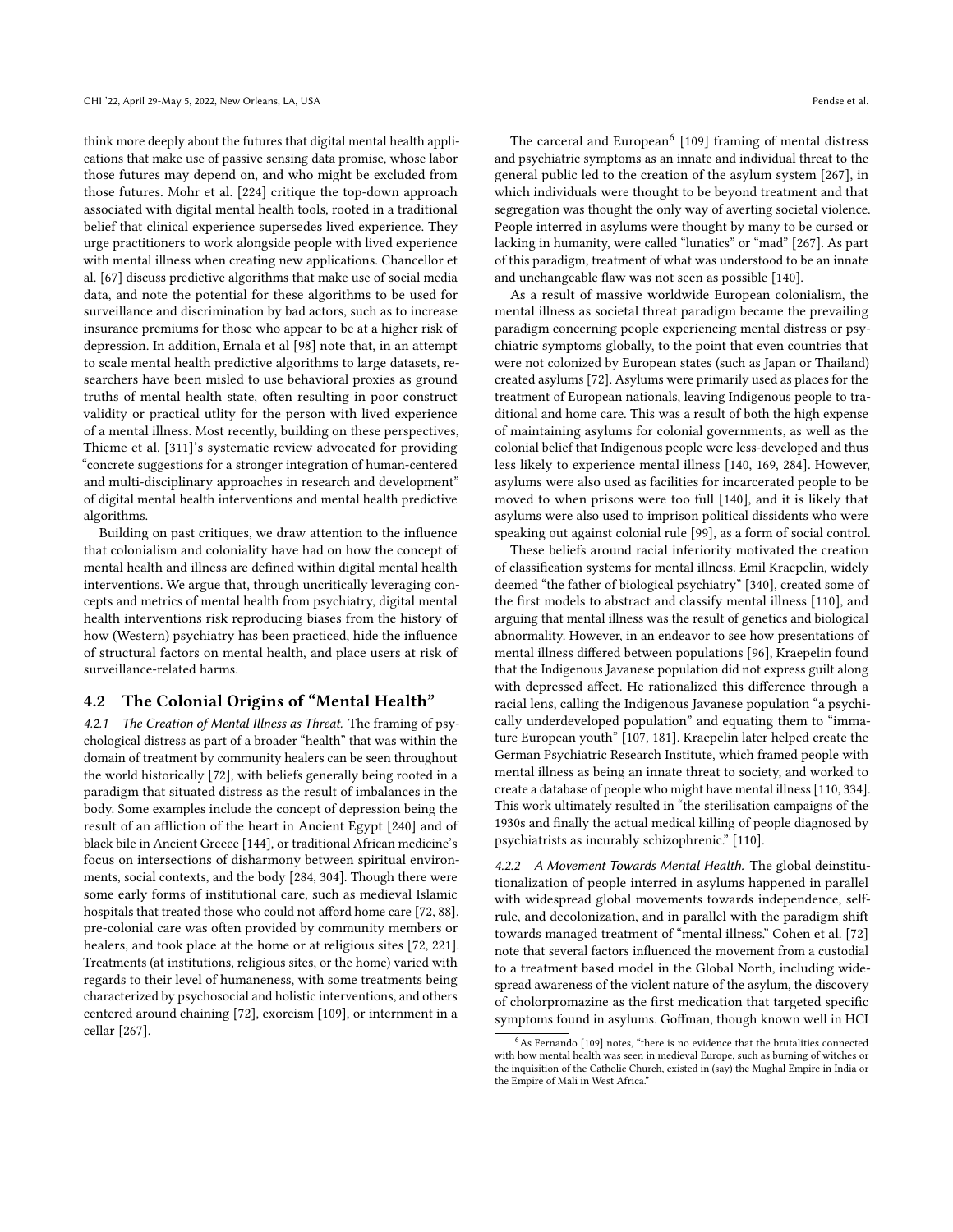think more deeply about the futures that digital mental health applications that make use of passive sensing data promise, whose labor those futures may depend on, and who might be excluded from those futures. Mohr et al. [224] critique the top-down approach associated with digital mental health tools, rooted in a traditional belief that clinical experience supersedes lived experience. They urge practitioners to work alongside people with lived experience with mental illness when creating new applications. Chancellor et al. [67] discuss predictive algorithms that make use of social media data, and note the potential for these algorithms to be used for surveillance and discrimination by bad actors, such as to increase insurance premiums for those who appear to be at a higher risk of depression. In addition, Ernala et al [98] note that, in an attempt to scale mental health predictive algorithms to large datasets, researchers have been misled to use behavioral proxies as ground truths of mental health state, often resulting in poor construct validity or practical utlity for the person with lived experience of a mental illness. Most recently, building on these perspectives, Thieme et al. [311]'s systematic review advocated for providing "concrete suggestions for a stronger integration of human-centered and multi-disciplinary approaches in research and development" of digital mental health interventions and mental health predictive algorithms.

Building on past critiques, we draw attention to the influence that colonialism and coloniality have had on how the concept of mental health and illness are defined within digital mental health interventions. We argue that, through uncritically leveraging concepts and metrics of mental health from psychiatry, digital mental health interventions risk reproducing biases from the history of how (Western) psychiatry has been practiced, hide the influence of structural factors on mental health, and place users at risk of surveillance-related harms.

## 4.2 The Colonial Origins of "Mental Health"

*4.2.1 The Creation of Mental Illness as Threat.* The framing of psychological distress as part of a broader "health" that was within the domain of treatment by community healers can be seen throughout the world historically [72], with beliefs generally being rooted in a paradigm that situated distress as the result of imbalances in the body. Some examples include the concept of depression being the result of an affliction of the heart in Ancient Egypt [240] and of black bile in Ancient Greece [144], or traditional African medicine's focus on intersections of disharmony between spiritual environments, social contexts, and the body [284, 304]. Though there were some early forms of institutional care, such as medieval Islamic hospitals that treated those who could not afford home care [72, 88], pre-colonial care was often provided by community members or healers, and took place at the home or at religious sites [72, 221]. Treatments (at institutions, religious sites, or the home) varied with regards to their level of humaneness, with some treatments being characterized by psychosocial and holistic interventions, and others centered around chaining [72], exorcism [109], or internment in a cellar [267].

The carceral and European[6] [109] framing of mental distress and psychiatric symptoms as an innate and individual threat to the general public led to the creation of the asylum system [267], in which individuals were thought to be beyond treatment and that segregation was thought the only way of averting societal violence. People interred in asylums were thought by many to be cursed or lacking in humanity, were called "lunatics" or "mad" [267]. As part of this paradigm, treatment of what was understood to be an innate and unchangeable flaw was not seen as possible [140].

As a result of massive worldwide European colonialism, the mental illness as societal threat paradigm became the prevailing paradigm concerning people experiencing mental distress or psychiatric symptoms globally, to the point that even countries that were not colonized by European states (such as Japan or Thailand) created asylums [72]. Asylums were primarily used as places for the treatment of European nationals, leaving Indigenous people to traditional and home care. This was a result of both the high expense of maintaining asylums for colonial governments, as well as the colonial belief that Indigenous people were less-developed and thus less likely to experience mental illness [140, 169, 284]. However, asylums were also used as facilities for incarcerated people to be moved to when prisons were too full [140], and it is likely that asylums were also used to imprison political dissidents who were speaking out against colonial rule [99], as a form of social control.

These beliefs around racial inferiority motivated the creation of classification systems for mental illness. Emil Kraepelin, widely deemed "the father of biological psychiatry" [340], created some of the first models to abstract and classify mental illness [110], and arguing that mental illness was the result of genetics and biological abnormality. However, in an endeavor to see how presentations of mental illness differed between populations [96], Kraepelin found that the Indigenous Javanese population did not express guilt along with depressed affect. He rationalized this difference through a racial lens, calling the Indigenous Javanese population "a psychically underdeveloped population" and equating them to "immature European youth" [107, 181]. Kraepelin later helped create the German Psychiatric Research Institute, which framed people with mental illness as being an innate threat to society, and worked to create a database of people who might have mental illness [110, 334]. This work ultimately resulted in "the sterilisation campaigns of the 1930s and finally the actual medical killing of people diagnosed by psychiatrists as incurably schizophrenic." [110].

*4.2.2 A Movement Towards Mental Health.* The global deinstitutionalization of people interred in asylums happened in parallel with widespread global movements towards independence, self-rule, and decolonization, and in parallel with the paradigm shift towards managed treatment of "mental illness." Cohen et al. [72] note that several factors influenced the movement from a custodial to a treatment based model in the Global North, including widespread awareness of the violent nature of the asylum, the discovery of cholorpromazine as the first medication that targeted specific symptoms found in asylums. Goffman, though known well in HCI

[6] As Fernando [109] notes, "there is no evidence that the brutalities connected with how mental health was seen in medieval Europe, such as burning of witches or the inquisition of the Catholic Church, existed in (say) the Mughal Empire in India or the Empire of Mali in West Africa."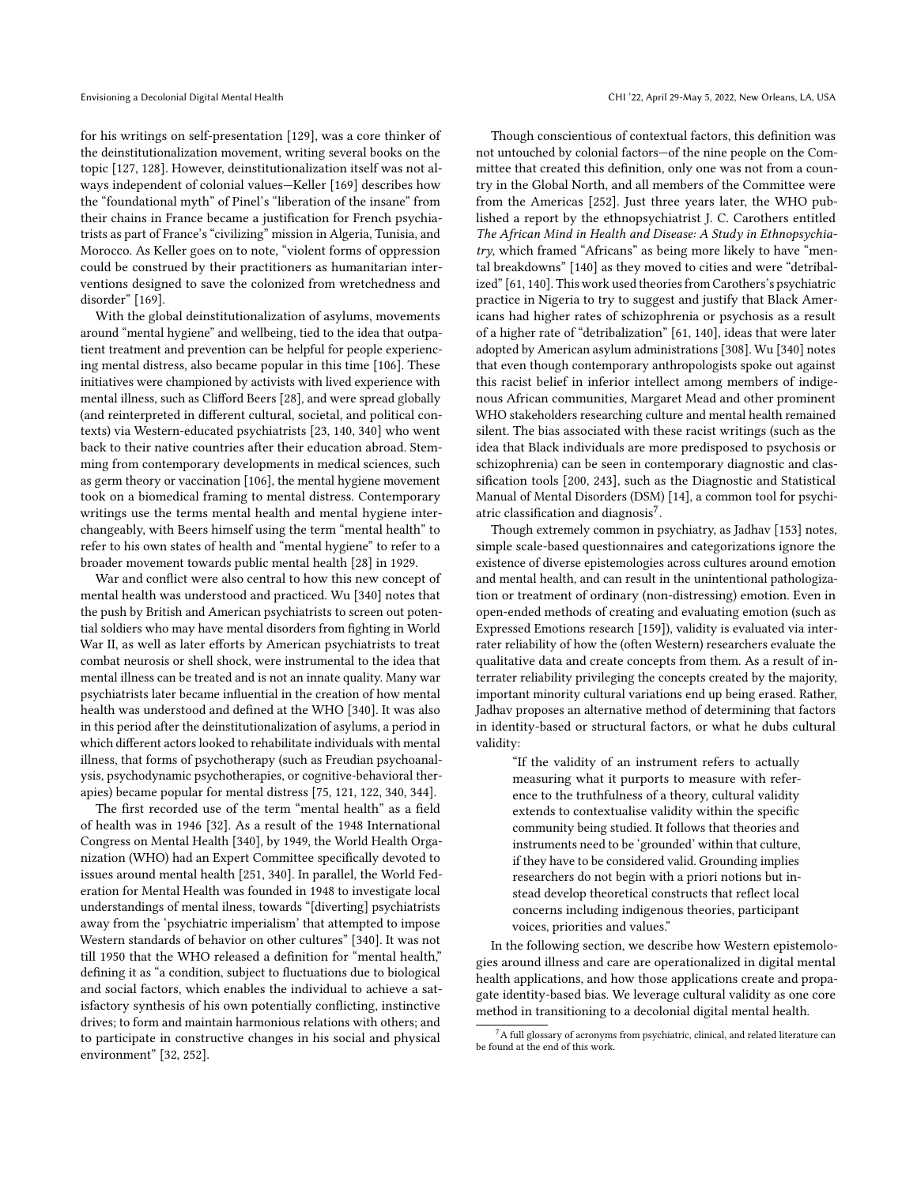for his writings on self-presentation [129], was a core thinker of the deinstitutionalization movement, writing several books on the topic [127, 128]. However, deinstitutionalization itself was not always independent of colonial values—Keller [169] describes how the "foundational myth" of Pinel's "liberation of the insane" from their chains in France became a justification for French psychiatrists as part of France's "civilizing" mission in Algeria, Tunisia, and Morocco. As Keller goes on to note, "violent forms of oppression could be construed by their practitioners as humanitarian interventions designed to save the colonized from wretchedness and disorder" [169].

With the global deinstitutionalization of asylums, movements around "mental hygiene" and wellbeing, tied to the idea that outpatient treatment and prevention can be helpful for people experiencing mental distress, also became popular in this time [106]. These initiatives were championed by activists with lived experience with mental illness, such as Clifford Beers [28], and were spread globally (and reinterpreted in different cultural, societal, and political contexts) via Western-educated psychiatrists [23, 140, 340] who went back to their native countries after their education abroad. Stemming from contemporary developments in medical sciences, such as germ theory or vaccination [106], the mental hygiene movement took on a biomedical framing to mental distress. Contemporary writings use the terms mental health and mental hygiene interchangeably, with Beers himself using the term "mental health" to refer to his own states of health and "mental hygiene" to refer to a broader movement towards public mental health [28] in 1929.

War and conflict were also central to how this new concept of mental health was understood and practiced. Wu [340] notes that the push by British and American psychiatrists to screen out potential soldiers who may have mental disorders from fighting in World War II, as well as later efforts by American psychiatrists to treat combat neurosis or shell shock, were instrumental to the idea that mental illness can be treated and is not an innate quality. Many war psychiatrists later became influential in the creation of how mental health was understood and defined at the WHO [340]. It was also in this period after the deinstitutionalization of asylums, a period in which different actors looked to rehabilitate individuals with mental illness, that forms of psychotherapy (such as Freudian psychoanalysis, psychodynamic psychotherapies, or cognitive-behavioral therapies) became popular for mental distress [75, 121, 122, 340, 344].

The first recorded use of the term "mental health" as a field of health was in 1946 [32]. As a result of the 1948 International Congress on Mental Health [340], by 1949, the World Health Organization (WHO) had an Expert Committee specifically devoted to issues around mental health [251, 340]. In parallel, the World Federation for Mental Health was founded in 1948 to investigate local understandings of mental ilness, towards "[diverting] psychiatrists away from the 'psychiatric imperialism' that attempted to impose Western standards of behavior on other cultures" [340]. It was not till 1950 that the WHO released a definition for "mental health," defining it as "a condition, subject to fluctuations due to biological and social factors, which enables the individual to achieve a satisfactory synthesis of his own potentially conflicting, instinctive drives; to form and maintain harmonious relations with others; and to participate in constructive changes in his social and physical environment" [32, 252].

Though conscientious of contextual factors, this definition was not untouched by colonial factors—of the nine people on the Committee that created this definition, only one was not from a country in the Global North, and all members of the Committee were from the Americas [252]. Just three years later, the WHO published a report by the ethnopsychiatrist J. C. Carothers entitled *The African Mind in Health and Disease: A Study in Ethnopsychiatry*, which framed "Africans" as being more likely to have "mental breakdowns" [140] as they moved to cities and were "detribalized" [61, 140]. This work used theories from Carothers's psychiatric practice in Nigeria to try to suggest and justify that Black Americans had higher rates of schizophrenia or psychosis as a result of a higher rate of "detribalization" [61, 140], ideas that were later adopted by American asylum administrations [308]. Wu [340] notes that even though contemporary anthropologists spoke out against this racist belief in inferior intellect among members of indigenous African communities, Margaret Mead and other prominent WHO stakeholders researching culture and mental health remained silent. The bias associated with these racist writings (such as the idea that Black individuals are more predisposed to psychosis or schizophrenia) can be seen in contemporary diagnostic and classification tools [200, 243], such as the Diagnostic and Statistical Manual of Mental Disorders (DSM) [14], a common tool for psychiatric classification and diagnosis[7].

Though extremely common in psychiatry, as Jadhav [153] notes, simple scale-based questionnaires and categorizations ignore the existence of diverse epistemologies across cultures around emotion and mental health, and can result in the unintentional pathologization or treatment of ordinary (non-distressing) emotion. Even in open-ended methods of creating and evaluating emotion (such as Expressed Emotions research [159]), validity is evaluated via interrater reliability of how the (often Western) researchers evaluate the qualitative data and create concepts from them. As a result of interrater reliability privileging the concepts created by the majority, important minority cultural variations end up being erased. Rather, Jadhav proposes an alternative method of determining that factors in identity-based or structural factors, or what he dubs cultural validity:

> "If the validity of an instrument refers to actually measuring what it purports to measure with reference to the truthfulness of a theory, cultural validity extends to contextualise validity within the specific community being studied. It follows that theories and instruments need to be 'grounded' within that culture, if they have to be considered valid. Grounding implies researchers do not begin with a priori notions but instead develop theoretical constructs that reflect local concerns including indigenous theories, participant voices, priorities and values."

In the following section, we describe how Western epistemologies around illness and care are operationalized in digital mental health applications, and how those applications create and propagate identity-based bias. We leverage cultural validity as one core method in transitioning to a decolonial digital mental health.

[7] A full glossary of acronyms from psychiatric, clinical, and related literature can be found at the end of this work.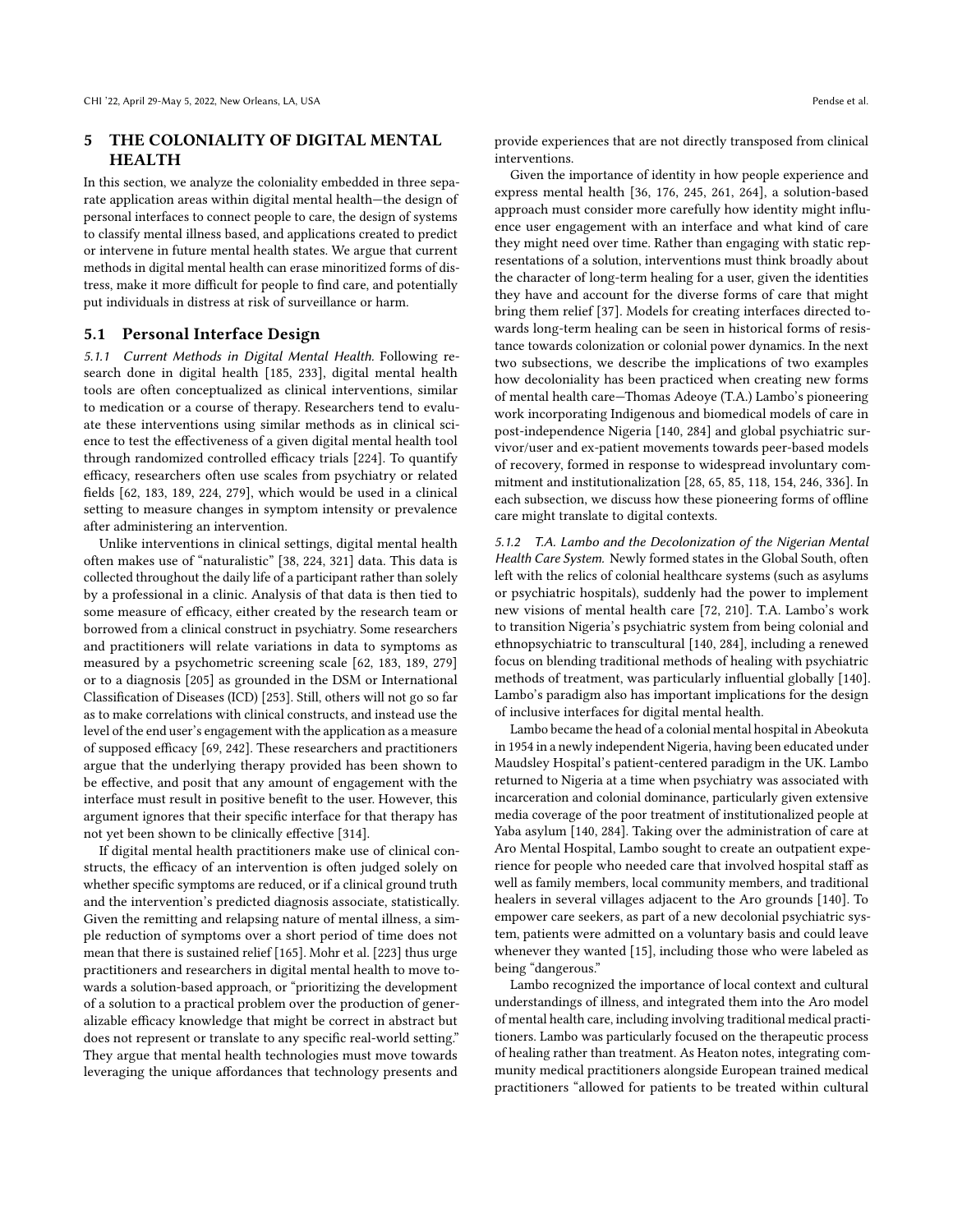## 5 THE COLONIALITY OF DIGITAL MENTAL HEALTH

In this section, we analyze the coloniality embedded in three separate application areas within digital mental health—the design of personal interfaces to connect people to care, the design of systems to classify mental illness based, and applications created to predict or intervene in future mental health states. We argue that current methods in digital mental health can erase minoritized forms of distress, make it more difficult for people to find care, and potentially put individuals in distress at risk of surveillance or harm.

### 5.1 Personal Interface Design

*5.1.1 Current Methods in Digital Mental Health.* Following research done in digital health [185, 233], digital mental health tools are often conceptualized as clinical interventions, similar to medication or a course of therapy. Researchers tend to evaluate these interventions using similar methods as in clinical science to test the effectiveness of a given digital mental health tool through randomized controlled efficacy trials [224]. To quantify efficacy, researchers often use scales from psychiatry or related fields [62, 183, 189, 224, 279], which would be used in a clinical setting to measure changes in symptom intensity or prevalence after administering an intervention.

Unlike interventions in clinical settings, digital mental health often makes use of "naturalistic" [38, 224, 321] data. This data is collected throughout the daily life of a participant rather than solely by a professional in a clinic. Analysis of that data is then tied to some measure of efficacy, either created by the research team or borrowed from a clinical construct in psychiatry. Some researchers and practitioners will relate variations in data to symptoms as measured by a psychometric screening scale [62, 183, 189, 279] or to a diagnosis [205] as grounded in the DSM or International Classification of Diseases (ICD) [253]. Still, others will not go so far as to make correlations with clinical constructs, and instead use the level of the end user's engagement with the application as a measure of supposed efficacy [69, 242]. These researchers and practitioners argue that the underlying therapy provided has been shown to be effective, and posit that any amount of engagement with the interface must result in positive benefit to the user. However, this argument ignores that their specific interface for that therapy has not yet been shown to be clinically effective [314].

If digital mental health practitioners make use of clinical constructs, the efficacy of an intervention is often judged solely on whether specific symptoms are reduced, or if a clinical ground truth and the intervention's predicted diagnosis associate, statistically. Given the remitting and relapsing nature of mental illness, a simple reduction of symptoms over a short period of time does not mean that there is sustained relief [165]. Mohr et al. [223] thus urge practitioners and researchers in digital mental health to move towards a solution-based approach, or "prioritizing the development of a solution to a practical problem over the production of generalizable efficacy knowledge that might be correct in abstract but does not represent or translate to any specific real-world setting." They argue that mental health technologies must move towards leveraging the unique affordances that technology presents and provide experiences that are not directly transposed from clinical interventions.

Given the importance of identity in how people experience and express mental health [36, 176, 245, 261, 264], a solution-based approach must consider more carefully how identity might influence user engagement with an interface and what kind of care they might need over time. Rather than engaging with static representations of a solution, interventions must think broadly about the character of long-term healing for a user, given the identities they have and account for the diverse forms of care that might bring them relief [37]. Models for creating interfaces directed towards long-term healing can be seen in historical forms of resistance towards colonization or colonial power dynamics. In the next two subsections, we describe the implications of two examples how decoloniality has been practiced when creating new forms of mental health care—Thomas Adeoye (T.A.) Lambo's pioneering work incorporating Indigenous and biomedical models of care in post-independence Nigeria [140, 284] and global psychiatric survivor/user and ex-patient movements towards peer-based models of recovery, formed in response to widespread involuntary commitment and institutionalization [28, 65, 85, 118, 154, 246, 336]. In each subsection, we discuss how these pioneering forms of offline care might translate to digital contexts.

*5.1.2 T.A. Lambo and the Decolonization of the Nigerian Mental Health Care System.* Newly formed states in the Global South, often left with the relics of colonial healthcare systems (such as asylums or psychiatric hospitals), suddenly had the power to implement new visions of mental health care [72, 210]. T.A. Lambo's work to transition Nigeria's psychiatric system from being colonial and ethnopsychiatric to transcultural [140, 284], including a renewed focus on blending traditional methods of healing with psychiatric methods of treatment, was particularly influential globally [140]. Lambo's paradigm also has important implications for the design of inclusive interfaces for digital mental health.

Lambo became the head of a colonial mental hospital in Abeokuta in 1954 in a newly independent Nigeria, having been educated under Maudsley Hospital's patient-centered paradigm in the UK. Lambo returned to Nigeria at a time when psychiatry was associated with incarceration and colonial dominance, particularly given extensive media coverage of the poor treatment of institutionalized people at Yaba asylum [140, 284]. Taking over the administration of care at Aro Mental Hospital, Lambo sought to create an outpatient experience for people who needed care that involved hospital staff as well as family members, local community members, and traditional healers in several villages adjacent to the Aro grounds [140]. To empower care seekers, as part of a new decolonial psychiatric system, patients were admitted on a voluntary basis and could leave whenever they wanted [15], including those who were labeled as being "dangerous."

Lambo recognized the importance of local context and cultural understandings of illness, and integrated them into the Aro model of mental health care, including involving traditional medical practitioners. Lambo was particularly focused on the therapeutic process of healing rather than treatment. As Heaton notes, integrating community medical practitioners alongside European trained medical practitioners "allowed for patients to be treated within cultural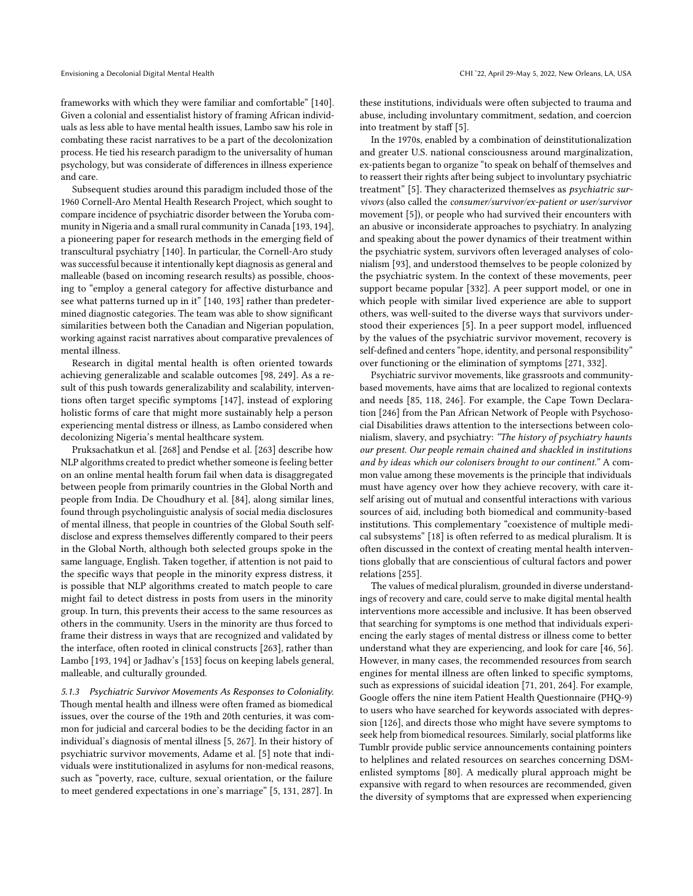frameworks with which they were familiar and comfortable" [140]. Given a colonial and essentialist history of framing African individuals as less able to have mental health issues, Lambo saw his role in combating these racist narratives to be a part of the decolonization process. He tied his research paradigm to the universality of human psychology, but was considerate of differences in illness experience and care.

Subsequent studies around this paradigm included those of the 1960 Cornell-Aro Mental Health Research Project, which sought to compare incidence of psychiatric disorder between the Yoruba community in Nigeria and a small rural community in Canada [193, 194], a pioneering paper for research methods in the emerging field of transcultural psychiatry [140]. In particular, the Cornell-Aro study was successful because it intentionally kept diagnosis as general and malleable (based on incoming research results) as possible, choosing to "employ a general category for affective disturbance and see what patterns turned up in it" [140, 193] rather than predetermined diagnostic categories. The team was able to show significant similarities between both the Canadian and Nigerian population, working against racist narratives about comparative prevalences of mental illness.

Research in digital mental health is often oriented towards achieving generalizable and scalable outcomes [98, 249]. As a result of this push towards generalizability and scalability, interventions often target specific symptoms [147], instead of exploring holistic forms of care that might more sustainably help a person experiencing mental distress or illness, as Lambo considered when decolonizing Nigeria's mental healthcare system.

Pruksachatkun et al. [268] and Pendse et al. [263] describe how NLP algorithms created to predict whether someone is feeling better on an online mental health forum fail when data is disaggregated between people from primarily countries in the Global North and people from India. De Choudhury et al. [84], along similar lines, found through psycholinguistic analysis of social media disclosures of mental illness, that people in countries of the Global South self-disclose and express themselves differently compared to their peers in the Global North, although both selected groups spoke in the same language, English. Taken together, if attention is not paid to the specific ways that people in the minority express distress, it is possible that NLP algorithms created to match people to care might fail to detect distress in posts from users in the minority group. In turn, this prevents their access to the same resources as others in the community. Users in the minority are thus forced to frame their distress in ways that are recognized and validated by the interface, often rooted in clinical constructs [263], rather than Lambo [193, 194] or Jadhav's [153] focus on keeping labels general, malleable, and culturally grounded.

*5.1.3 Psychiatric Survivor Movements As Responses to Coloniality.* Though mental health and illness were often framed as biomedical issues, over the course of the 19th and 20th centuries, it was common for judicial and carceral bodies to be the deciding factor in an individual's diagnosis of mental illness [5, 267]. In their history of psychiatric survivor movements, Adame et al. [5] note that individuals were institutionalized in asylums for non-medical reasons, such as "poverty, race, culture, sexual orientation, or the failure to meet gendered expectations in one's marriage" [5, 131, 287]. In these institutions, individuals were often subjected to trauma and abuse, including involuntary commitment, sedation, and coercion into treatment by staff [5].

In the 1970s, enabled by a combination of deinstitutionalization and greater U.S. national consciousness around marginalization, ex-patients began to organize "to speak on behalf of themselves and to reassert their rights after being subject to involuntary psychiatric treatment" [5]. They characterized themselves as *psychiatric survivors* (also called the *consumer/survivor/ex-patient or user/survivor* movement [5]), or people who had survived their encounters with an abusive or inconsiderate approaches to psychiatry. In analyzing and speaking about the power dynamics of their treatment within the psychiatric system, survivors often leveraged analyses of colonialism [93], and understood themselves to be people colonized by the psychiatric system. In the context of these movements, peer support became popular [332]. A peer support model, or one in which people with similar lived experience are able to support others, was well-suited to the diverse ways that survivors understood their experiences [5]. In a peer support model, influenced by the values of the psychiatric survivor movement, recovery is self-defined and centers "hope, identity, and personal responsibility" over functioning or the elimination of symptoms [271, 332].

Psychiatric survivor movements, like grassroots and community-based movements, have aims that are localized to regional contexts and needs [85, 118, 246]. For example, the Cape Town Declaration [246] from the Pan African Network of People with Psychosocial Disabilities draws attention to the intersections between colonialism, slavery, and psychiatry: *"The history of psychiatry haunts our present. Our people remain chained and shackled in institutions and by ideas which our colonisers brought to our continent."* A common value among these movements is the principle that individuals must have agency over how they achieve recovery, with care itself arising out of mutual and consentful interactions with various sources of aid, including both biomedical and community-based institutions. This complementary "coexistence of multiple medical subsystems" [18] is often referred to as medical pluralism. It is often discussed in the context of creating mental health interventions globally that are conscientious of cultural factors and power relations [255].

The values of medical pluralism, grounded in diverse understandings of recovery and care, could serve to make digital mental health interventions more accessible and inclusive. It has been observed that searching for symptoms is one method that individuals experiencing the early stages of mental distress or illness come to better understand what they are experiencing, and look for care [46, 56]. However, in many cases, the recommended resources from search engines for mental illness are often linked to specific symptoms, such as expressions of suicidal ideation [71, 201, 264]. For example, Google offers the nine item Patient Health Questionnaire (PHQ-9) to users who have searched for keywords associated with depression [126], and directs those who might have severe symptoms to seek help from biomedical resources. Similarly, social platforms like Tumblr provide public service announcements containing pointers to helplines and related resources on searches concerning DSM-enlisted symptoms [80]. A medically plural approach might be expansive with regard to when resources are recommended, given the diversity of symptoms that are expressed when experiencing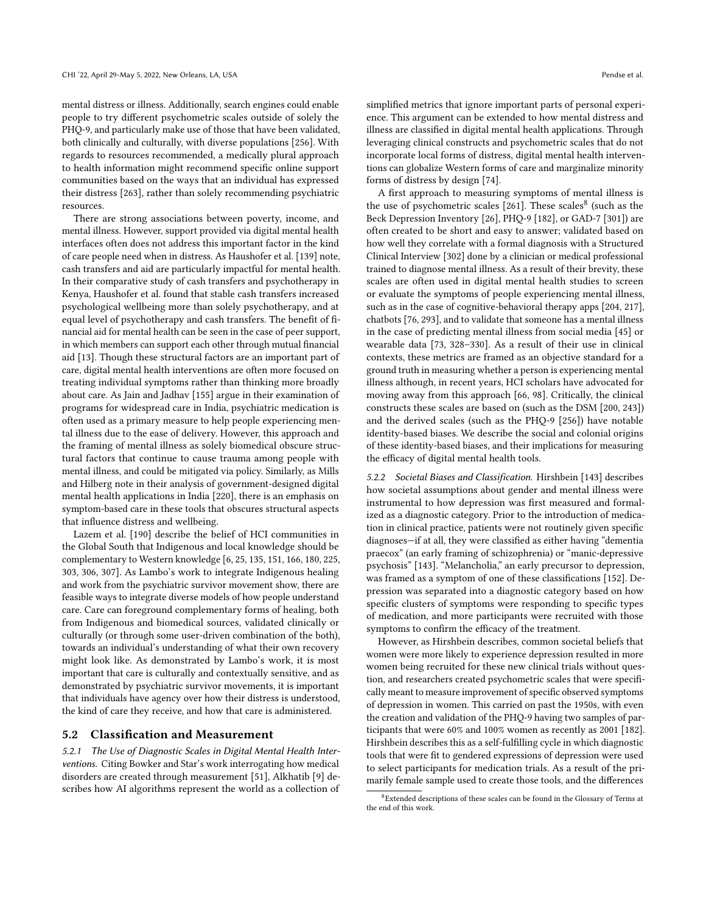mental distress or illness. Additionally, search engines could enable people to try different psychometric scales outside of solely the PHQ-9, and particularly make use of those that have been validated, both clinically and culturally, with diverse populations [256]. With regards to resources recommended, a medically plural approach to health information might recommend specific online support communities based on the ways that an individual has expressed their distress [263], rather than solely recommending psychiatric resources.

There are strong associations between poverty, income, and mental illness. However, support provided via digital mental health interfaces often does not address this important factor in the kind of care people need when in distress. As Haushofer et al. [139] note, cash transfers and aid are particularly impactful for mental health. In their comparative study of cash transfers and psychotherapy in Kenya, Haushofer et al. found that stable cash transfers increased psychological wellbeing more than solely psychotherapy, and at equal level of psychotherapy and cash transfers. The benefit of financial aid for mental health can be seen in the case of peer support, in which members can support each other through mutual financial aid [13]. Though these structural factors are an important part of care, digital mental health interventions are often more focused on treating individual symptoms rather than thinking more broadly about care. As Jain and Jadhav [155] argue in their examination of programs for widespread care in India, psychiatric medication is often used as a primary measure to help people experiencing mental illness due to the ease of delivery. However, this approach and the framing of mental illness as solely biomedical obscure structural factors that continue to cause trauma among people with mental illness, and could be mitigated via policy. Similarly, as Mills and Hilberg note in their analysis of government-designed digital mental health applications in India [220], there is an emphasis on symptom-based care in these tools that obscures structural aspects that influence distress and wellbeing.

Lazem et al. [190] describe the belief of HCI communities in the Global South that Indigenous and local knowledge should be complementary to Western knowledge [6, 25, 135, 151, 166, 180, 225, 303, 306, 307]. As Lambo's work to integrate Indigenous healing and work from the psychiatric survivor movement show, there are feasible ways to integrate diverse models of how people understand care. Care can foreground complementary forms of healing, both from Indigenous and biomedical sources, validated clinically or culturally (or through some user-driven combination of the both), towards an individual's understanding of what their own recovery might look like. As demonstrated by Lambo's work, it is most important that care is culturally and contextually sensitive, and as demonstrated by psychiatric survivor movements, it is important that individuals have agency over how their distress is understood, the kind of care they receive, and how that care is administered.

## 5.2 Classification and Measurement

*5.2.1 The Use of Diagnostic Scales in Digital Mental Health Interventions.* Citing Bowker and Star's work interrogating how medical disorders are created through measurement [51], Alkhatib [9] describes how AI algorithms represent the world as a collection of simplified metrics that ignore important parts of personal experience. This argument can be extended to how mental distress and illness are classified in digital mental health applications. Through leveraging clinical constructs and psychometric scales that do not incorporate local forms of distress, digital mental health interventions can globalize Western forms of care and marginalize minority forms of distress by design [74].

A first approach to measuring symptoms of mental illness is the use of psychometric scales [261]. These scales[8] (such as the Beck Depression Inventory [26], PHQ-9 [182], or GAD-7 [301]) are often created to be short and easy to answer; validated based on how well they correlate with a formal diagnosis with a Structured Clinical Interview [302] done by a clinician or medical professional trained to diagnose mental illness. As a result of their brevity, these scales are often used in digital mental health studies to screen or evaluate the symptoms of people experiencing mental illness, such as in the case of cognitive-behavioral therapy apps [204, 217], chatbots [76, 293], and to validate that someone has a mental illness in the case of predicting mental illness from social media [45] or wearable data [73, 328–330]. As a result of their use in clinical contexts, these metrics are framed as an objective standard for a ground truth in measuring whether a person is experiencing mental illness although, in recent years, HCI scholars have advocated for moving away from this approach [66, 98]. Critically, the clinical constructs these scales are based on (such as the DSM [200, 243]) and the derived scales (such as the PHQ-9 [256]) have notable identity-based biases. We describe the social and colonial origins of these identity-based biases, and their implications for measuring the efficacy of digital mental health tools.

*5.2.2 Societal Biases and Classification.* Hirshbein [143] describes how societal assumptions about gender and mental illness were instrumental to how depression was first measured and formalized as a diagnostic category. Prior to the introduction of medication in clinical practice, patients were not routinely given specific diagnoses—if at all, they were classified as either having "dementia praecox" (an early framing of schizophrenia) or "manic-depressive psychosis" [143]. "Melancholia," an early precursor to depression, was framed as a symptom of one of these classifications [152]. Depression was separated into a diagnostic category based on how specific clusters of symptoms were responding to specific types of medication, and more participants were recruited with those symptoms to confirm the efficacy of the treatment.

However, as Hirshbein describes, common societal beliefs that women were more likely to experience depression resulted in more women being recruited for these new clinical trials without question, and researchers created psychometric scales that were specifically meant to measure improvement of specific observed symptoms of depression in women. This carried on past the 1950s, with even the creation and validation of the PHQ-9 having two samples of participants that were 60% and 100% women as recently as 2001 [182]. Hirshbein describes this as a self-fulfilling cycle in which diagnostic tools that were fit to gendered expressions of depression were used to select participants for medication trials. As a result of the primarily female sample used to create those tools, and the differences

[8] Extended descriptions of these scales can be found in the Glossary of Terms at the end of this work.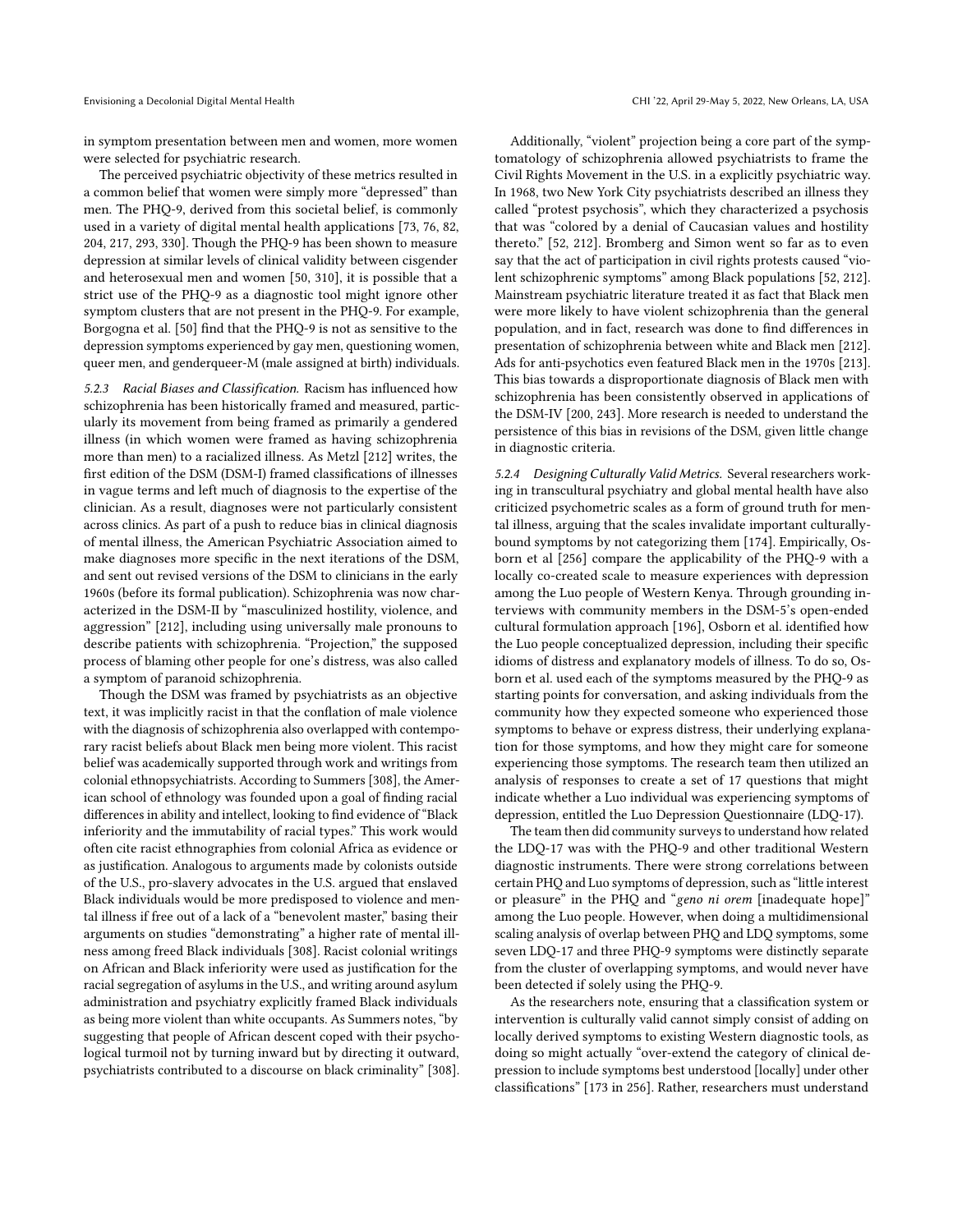in symptom presentation between men and women, more women were selected for psychiatric research.

The perceived psychiatric objectivity of these metrics resulted in a common belief that women were simply more "depressed" than men. The PHQ-9, derived from this societal belief, is commonly used in a variety of digital mental health applications [73, 76, 82, 204, 217, 293, 330]. Though the PHQ-9 has been shown to measure depression at similar levels of clinical validity between cisgender and heterosexual men and women [50, 310], it is possible that a strict use of the PHQ-9 as a diagnostic tool might ignore other symptom clusters that are not present in the PHQ-9. For example, Borgogna et al. [50] find that the PHQ-9 is not as sensitive to the depression symptoms experienced by gay men, questioning women, queer men, and genderqueer-M (male assigned at birth) individuals.

#### 5.2.3 Racial Biases and Classification.

Racism has influenced how schizophrenia has been historically framed and measured, particularly its movement from being framed as primarily a gendered illness (in which women were framed as having schizophrenia more than men) to a racialized illness. As Metzl [212] writes, the first edition of the DSM (DSM-I) framed classifications of illnesses in vague terms and left much of diagnosis to the expertise of the clinician. As a result, diagnoses were not particularly consistent across clinics. As part of a push to reduce bias in clinical diagnosis of mental illness, the American Psychiatric Association aimed to make diagnoses more specific in the next iterations of the DSM, and sent out revised versions of the DSM to clinicians in the early 1960s (before its formal publication). Schizophrenia was now characterized in the DSM-II by "masculinized hostility, violence, and aggression" [212], including using universally male pronouns to describe patients with schizophrenia. "Projection," the supposed process of blaming other people for one's distress, was also called a symptom of paranoid schizophrenia.

Though the DSM was framed by psychiatrists as an objective text, it was implicitly racist in that the conflation of male violence with the diagnosis of schizophrenia also overlapped with contemporary racist beliefs about Black men being more violent. This racist belief was academically supported through work and writings from colonial ethnopsychiatrists. According to Summers [308], the American school of ethnology was founded upon a goal of finding racial differences in ability and intellect, looking to find evidence of "Black inferiority and the immutability of racial types." This work would often cite racist ethnographies from colonial Africa as evidence or as justification. Analogous to arguments made by colonists outside of the U.S., pro-slavery advocates in the U.S. argued that enslaved Black individuals would be more predisposed to violence and mental illness if free out of a lack of a "benevolent master," basing their arguments on studies "demonstrating" a higher rate of mental illness among freed Black individuals [308]. Racist colonial writings on African and Black inferiority were used as justification for the racial segregation of asylums in the U.S., and writing around asylum administration and psychiatry explicitly framed Black individuals as being more violent than white occupants. As Summers notes, "by suggesting that people of African descent coped with their psychological turmoil not by turning inward but by directing it outward, psychiatrists contributed to a discourse on black criminality" [308].

Additionally, "violent" projection being a core part of the symptomatology of schizophrenia allowed psychiatrists to frame the Civil Rights Movement in the U.S. in a explicitly psychiatric way. In 1968, two New York City psychiatrists described an illness they called "protest psychosis", which they characterized a psychosis that was "colored by a denial of Caucasian values and hostility thereto." [52, 212]. Bromberg and Simon went so far as to even say that the act of participation in civil rights protests caused "violent schizophrenic symptoms" among Black populations [52, 212]. Mainstream psychiatric literature treated it as fact that Black men were more likely to have violent schizophrenia than the general population, and in fact, research was done to find differences in presentation of schizophrenia between white and Black men [212]. Ads for anti-psychotics even featured Black men in the 1970s [213]. This bias towards a disproportionate diagnosis of Black men with schizophrenia has been consistently observed in applications of the DSM-IV [200, 243]. More research is needed to understand the persistence of this bias in revisions of the DSM, given little change in diagnostic criteria.

#### 5.2.4 Designing Culturally Valid Metrics.

Several researchers working in transcultural psychiatry and global mental health have also criticized psychometric scales as a form of ground truth for mental illness, arguing that the scales invalidate important culturally-bound symptoms by not categorizing them [174]. Empirically, Osborn et al [256] compare the applicability of the PHQ-9 with a locally co-created scale to measure experiences with depression among the Luo people of Western Kenya. Through grounding interviews with community members in the DSM-5's open-ended cultural formulation approach [196], Osborn et al. identified how the Luo people conceptualized depression, including their specific idioms of distress and explanatory models of illness. To do so, Osborn et al. used each of the symptoms measured by the PHQ-9 as starting points for conversation, and asking individuals from the community how they expected someone who experienced those symptoms to behave or express distress, their underlying explanation for those symptoms, and how they might care for someone experiencing those symptoms. The research team then utilized an analysis of responses to create a set of 17 questions that might indicate whether a Luo individual was experiencing symptoms of depression, entitled the Luo Depression Questionnaire (LDQ-17).

The team then did community surveys to understand how related the LDQ-17 was with the PHQ-9 and other traditional Western diagnostic instruments. There were strong correlations between certain PHQ and Luo symptoms of depression, such as "little interest or pleasure" in the PHQ and "*geno ni orem* [inadequate hope]" among the Luo people. However, when doing a multidimensional scaling analysis of overlap between PHQ and LDQ symptoms, some seven LDQ-17 and three PHQ-9 symptoms were distinctly separate from the cluster of overlapping symptoms, and would never have been detected if solely using the PHQ-9.

As the researchers note, ensuring that a classification system or intervention is culturally valid cannot simply consist of adding on locally derived symptoms to existing Western diagnostic tools, as doing so might actually "over-extend the category of clinical depression to include symptoms best understood [locally] under other classifications" [173 in 256]. Rather, researchers must understand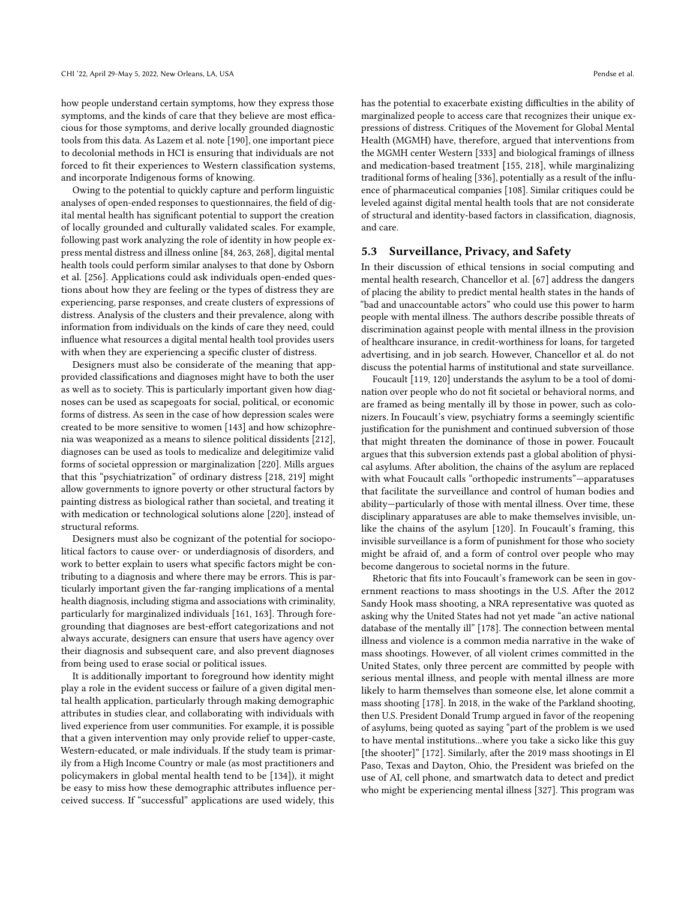how people understand certain symptoms, how they express those symptoms, and the kinds of care that they believe are most efficacious for those symptoms, and derive locally grounded diagnostic tools from this data. As Lazem et al. note [190], one important piece to decolonial methods in HCI is ensuring that individuals are not forced to fit their experiences to Western classification systems, and incorporate Indigenous forms of knowing.

Owing to the potential to quickly capture and perform linguistic analyses of open-ended responses to questionnaires, the field of digital mental health has significant potential to support the creation of locally grounded and culturally validated scales. For example, following past work analyzing the role of identity in how people express mental distress and illness online [84, 263, 268], digital mental health tools could perform similar analyses to that done by Osborn et al. [256]. Applications could ask individuals open-ended questions about how they are feeling or the types of distress they are experiencing, parse responses, and create clusters of expressions of distress. Analysis of the clusters and their prevalence, along with information from individuals on the kinds of care they need, could influence what resources a digital mental health tool provides users with when they are experiencing a specific cluster of distress.

Designers must also be considerate of the meaning that app-provided classifications and diagnoses might have to both the user as well as to society. This is particularly important given how diagnoses can be used as scapegoats for social, political, or economic forms of distress. As seen in the case of how depression scales were created to be more sensitive to women [143] and how schizophrenia was weaponized as a means to silence political dissidents [212], diagnoses can be used as tools to medicalize and delegitimize valid forms of societal oppression or marginalization [220]. Mills argues that this "psychiatrization" of ordinary distress [218, 219] might allow governments to ignore poverty or other structural factors by painting distress as biological rather than societal, and treating it with medication or technological solutions alone [220], instead of structural reforms.

Designers must also be cognizant of the potential for sociopolitical factors to cause over- or underdiagnosis of disorders, and work to better explain to users what specific factors might be contributing to a diagnosis and where there may be errors. This is particularly important given the far-ranging implications of a mental health diagnosis, including stigma and associations with criminality, particularly for marginalized individuals [161, 163]. Through foregrounding that diagnoses are best-effort categorizations and not always accurate, designers can ensure that users have agency over their diagnosis and subsequent care, and also prevent diagnoses from being used to erase social or political issues.

It is additionally important to foreground how identity might play a role in the evident success or failure of a given digital mental health application, particularly through making demographic attributes in studies clear, and collaborating with individuals with lived experience from user communities. For example, it is possible that a given intervention may only provide relief to upper-caste, Western-educated, or male individuals. If the study team is primarily from a High Income Country or male (as most practitioners and policymakers in global mental health tend to be [134]), it might be easy to miss how these demographic attributes influence perceived success. If "successful" applications are used widely, this has the potential to exacerbate existing difficulties in the ability of marginalized people to access care that recognizes their unique expressions of distress. Critiques of the Movement for Global Mental Health (MGMH) have, therefore, argued that interventions from the MGMH center Western [333] and biological framings of illness and medication-based treatment [155, 218], while marginalizing traditional forms of healing [336], potentially as a result of the influence of pharmaceutical companies [108]. Similar critiques could be leveled against digital mental health tools that are not considerate of structural and identity-based factors in classification, diagnosis, and care.

## 5.3 Surveillance, Privacy, and Safety

In their discussion of ethical tensions in social computing and mental health research, Chancellor et al. [67] address the dangers of placing the ability to predict mental health states in the hands of "bad and unaccountable actors" who could use this power to harm people with mental illness. The authors describe possible threats of discrimination against people with mental illness in the provision of healthcare insurance, in credit-worthiness for loans, for targeted advertising, and in job search. However, Chancellor et al. do not discuss the potential harms of institutional and state surveillance.

Foucault [119, 120] understands the asylum to be a tool of domination over people who do not fit societal or behavioral norms, and are framed as being mentally ill by those in power, such as colonizers. In Foucault's view, psychiatry forms a seemingly scientific justification for the punishment and continued subversion of those that might threaten the dominance of those in power. Foucault argues that this subversion extends past a global abolition of physical asylums. After abolition, the chains of the asylum are replaced with what Foucault calls "orthopedic instruments"—apparatuses that facilitate the surveillance and control of human bodies and ability—particularly of those with mental illness. Over time, these disciplinary apparatuses are able to make themselves invisible, unlike the chains of the asylum [120]. In Foucault's framing, this invisible surveillance is a form of punishment for those who society might be afraid of, and a form of control over people who may become dangerous to societal norms in the future.

Rhetoric that fits into Foucault's framework can be seen in government reactions to mass shootings in the U.S. After the 2012 Sandy Hook mass shooting, a NRA representative was quoted as asking why the United States had not yet made "an active national database of the mentally ill" [178]. The connection between mental illness and violence is a common media narrative in the wake of mass shootings. However, of all violent crimes committed in the United States, only three percent are committed by people with serious mental illness, and people with mental illness are more likely to harm themselves than someone else, let alone commit a mass shooting [178]. In 2018, in the wake of the Parkland shooting, then U.S. President Donald Trump argued in favor of the reopening of asylums, being quoted as saying "part of the problem is we used to have mental institutions...where you take a sicko like this guy [the shooter]" [172]. Similarly, after the 2019 mass shootings in El Paso, Texas and Dayton, Ohio, the President was briefed on the use of AI, cell phone, and smartwatch data to detect and predict who might be experiencing mental illness [327]. This program was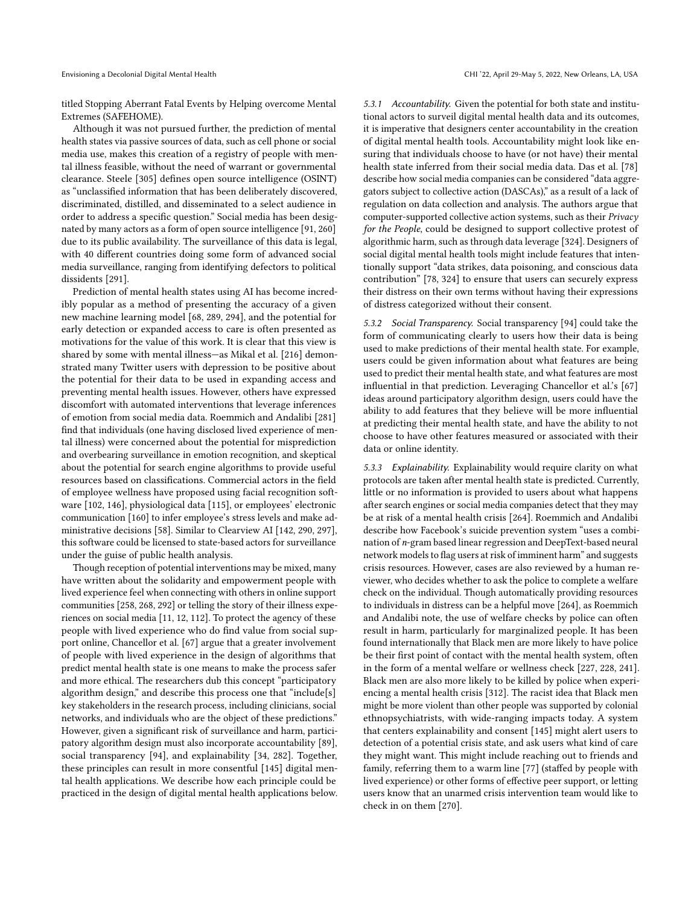titled Stopping Aberrant Fatal Events by Helping overcome Mental Extremes (SAFEHOME).

Although it was not pursued further, the prediction of mental health states via passive sources of data, such as cell phone or social media use, makes this creation of a registry of people with mental illness feasible, without the need of warrant or governmental clearance. Steele [305] defines open source intelligence (OSINT) as "unclassified information that has been deliberately discovered, discriminated, distilled, and disseminated to a select audience in order to address a specific question." Social media has been designated by many actors as a form of open source intelligence [91, 260] due to its public availability. The surveillance of this data is legal, with 40 different countries doing some form of advanced social media surveillance, ranging from identifying defectors to political dissidents [291].

Prediction of mental health states using AI has become incredibly popular as a method of presenting the accuracy of a given new machine learning model [68, 289, 294], and the potential for early detection or expanded access to care is often presented as motivations for the value of this work. It is clear that this view is shared by some with mental illness—as Mikal et al. [216] demonstrated many Twitter users with depression to be positive about the potential for their data to be used in expanding access and preventing mental health issues. However, others have expressed discomfort with automated interventions that leverage inferences of emotion from social media data. Roemmich and Andalibi [281] find that individuals (one having disclosed lived experience of mental illness) were concerned about the potential for misprediction and overbearing surveillance in emotion recognition, and skeptical about the potential for search engine algorithms to provide useful resources based on classifications. Commercial actors in the field of employee wellness have proposed using facial recognition software [102, 146], physiological data [115], or employees' electronic communication [160] to infer employee's stress levels and make administrative decisions [58]. Similar to Clearview AI [142, 290, 297], this software could be licensed to state-based actors for surveillance under the guise of public health analysis.

Though reception of potential interventions may be mixed, many have written about the solidarity and empowerment people with lived experience feel when connecting with others in online support communities [258, 268, 292] or telling the story of their illness experiences on social media [11, 12, 112]. To protect the agency of these people with lived experience who do find value from social support online, Chancellor et al. [67] argue that a greater involvement of people with lived experience in the design of algorithms that predict mental health state is one means to make the process safer and more ethical. The researchers dub this concept "participatory algorithm design," and describe this process one that "include[s] key stakeholders in the research process, including clinicians, social networks, and individuals who are the object of these predictions." However, given a significant risk of surveillance and harm, participatory algorithm design must also incorporate accountability [89], social transparency [94], and explainability [34, 282]. Together, these principles can result in more consentful [145] digital mental health applications. We describe how each principle could be practiced in the design of digital mental health applications below.

*5.3.1 Accountability.* Given the potential for both state and institutional actors to surveil digital mental health data and its outcomes, it is imperative that designers center accountability in the creation of digital mental health tools. Accountability might look like ensuring that individuals choose to have (or not have) their mental health state inferred from their social media data. Das et al. [78] describe how social media companies can be considered "data aggregators subject to collective action (DASCAs)," as a result of a lack of regulation on data collection and analysis. The authors argue that computer-supported collective action systems, such as their *Privacy for the People*, could be designed to support collective protest of algorithmic harm, such as through data leverage [324]. Designers of social digital mental health tools might include features that intentionally support "data strikes, data poisoning, and conscious data contribution" [78, 324] to ensure that users can securely express their distress on their own terms without having their expressions of distress categorized without their consent.

*5.3.2 Social Transparency.* Social transparency [94] could take the form of communicating clearly to users how their data is being used to make predictions of their mental health state. For example, users could be given information about what features are being used to predict their mental health state, and what features are most influential in that prediction. Leveraging Chancellor et al.'s [67] ideas around participatory algorithm design, users could have the ability to add features that they believe will be more influential at predicting their mental health state, and have the ability to not choose to have other features measured or associated with their data or online identity.

*5.3.3 Explainability.* Explainability would require clarity on what protocols are taken after mental health state is predicted. Currently, little or no information is provided to users about what happens after search engines or social media companies detect that they may be at risk of a mental health crisis [264]. Roemmich and Andalibi describe how Facebook's suicide prevention system "uses a combination of *n*-gram based linear regression and DeepText-based neural network models to flag users at risk of imminent harm" and suggests crisis resources. However, cases are also reviewed by a human reviewer, who decides whether to ask the police to complete a welfare check on the individual. Though automatically providing resources to individuals in distress can be a helpful move [264], as Roemmich and Andalibi note, the use of welfare checks by police can often result in harm, particularly for marginalized people. It has been found internationally that Black men are more likely to have police be their first point of contact with the mental health system, often in the form of a mental welfare or wellness check [227, 228, 241]. Black men are also more likely to be killed by police when experiencing a mental health crisis [312]. The racist idea that Black men might be more violent than other people was supported by colonial ethnopsychiatrists, with wide-ranging impacts today. A system that centers explainability and consent [145] might alert users to detection of a potential crisis state, and ask users what kind of care they might want. This might include reaching out to friends and family, referring them to a warm line [77] (staffed by people with lived experience) or other forms of effective peer support, or letting users know that an unarmed crisis intervention team would like to check in on them [270].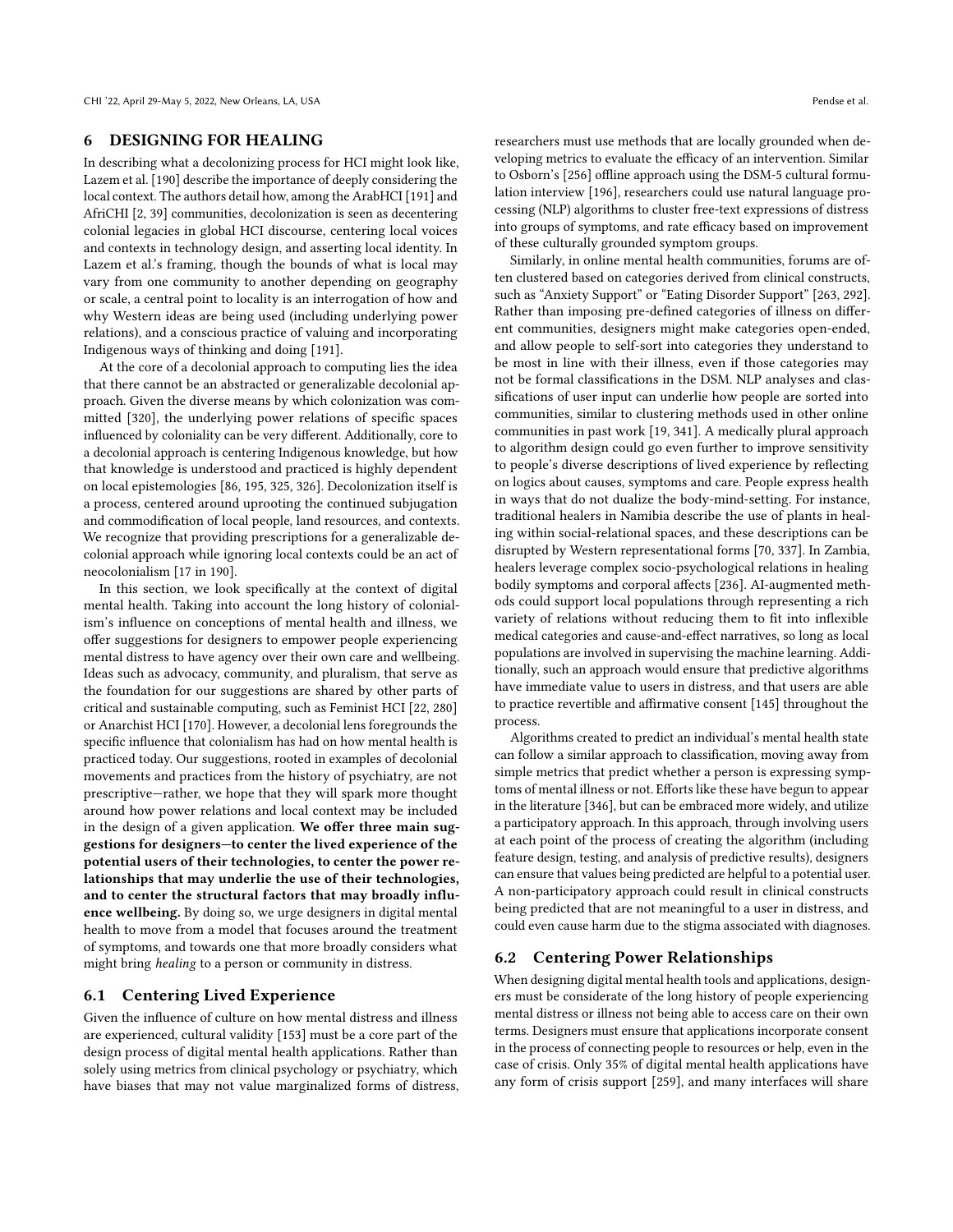## 6 DESIGNING FOR HEALING

In describing what a decolonizing process for HCI might look like, Lazem et al. [190] describe the importance of deeply considering the local context. The authors detail how, among the ArabHCI [191] and AfriCHI [2, 39] communities, decolonization is seen as decentering colonial legacies in global HCI discourse, centering local voices and contexts in technology design, and asserting local identity. In Lazem et al.'s framing, though the bounds of what is local may vary from one community to another depending on geography or scale, a central point to locality is an interrogation of how and why Western ideas are being used (including underlying power relations), and a conscious practice of valuing and incorporating Indigenous ways of thinking and doing [191].

At the core of a decolonial approach to computing lies the idea that there cannot be an abstracted or generalizable decolonial approach. Given the diverse means by which colonization was committed [320], the underlying power relations of specific spaces influenced by coloniality can be very different. Additionally, core to a decolonial approach is centering Indigenous knowledge, but how that knowledge is understood and practiced is highly dependent on local epistemologies [86, 195, 325, 326]. Decolonization itself is a process, centered around uprooting the continued subjugation and commodification of local people, land resources, and contexts. We recognize that providing prescriptions for a generalizable decolonial approach while ignoring local contexts could be an act of neocolonialism [17 in 190].

In this section, we look specifically at the context of digital mental health. Taking into account the long history of colonialism's influence on conceptions of mental health and illness, we offer suggestions for designers to empower people experiencing mental distress to have agency over their own care and wellbeing. Ideas such as advocacy, community, and pluralism, that serve as the foundation for our suggestions are shared by other parts of critical and sustainable computing, such as Feminist HCI [22, 280] or Anarchist HCI [170]. However, a decolonial lens foregrounds the specific influence that colonialism has had on how mental health is practiced today. Our suggestions, rooted in examples of decolonial movements and practices from the history of psychiatry, are not prescriptive—rather, we hope that they will spark more thought around how power relations and local context may be included in the design of a given application. **We offer three main suggestions for designers—to center the lived experience of the potential users of their technologies, to center the power relationships that may underlie the use of their technologies, and to center the structural factors that may broadly influence wellbeing.** By doing so, we urge designers in digital mental health to move from a model that focuses around the treatment of symptoms, and towards one that more broadly considers what might bring *healing* to a person or community in distress.

### 6.1 Centering Lived Experience

Given the influence of culture on how mental distress and illness are experienced, cultural validity [153] must be a core part of the design process of digital mental health applications. Rather than solely using metrics from clinical psychology or psychiatry, which have biases that may not value marginalized forms of distress, researchers must use methods that are locally grounded when developing metrics to evaluate the efficacy of an intervention. Similar to Osborn's [256] offline approach using the DSM-5 cultural formulation interview [196], researchers could use natural language processing (NLP) algorithms to cluster free-text expressions of distress into groups of symptoms, and rate efficacy based on improvement of these culturally grounded symptom groups.

Similarly, in online mental health communities, forums are often clustered based on categories derived from clinical constructs, such as "Anxiety Support" or "Eating Disorder Support" [263, 292]. Rather than imposing pre-defined categories of illness on different communities, designers might make categories open-ended, and allow people to self-sort into categories they understand to be most in line with their illness, even if those categories may not be formal classifications in the DSM. NLP analyses and classifications of user input can underlie how people are sorted into communities, similar to clustering methods used in other online communities in past work [19, 341]. A medically plural approach to algorithm design could go even further to improve sensitivity to people's diverse descriptions of lived experience by reflecting on logics about causes, symptoms and care. People express health in ways that do not dualize the body-mind-setting. For instance, traditional healers in Namibia describe the use of plants in healing within social-relational spaces, and these descriptions can be disrupted by Western representational forms [70, 337]. In Zambia, healers leverage complex socio-psychological relations in healing bodily symptoms and corporal affects [236]. AI-augmented methods could support local populations through representing a rich variety of relations without reducing them to fit into inflexible medical categories and cause-and-effect narratives, so long as local populations are involved in supervising the machine learning. Additionally, such an approach would ensure that predictive algorithms have immediate value to users in distress, and that users are able to practice revertible and affirmative consent [145] throughout the process.

Algorithms created to predict an individual's mental health state can follow a similar approach to classification, moving away from simple metrics that predict whether a person is expressing symptoms of mental illness or not. Efforts like these have begun to appear in the literature [346], but can be embraced more widely, and utilize a participatory approach. In this approach, through involving users at each point of the process of creating the algorithm (including feature design, testing, and analysis of predictive results), designers can ensure that values being predicted are helpful to a potential user. A non-participatory approach could result in clinical constructs being predicted that are not meaningful to a user in distress, and could even cause harm due to the stigma associated with diagnoses.

### 6.2 Centering Power Relationships

When designing digital mental health tools and applications, designers must be considerate of the long history of people experiencing mental distress or illness not being able to access care on their own terms. Designers must ensure that applications incorporate consent in the process of connecting people to resources or help, even in the case of crisis. Only 35% of digital mental health applications have any form of crisis support [259], and many interfaces will share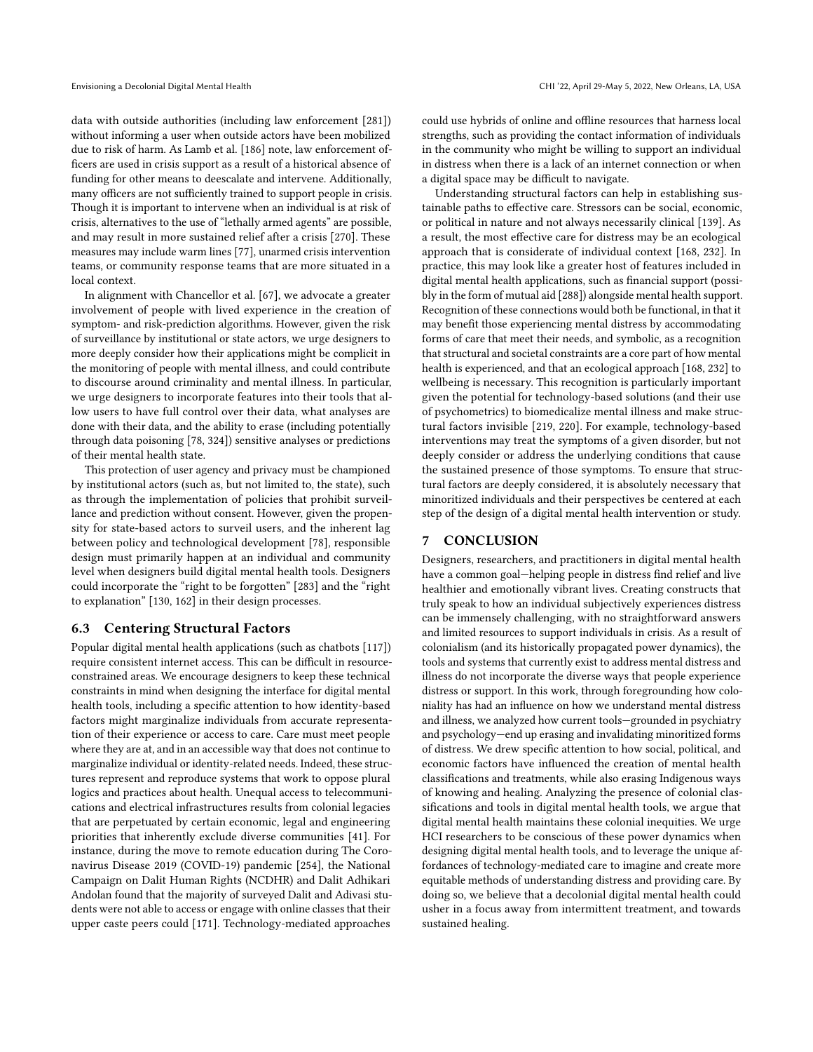data with outside authorities (including law enforcement [281]) without informing a user when outside actors have been mobilized due to risk of harm. As Lamb et al. [186] note, law enforcement officers are used in crisis support as a result of a historical absence of funding for other means to deescalate and intervene. Additionally, many officers are not sufficiently trained to support people in crisis. Though it is important to intervene when an individual is at risk of crisis, alternatives to the use of "lethally armed agents" are possible, and may result in more sustained relief after a crisis [270]. These measures may include warm lines [77], unarmed crisis intervention teams, or community response teams that are more situated in a local context.

In alignment with Chancellor et al. [67], we advocate a greater involvement of people with lived experience in the creation of symptom- and risk-prediction algorithms. However, given the risk of surveillance by institutional or state actors, we urge designers to more deeply consider how their applications might be complicit in the monitoring of people with mental illness, and could contribute to discourse around criminality and mental illness. In particular, we urge designers to incorporate features into their tools that allow users to have full control over their data, what analyses are done with their data, and the ability to erase (including potentially through data poisoning [78, 324]) sensitive analyses or predictions of their mental health state.

This protection of user agency and privacy must be championed by institutional actors (such as, but not limited to, the state), such as through the implementation of policies that prohibit surveillance and prediction without consent. However, given the propensity for state-based actors to surveil users, and the inherent lag between policy and technological development [78], responsible design must primarily happen at an individual and community level when designers build digital mental health tools. Designers could incorporate the "right to be forgotten" [283] and the "right to explanation" [130, 162] in their design processes.

## 6.3 Centering Structural Factors

Popular digital mental health applications (such as chatbots [117]) require consistent internet access. This can be difficult in resource-constrained areas. We encourage designers to keep these technical constraints in mind when designing the interface for digital mental health tools, including a specific attention to how identity-based factors might marginalize individuals from accurate representation of their experience or access to care. Care must meet people where they are at, and in an accessible way that does not continue to marginalize individual or identity-related needs. Indeed, these structures represent and reproduce systems that work to oppose plural logics and practices about health. Unequal access to telecommunications and electrical infrastructures results from colonial legacies that are perpetuated by certain economic, legal and engineering priorities that inherently exclude diverse communities [41]. For instance, during the move to remote education during The Coronavirus Disease 2019 (COVID-19) pandemic [254], the National Campaign on Dalit Human Rights (NCDHR) and Dalit Adhikari Andolan found that the majority of surveyed Dalit and Adivasi students were not able to access or engage with online classes that their upper caste peers could [171]. Technology-mediated approaches could use hybrids of online and offline resources that harness local strengths, such as providing the contact information of individuals in the community who might be willing to support an individual in distress when there is a lack of an internet connection or when a digital space may be difficult to navigate.

Understanding structural factors can help in establishing sustainable paths to effective care. Stressors can be social, economic, or political in nature and not always necessarily clinical [139]. As a result, the most effective care for distress may be an ecological approach that is considerate of individual context [168, 232]. In practice, this may look like a greater host of features included in digital mental health applications, such as financial support (possibly in the form of mutual aid [288]) alongside mental health support. Recognition of these connections would both be functional, in that it may benefit those experiencing mental distress by accommodating forms of care that meet their needs, and symbolic, as a recognition that structural and societal constraints are a core part of how mental health is experienced, and that an ecological approach [168, 232] to wellbeing is necessary. This recognition is particularly important given the potential for technology-based solutions (and their use of psychometrics) to biomedicalize mental illness and make structural factors invisible [219, 220]. For example, technology-based interventions may treat the symptoms of a given disorder, but not deeply consider or address the underlying conditions that cause the sustained presence of those symptoms. To ensure that structural factors are deeply considered, it is absolutely necessary that minoritized individuals and their perspectives be centered at each step of the design of a digital mental health intervention or study.

# 7 CONCLUSION

Designers, researchers, and practitioners in digital mental health have a common goal—helping people in distress find relief and live healthier and emotionally vibrant lives. Creating constructs that truly speak to how an individual subjectively experiences distress can be immensely challenging, with no straightforward answers and limited resources to support individuals in crisis. As a result of colonialism (and its historically propagated power dynamics), the tools and systems that currently exist to address mental distress and illness do not incorporate the diverse ways that people experience distress or support. In this work, through foregrounding how coloniality has had an influence on how we understand mental distress and illness, we analyzed how current tools—grounded in psychiatry and psychology—end up erasing and invalidating minoritized forms of distress. We drew specific attention to how social, political, and economic factors have influenced the creation of mental health classifications and treatments, while also erasing Indigenous ways of knowing and healing. Analyzing the presence of colonial classifications and tools in digital mental health tools, we argue that digital mental health maintains these colonial inequities. We urge HCI researchers to be conscious of these power dynamics when designing digital mental health tools, and to leverage the unique affordances of technology-mediated care to imagine and create more equitable methods of understanding distress and providing care. By doing so, we believe that a decolonial digital mental health could usher in a focus away from intermittent treatment, and towards sustained healing.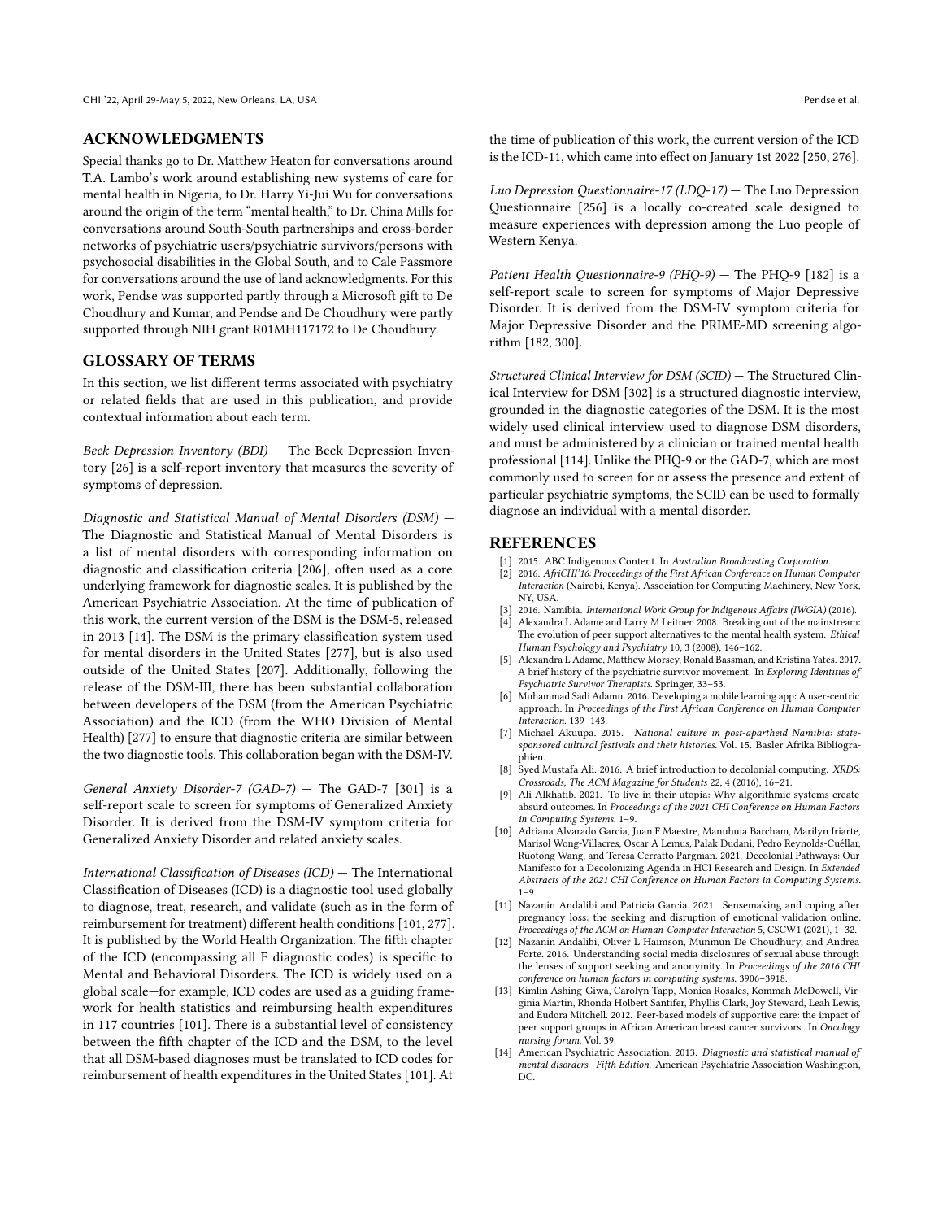## ACKNOWLEDGMENTS

Special thanks go to Dr. Matthew Heaton for conversations around T.A. Lambo's work around establishing new systems of care for mental health in Nigeria, to Dr. Harry Yi-Jui Wu for conversations around the origin of the term "mental health," to Dr. China Mills for conversations around South-South partnerships and cross-border networks of psychiatric users/psychiatric survivors/persons with psychosocial disabilities in the Global South, and to Cale Passmore for conversations around the use of land acknowledgments. For this work, Pendse was supported partly through a Microsoft gift to De Choudhury and Kumar, and Pendse and De Choudhury were partly supported through NIH grant R01MH117172 to De Choudhury.

## GLOSSARY OF TERMS

In this section, we list different terms associated with psychiatry or related fields that are used in this publication, and provide contextual information about each term.

*Beck Depression Inventory (BDI)* — The Beck Depression Inventory [26] is a self-report inventory that measures the severity of symptoms of depression.

*Diagnostic and Statistical Manual of Mental Disorders (DSM)* — The Diagnostic and Statistical Manual of Mental Disorders is a list of mental disorders with corresponding information on diagnostic and classification criteria [206], often used as a core underlying framework for diagnostic scales. It is published by the American Psychiatric Association. At the time of publication of this work, the current version of the DSM is the DSM-5, released in 2013 [14]. The DSM is the primary classification system used for mental disorders in the United States [277], but is also used outside of the United States [207]. Additionally, following the release of the DSM-III, there has been substantial collaboration between developers of the DSM (from the American Psychiatric Association) and the ICD (from the WHO Division of Mental Health) [277] to ensure that diagnostic criteria are similar between the two diagnostic tools. This collaboration began with the DSM-IV.

*General Anxiety Disorder-7 (GAD-7)* — The GAD-7 [301] is a self-report scale to screen for symptoms of Generalized Anxiety Disorder. It is derived from the DSM-IV symptom criteria for Generalized Anxiety Disorder and related anxiety scales.

*International Classification of Diseases (ICD)* — The International Classification of Diseases (ICD) is a diagnostic tool used globally to diagnose, treat, research, and validate (such as in the form of reimbursement for treatment) different health conditions [101, 277]. It is published by the World Health Organization. The fifth chapter of the ICD (encompassing all F diagnostic codes) is specific to Mental and Behavioral Disorders. The ICD is widely used on a global scale—for example, ICD codes are used as a guiding framework for health statistics and reimbursing health expenditures in 117 countries [101]. There is a substantial level of consistency between the fifth chapter of the ICD and the DSM, to the level that all DSM-based diagnoses must be translated to ICD codes for reimbursement of health expenditures in the United States [101]. At the time of publication of this work, the current version of the ICD is the ICD-11, which came into effect on January 1st 2022 [250, 276].

*Luo Depression Questionnaire-17 (LDQ-17)* — The Luo Depression Questionnaire [256] is a locally co-created scale designed to measure experiences with depression among the Luo people of Western Kenya.

*Patient Health Questionnaire-9 (PHQ-9)* — The PHQ-9 [182] is a self-report scale to screen for symptoms of Major Depressive Disorder. It is derived from the DSM-IV symptom criteria for Major Depressive Disorder and the PRIME-MD screening algorithm [182, 300].

*Structured Clinical Interview for DSM (SCID)* — The Structured Clinical Interview for DSM [302] is a structured diagnostic interview, grounded in the diagnostic categories of the DSM. It is the most widely used clinical interview used to diagnose DSM disorders, and must be administered by a clinician or trained mental health professional [114]. Unlike the PHQ-9 or the GAD-7, which are most commonly used to screen for or assess the presence and extent of particular psychiatric symptoms, the SCID can be used to formally diagnose an individual with a mental disorder.

## REFERENCES

[1] 2015. ABC Indigenous Content. In *Australian Broadcasting Corporation*.

[2] 2016. *AfriCHI'16: Proceedings of the First African Conference on Human Computer Interaction* (Nairobi, Kenya). Association for Computing Machinery, New York, NY, USA.

[3] 2016. Namibia. *International Work Group for Indigenous Affairs (IWGIA)* (2016).

[4] Alexandra L Adame and Larry M Leitner. 2008. Breaking out of the mainstream: The evolution of peer support alternatives to the mental health system. *Ethical Human Psychology and Psychiatry* 10, 3 (2008), 146–162.

[5] Alexandra L Adame, Matthew Morsey, Ronald Bassman, and Kristina Yates. 2017. A brief history of the psychiatric survivor movement. In *Exploring Identities of Psychiatric Survivor Therapists*. Springer, 33–53.

[6] Muhammad Sadi Adamu. 2016. Developing a mobile learning app: A user-centric approach. In *Proceedings of the First African Conference on Human Computer Interaction*. 139–143.

[7] Michael Akuupa. 2015. *National culture in post-apartheid Namibia: state-sponsored cultural festivals and their histories*. Vol. 15. Basler Afrika Bibliographien.

[8] Syed Mustafa Ali. 2016. A brief introduction to decolonial computing. *XRDS: Crossroads, The ACM Magazine for Students* 22, 4 (2016), 16–21.

[9] Ali Alkhatib. 2021. To live in their utopia: Why algorithmic systems create absurd outcomes. In *Proceedings of the 2021 CHI Conference on Human Factors in Computing Systems*. 1–9.

[10] Adriana Alvarado Garcia, Juan F Maestre, Manuhuia Barcham, Marilyn Iriarte, Marisol Wong-Villacres, Oscar A Lemus, Palak Dudani, Pedro Reynolds-Cuéllar, Ruotong Wang, and Teresa Cerratto Pargman. 2021. Decolonial Pathways: Our Manifesto for a Decolonizing Agenda in HCI Research and Design. In *Extended Abstracts of the 2021 CHI Conference on Human Factors in Computing Systems*. 1–9.

[11] Nazanin Andalibi and Patricia Garcia. 2021. Sensemaking and coping after pregnancy loss: the seeking and disruption of emotional validation online. *Proceedings of the ACM on Human-Computer Interaction* 5, CSCW1 (2021), 1–32.

[12] Nazanin Andalibi, Oliver L Haimson, Munmun De Choudhury, and Andrea Forte. 2016. Understanding social media disclosures of sexual abuse through the lenses of support seeking and anonymity. In *Proceedings of the 2016 CHI conference on human factors in computing systems*. 3906–3918.

[13] Kimlin Ashing-Giwa, Carolyn Tapp, Monica Rosales, Kommah McDowell, Virginia Martin, Rhonda Holbert Santifer, Phyllis Clark, Joy Steward, Leah Lewis, and Eudora Mitchell. 2012. Peer-based models of supportive care: the impact of peer support groups in African American breast cancer survivors.. In *Oncology nursing forum*, Vol. 39.

[14] American Psychiatric Association. 2013. *Diagnostic and statistical manual of mental disorders—Fifth Edition*. American Psychiatric Association Washington, DC.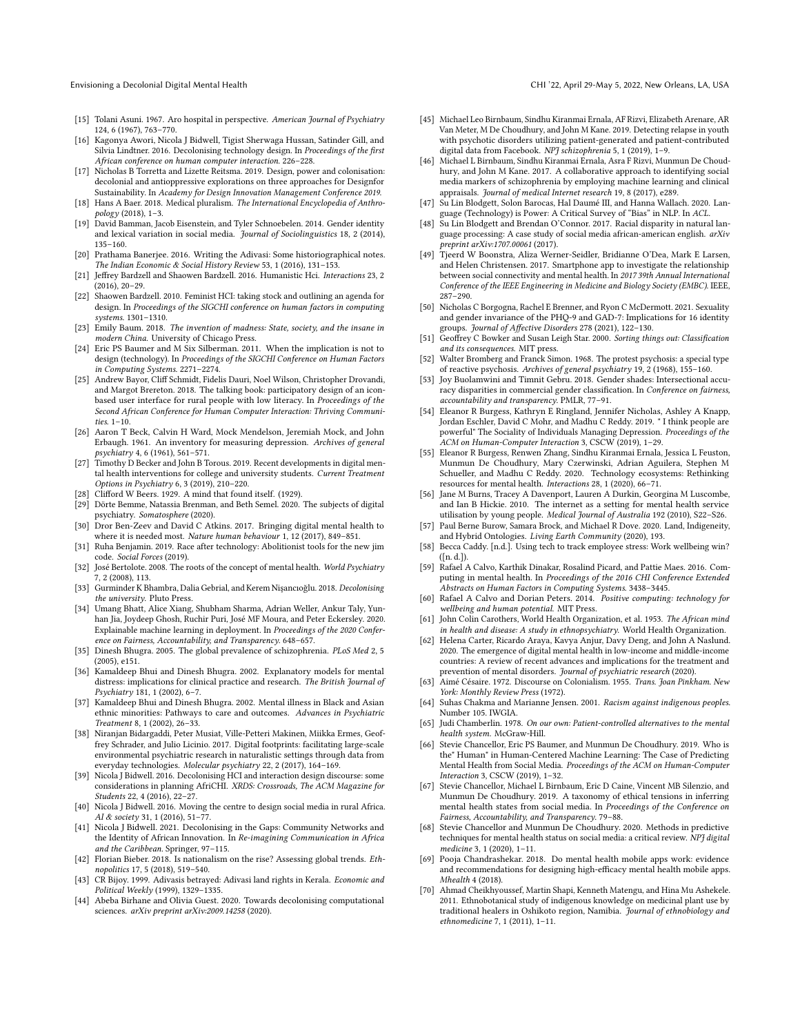- [15] Tolani Asuni. 1967. Aro hospital in perspective. *American Journal of Psychiatry* 124, 6 (1967), 763–770.
- [16] Kagonya Awori, Nicola J Bidwell, Tigist Sherwaga Hussan, Satinder Gill, and Silvia Lindtner. 2016. Decolonising technology design. In *Proceedings of the first African conference on human computer interaction*. 226–228.
- [17] Nicholas B Torretta and Lizette Reitsma. 2019. Design, power and colonisation: decolonial and antioppressive explorations on three approaches for Designfor Sustainability. In *Academy for Design Innovation Management Conference 2019*.
- [18] Hans A Baer. 2018. Medical pluralism. *The International Encyclopedia of Anthropology* (2018), 1–3.
- [19] David Bamman, Jacob Eisenstein, and Tyler Schnoebelen. 2014. Gender identity and lexical variation in social media. *Journal of Sociolinguistics* 18, 2 (2014), 135–160.
- [20] Prathama Banerjee. 2016. Writing the Adivasi: Some historiographical notes. *The Indian Economic & Social History Review* 53, 1 (2016), 131–153.
- [21] Jeffrey Bardzell and Shaowen Bardzell. 2016. Humanistic Hci. *Interactions* 23, 2 (2016), 20–29.
- [22] Shaowen Bardzell. 2010. Feminist HCI: taking stock and outlining an agenda for design. In *Proceedings of the SIGCHI conference on human factors in computing systems*. 1301–1310.
- [23] Emily Baum. 2018. *The invention of madness: State, society, and the insane in modern China*. University of Chicago Press.
- [24] Eric PS Baumer and M Six Silberman. 2011. When the implication is not to design (technology). In *Proceedings of the SIGCHI Conference on Human Factors in Computing Systems*. 2271–2274.
- [25] Andrew Bayor, Cliff Schmidt, Fidelis Dauri, Noel Wilson, Christopher Drovandi, and Margot Brereton. 2018. The talking book: participatory design of an icon-based user interface for rural people with low literacy. In *Proceedings of the Second African Conference for Human Computer Interaction: Thriving Communities*. 1–10.
- [26] Aaron T Beck, Calvin H Ward, Mock Mendelson, Jeremiah Mock, and John Erbaugh. 1961. An inventory for measuring depression. *Archives of general psychiatry* 4, 6 (1961), 561–571.
- [27] Timothy D Becker and John B Torous. 2019. Recent developments in digital mental health interventions for college and university students. *Current Treatment Options in Psychiatry* 6, 3 (2019), 210–220.
- [28] Clifford W Beers. 1929. A mind that found itself. (1929).
- [29] Dörte Bemme, Natassia Brenman, and Beth Semel. 2020. The subjects of digital psychiatry. *Somatosphere* (2020).
- [30] Dror Ben-Zeev and David C Atkins. 2017. Bringing digital mental health to where it is needed most. *Nature human behaviour* 1, 12 (2017), 849–851.
- [31] Ruha Benjamin. 2019. Race after technology: Abolitionist tools for the new jim code. *Social Forces* (2019).
- [32] José Bertolote. 2008. The roots of the concept of mental health. *World Psychiatry* 7, 2 (2008), 113.
- [33] Gurminder K Bhambra, Dalia Gebrial, and Kerem Nişancıoğlu. 2018. *Decolonising the university*. Pluto Press.
- [34] Umang Bhatt, Alice Xiang, Shubham Sharma, Adrian Weller, Ankur Taly, Yunhan Jia, Joydeep Ghosh, Ruchir Puri, José MF Moura, and Peter Eckersley. 2020. Explainable machine learning in deployment. In *Proceedings of the 2020 Conference on Fairness, Accountability, and Transparency*. 648–657.
- [35] Dinesh Bhugra. 2005. The global prevalence of schizophrenia. *PLoS Med* 2, 5 (2005), e151.
- [36] Kamaldeep Bhui and Dinesh Bhugra. 2002. Explanatory models for mental distress: implications for clinical practice and research. *The British Journal of Psychiatry* 181, 1 (2002), 6–7.
- [37] Kamaldeep Bhui and Dinesh Bhugra. 2002. Mental illness in Black and Asian ethnic minorities: Pathways to care and outcomes. *Advances in Psychiatric Treatment* 8, 1 (2002), 26–33.
- [38] Niranjan Bidargaddi, Peter Musiat, Ville-Petteri Makinen, Miikka Ermes, Geoffrey Schrader, and Julio Licinio. 2017. Digital footprints: facilitating large-scale environmental psychiatric research in naturalistic settings through data from everyday technologies. *Molecular psychiatry* 22, 2 (2017), 164–169.
- [39] Nicola J Bidwell. 2016. Decolonising HCI and interaction design discourse: some considerations in planning AfriCHI. *XRDS: Crossroads, The ACM Magazine for Students* 22, 4 (2016), 22–27.
- [40] Nicola J Bidwell. 2016. Moving the centre to design social media in rural Africa. *AI & society* 31, 1 (2016), 51–77.
- [41] Nicola J Bidwell. 2021. Decolonising in the Gaps: Community Networks and the Identity of African Innovation. In *Re-imagining Communication in Africa and the Caribbean*. Springer, 97–115.
- [42] Florian Bieber. 2018. Is nationalism on the rise? Assessing global trends. *Ethnopolitics* 17, 5 (2018), 519–540.
- [43] CR Bijoy. 1999. Adivasis betrayed: Adivasi land rights in Kerala. *Economic and Political Weekly* (1999), 1329–1335.
- [44] Abeba Birhane and Olivia Guest. 2020. Towards decolonising computational sciences. *arXiv preprint arXiv:2009.14258* (2020).
- [45] Michael Leo Birnbaum, Sindhu Kiranmai Ernala, AF Rizvi, Elizabeth Arenare, AR Van Meter, M De Choudhury, and John M Kane. 2019. Detecting relapse in youth with psychotic disorders utilizing patient-generated and patient-contributed digital data from Facebook. *NPJ schizophrenia* 5, 1 (2019), 1–9.
- [46] Michael L Birnbaum, Sindhu Kiranmai Ernala, Asra F Rizvi, Munmun De Choudhury, and John M Kane. 2017. A collaborative approach to identifying social media markers of schizophrenia by employing machine learning and clinical appraisals. *Journal of medical Internet research* 19, 8 (2017), e289.
- [47] Su Lin Blodgett, Solon Barocas, Hal Daumé III, and Hanna Wallach. 2020. Language (Technology) is Power: A Critical Survey of "Bias" in NLP. In *ACL*.
- [48] Su Lin Blodgett and Brendan O'Connor. 2017. Racial disparity in natural language processing: A case study of social media african-american english. *arXiv preprint arXiv:1707.00061* (2017).
- [49] Tjeerd W Boonstra, Aliza Werner-Seidler, Bridianne O'Dea, Mark E Larsen, and Helen Christensen. 2017. Smartphone app to investigate the relationship between social connectivity and mental health. In *2017 39th Annual International Conference of the IEEE Engineering in Medicine and Biology Society (EMBC)*. IEEE, 287–290.
- [50] Nicholas C Borgogna, Rachel E Brenner, and Ryon C McDermott. 2021. Sexuality and gender invariance of the PHQ-9 and GAD-7: Implications for 16 identity groups. *Journal of Affective Disorders* 278 (2021), 122–130.
- [51] Geoffrey C Bowker and Susan Leigh Star. 2000. *Sorting things out: Classification and its consequences*. MIT press.
- [52] Walter Bromberg and Franck Simon. 1968. The protest psychosis: a special type of reactive psychosis. *Archives of general psychiatry* 19, 2 (1968), 155–160.
- [53] Joy Buolamwini and Timnit Gebru. 2018. Gender shades: Intersectional accuracy disparities in commercial gender classification. In *Conference on fairness, accountability and transparency*. PMLR, 77–91.
- [54] Eleanor R Burgess, Kathryn E Ringland, Jennifer Nicholas, Ashley A Knapp, Jordan Eschler, David C Mohr, and Madhu C Reddy. 2019. " I think people are powerful" The Sociality of Individuals Managing Depression. *Proceedings of the ACM on Human-Computer Interaction* 3, CSCW (2019), 1–29.
- [55] Eleanor R Burgess, Renwen Zhang, Sindhu Kiranmai Ernala, Jessica L Feuston, Munmun De Choudhury, Mary Czerwinski, Adrian Aguilera, Stephen M Schueller, and Madhu C Reddy. 2020. Technology ecosystems: Rethinking resources for mental health. *Interactions* 28, 1 (2020), 66–71.
- [56] Jane M Burns, Tracey A Davenport, Lauren A Durkin, Georgina M Luscombe, and Ian B Hickie. 2010. The internet as a setting for mental health service utilisation by young people. *Medical Journal of Australia* 192 (2010), S22–S26.
- [57] Paul Berne Burow, Samara Brock, and Michael R Dove. 2020. Land, Indigeneity, and Hybrid Ontologies. *Living Earth Community* (2020), 193.
- [58] Becca Caddy. [n.d.]. Using tech to track employee stress: Work wellbeing win? ([n. d.]).
- [59] Rafael A Calvo, Karthik Dinakar, Rosalind Picard, and Pattie Maes. 2016. Computing in mental health. In *Proceedings of the 2016 CHI Conference Extended Abstracts on Human Factors in Computing Systems*. 3438–3445.
- [60] Rafael A Calvo and Dorian Peters. 2014. *Positive computing: technology for wellbeing and human potential*. MIT Press.
- [61] John Colin Carothers, World Health Organization, et al. 1953. *The African mind in health and disease: A study in ethnopsychiatry*. World Health Organization.
- [62] Helena Carter, Ricardo Araya, Kavya Anjur, Davy Deng, and John A Naslund. 2020. The emergence of digital mental health in low-income and middle-income countries: A review of recent advances and implications for the treatment and prevention of mental disorders. *Journal of psychiatric research* (2020).
- [63] Aimé Césaire. 1972. Discourse on Colonialism. 1955. *Trans. Joan Pinkham. New York: Monthly Review Press* (1972).
- [64] Suhas Chakma and Marianne Jensen. 2001. *Racism against indigenous peoples*. Number 105. IWGIA.
- [65] Judi Chamberlin. 1978. *On our own: Patient-controlled alternatives to the mental health system*. McGraw-Hill.
- [66] Stevie Chancellor, Eric PS Baumer, and Munmun De Choudhury. 2019. Who is the" Human" in Human-Centered Machine Learning: The Case of Predicting Mental Health from Social Media. *Proceedings of the ACM on Human-Computer Interaction* 3, CSCW (2019), 1–32.
- [67] Stevie Chancellor, Michael L Birnbaum, Eric D Caine, Vincent MB Silenzio, and Munmun De Choudhury. 2019. A taxonomy of ethical tensions in inferring mental health states from social media. In *Proceedings of the Conference on Fairness, Accountability, and Transparency*. 79–88.
- [68] Stevie Chancellor and Munmun De Choudhury. 2020. Methods in predictive techniques for mental health status on social media: a critical review. *NPJ digital medicine* 3, 1 (2020), 1–11.
- [69] Pooja Chandrashekar. 2018. Do mental health mobile apps work: evidence and recommendations for designing high-efficacy mental health mobile apps. *Mhealth* 4 (2018).
- [70] Ahmad Cheikhyoussef, Martin Shapi, Kenneth Matengu, and Hina Mu Ashekele. 2011. Ethnobotanical study of indigenous knowledge on medicinal plant use by traditional healers in Oshikoto region, Namibia. *Journal of ethnobiology and ethnomedicine* 7, 1 (2011), 1–11.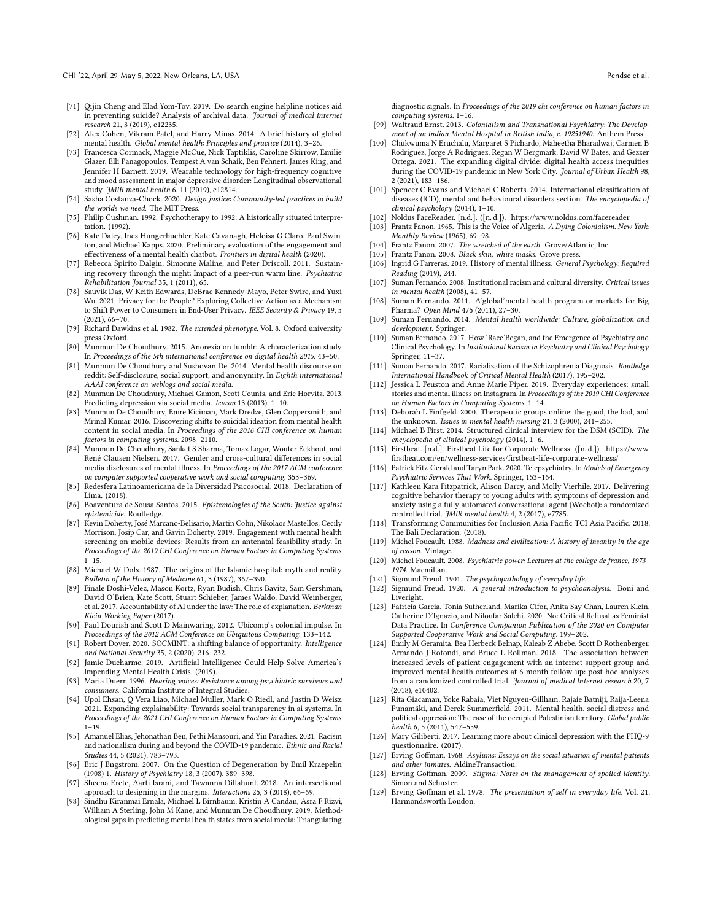- [71] Qijin Cheng and Elad Yom-Tov. 2019. Do search engine helpline notices aid in preventing suicide? Analysis of archival data. *Journal of medical internet research* 21, 3 (2019), e12235.
- [72] Alex Cohen, Vikram Patel, and Harry Minas. 2014. A brief history of global mental health. *Global mental health: Principles and practice* (2014), 3–26.
- [73] Francesca Cormack, Maggie McCue, Nick Taptiklis, Caroline Skirrow, Emilie Glazer, Elli Panagopoulos, Tempest A van Schaik, Ben Fehnert, James King, and Jennifer H Barnett. 2019. Wearable technology for high-frequency cognitive and mood assessment in major depressive disorder: Longitudinal observational study. *JMIR mental health* 6, 11 (2019), e12814.
- [74] Sasha Costanza-Chock. 2020. *Design justice: Community-led practices to build the worlds we need.* The MIT Press.
- [75] Philip Cushman. 1992. Psychotherapy to 1992: A historically situated interpretation. (1992).
- [76] Kate Daley, Ines Hungerbuehler, Kate Cavanagh, Heloísa G Claro, Paul Swinton, and Michael Kapps. 2020. Preliminary evaluation of the engagement and effectiveness of a mental health chatbot. *Frontiers in digital health* (2020).
- [77] Rebecca Spirito Dalgin, Simonne Maline, and Peter Driscoll. 2011. Sustaining recovery through the night: Impact of a peer-run warm line. *Psychiatric Rehabilitation Journal* 35, 1 (2011), 65.
- [78] Sauvik Das, W Keith Edwards, DeBrae Kennedy-Mayo, Peter Swire, and Yuxi Wu. 2021. Privacy for the People? Exploring Collective Action as a Mechanism to Shift Power to Consumers in End-User Privacy. *IEEE Security & Privacy* 19, 5 (2021), 66–70.
- [79] Richard Dawkins et al. 1982. *The extended phenotype.* Vol. 8. Oxford university press Oxford.
- [80] Munmun De Choudhury. 2015. Anorexia on tumblr: A characterization study. In *Proceedings of the 5th international conference on digital health 2015.* 43–50.
- [81] Munmun De Choudhury and Sushovan De. 2014. Mental health discourse on reddit: Self-disclosure, social support, and anonymity. In *Eighth international AAAI conference on weblogs and social media.*
- [82] Munmun De Choudhury, Michael Gamon, Scott Counts, and Eric Horvitz. 2013. Predicting depression via social media. *Icwsm* 13 (2013), 1–10.
- [83] Munmun De Choudhury, Emre Kiciman, Mark Dredze, Glen Coppersmith, and Mrinal Kumar. 2016. Discovering shifts to suicidal ideation from mental health content in social media. In *Proceedings of the 2016 CHI conference on human factors in computing systems.* 2098–2110.
- [84] Munmun De Choudhury, Sanket S Sharma, Tomaz Logar, Wouter Eekhout, and René Clausen Nielsen. 2017. Gender and cross-cultural differences in social media disclosures of mental illness. In *Proceedings of the 2017 ACM conference on computer supported cooperative work and social computing.* 353–369.
- [85] Redesfera Latinoamericana de la Diversidad Psicosocial. 2018. Declaration of Lima. (2018).
- [86] Boaventura de Sousa Santos. 2015. *Epistemologies of the South: Justice against epistemicide.* Routledge.
- [87] Kevin Doherty, José Marcano-Belisario, Martin Cohn, Nikolaos Mastellos, Cecily Morrison, Josip Car, and Gavin Doherty. 2019. Engagement with mental health screening on mobile devices: Results from an antenatal feasibility study. In *Proceedings of the 2019 CHI Conference on Human Factors in Computing Systems.* 1–15.
- [88] Michael W Dols. 1987. The origins of the Islamic hospital: myth and reality. *Bulletin of the History of Medicine* 61, 3 (1987), 367–390.
- [89] Finale Doshi-Velez, Mason Kortz, Ryan Budish, Chris Bavitz, Sam Gershman, David O'Brien, Kate Scott, Stuart Schieber, James Waldo, David Weinberger, et al. 2017. Accountability of AI under the law: The role of explanation. *Berkman Klein Working Paper* (2017).
- [90] Paul Dourish and Scott D Mainwaring. 2012. Ubicomp's colonial impulse. In *Proceedings of the 2012 ACM Conference on Ubiquitous Computing.* 133–142.
- [91] Robert Dover. 2020. SOCMINT: a shifting balance of opportunity. *Intelligence and National Security* 35, 2 (2020), 216–232.
- [92] Jamie Ducharme. 2019. Artificial Intelligence Could Help Solve America's Impending Mental Health Crisis. (2019).
- [93] Maria Duerr. 1996. *Hearing voices: Resistance among psychiatric survivors and consumers.* California Institute of Integral Studies.
- [94] Upol Ehsan, Q Vera Liao, Michael Muller, Mark O Riedl, and Justin D Weisz. 2021. Expanding explainability: Towards social transparency in ai systems. In *Proceedings of the 2021 CHI Conference on Human Factors in Computing Systems.* 1–19.
- [95] Amanuel Elias, Jehonathan Ben, Fethi Mansouri, and Yin Paradies. 2021. Racism and nationalism during and beyond the COVID-19 pandemic. *Ethnic and Racial Studies* 44, 5 (2021), 783–793.
- [96] Eric J Engstrom. 2007. On the Question of Degeneration by Emil Kraepelin (1908) 1. *History of Psychiatry* 18, 3 (2007), 389–398.
- [97] Sheena Erete, Aarti Israni, and Tawanna Dillahunt. 2018. An intersectional approach to designing in the margins. *Interactions* 25, 3 (2018), 66–69.
- [98] Sindhu Kiranmai Ernala, Michael L Birnbaum, Kristin A Candan, Asra F Rizvi, William A Sterling, John M Kane, and Munmun De Choudhury. 2019. Methodological gaps in predicting mental health states from social media: Triangulating diagnostic signals. In *Proceedings of the 2019 chi conference on human factors in computing systems.* 1–16.
- [99] Waltraud Ernst. 2013. *Colonialism and Transnational Psychiatry: The Development of an Indian Mental Hospital in British India, c. 19251940.* Anthem Press.
- [100] Chukwuma N Eruchalu, Margaret S Pichardo, Maheetha Bharadwaj, Carmen B Rodriguez, Jorge A Rodriguez, Regan W Bergmark, David W Bates, and Gezzer Ortega. 2021. The expanding digital divide: digital health access inequities during the COVID-19 pandemic in New York City. *Journal of Urban Health* 98, 2 (2021), 183–186.
- [101] Spencer C Evans and Michael C Roberts. 2014. International classification of diseases (ICD), mental and behavioural disorders section. *The encyclopedia of clinical psychology* (2014), 1–10.
- [102] Noldus FaceReader. [n.d.]. ([n. d.]). https://www.noldus.com/facereader
- [103] Frantz Fanon. 1965. This is the Voice of Algeria. *A Dying Colonialism. New York: Monthly Review* (1965), 69–98.
- [104] Frantz Fanon. 2007. *The wretched of the earth.* Grove/Atlantic, Inc.
- [105] Frantz Fanon. 2008. *Black skin, white masks.* Grove press.
- [106] Ingrid G Farreras. 2019. History of mental illness. *General Psychology: Required Reading* (2019), 244.
- [107] Suman Fernando. 2008. Institutional racism and cultural diversity. *Critical issues in mental health* (2008), 41–57.
- [108] Suman Fernando. 2011. A'global'mental health program or markets for Big Pharma? *Open Mind* 475 (2011), 27–30.
- [109] Suman Fernando. 2014. *Mental health worldwide: Culture, globalization and development.* Springer.
- [110] Suman Fernando. 2017. How 'Race'Began, and the Emergence of Psychiatry and Clinical Psychology. In *Institutional Racism in Psychiatry and Clinical Psychology.* Springer, 11–37.
- [111] Suman Fernando. 2017. Racialization of the Schizophrenia Diagnosis. *Routledge International Handbook of Critical Mental Health* (2017), 195–202.
- [112] Jessica L Feuston and Anne Marie Piper. 2019. Everyday experiences: small stories and mental illness on Instagram. In *Proceedings of the 2019 CHI Conference on Human Factors in Computing Systems.* 1–14.
- [113] Deborah L Finfgeld. 2000. Therapeutic groups online: the good, the bad, and the unknown. *Issues in mental health nursing* 21, 3 (2000), 241–255.
- [114] Michael B First. 2014. Structured clinical interview for the DSM (SCID). *The encyclopedia of clinical psychology* (2014), 1–6.
- [115] Firstbeat. [n.d.]. Firstbeat Life for Corporate Wellness. ([n. d.]). https://www.firstbeat.com/en/wellness-services/firstbeat-life-corporate-wellness/
- [116] Patrick Fitz-Gerald and Taryn Park. 2020. Telepsychiatry. In *Models of Emergency Psychiatric Services That Work.* Springer, 153–164.
- [117] Kathleen Kara Fitzpatrick, Alison Darcy, and Molly Vierhile. 2017. Delivering cognitive behavior therapy to young adults with symptoms of depression and anxiety using a fully automated conversational agent (Woebot): a randomized controlled trial. *JMIR mental health* 4, 2 (2017), e7785.
- [118] Transforming Communities for Inclusion Asia Pacific TCI Asia Pacific. 2018. The Bali Declaration. (2018).
- [119] Michel Foucault. 1988. *Madness and civilization: A history of insanity in the age of reason.* Vintage.
- [120] Michel Foucault. 2008. *Psychiatric power: Lectures at the college de france, 1973–1974.* Macmillan.
- [121] Sigmund Freud. 1901. *The psychopathology of everyday life.*
- [122] Sigmund Freud. 1920. *A general introduction to psychoanalysis.* Boni and Liveright.
- [123] Patricia Garcia, Tonia Sutherland, Marika Cifor, Anita Say Chan, Lauren Klein, Catherine D'Ignazio, and Niloufar Salehi. 2020. No: Critical Refusal as Feminist Data Practice. In *Conference Companion Publication of the 2020 on Computer Supported Cooperative Work and Social Computing.* 199–202.
- [124] Emily M Geramita, Bea Herbeck Belnap, Kaleab Z Abebe, Scott D Rothenberger, Armando J Rotondi, and Bruce L Rollman. 2018. The association between increased levels of patient engagement with an internet support group and improved mental health outcomes at 6-month follow-up: post-hoc analyses from a randomized controlled trial. *Journal of medical Internet research* 20, 7 (2018), e10402.
- [125] Rita Giacaman, Yoke Rabaia, Viet Nguyen-Gillham, Rajaie Batniji, Raija-Leena Punamäki, and Derek Summerfield. 2011. Mental health, social distress and political oppression: The case of the occupied Palestinian territory. *Global public health* 6, 5 (2011), 547–559.
- [126] Mary Giliberti. 2017. Learning more about clinical depression with the PHQ-9 questionnaire. (2017).
- [127] Erving Goffman. 1968. *Asylums: Essays on the social situation of mental patients and other inmates.* AldineTransaction.
- [128] Erving Goffman. 2009. *Stigma: Notes on the management of spoiled identity.* Simon and Schuster.
- [129] Erving Goffman et al. 1978. *The presentation of self in everyday life.* Vol. 21. Harmondsworth London.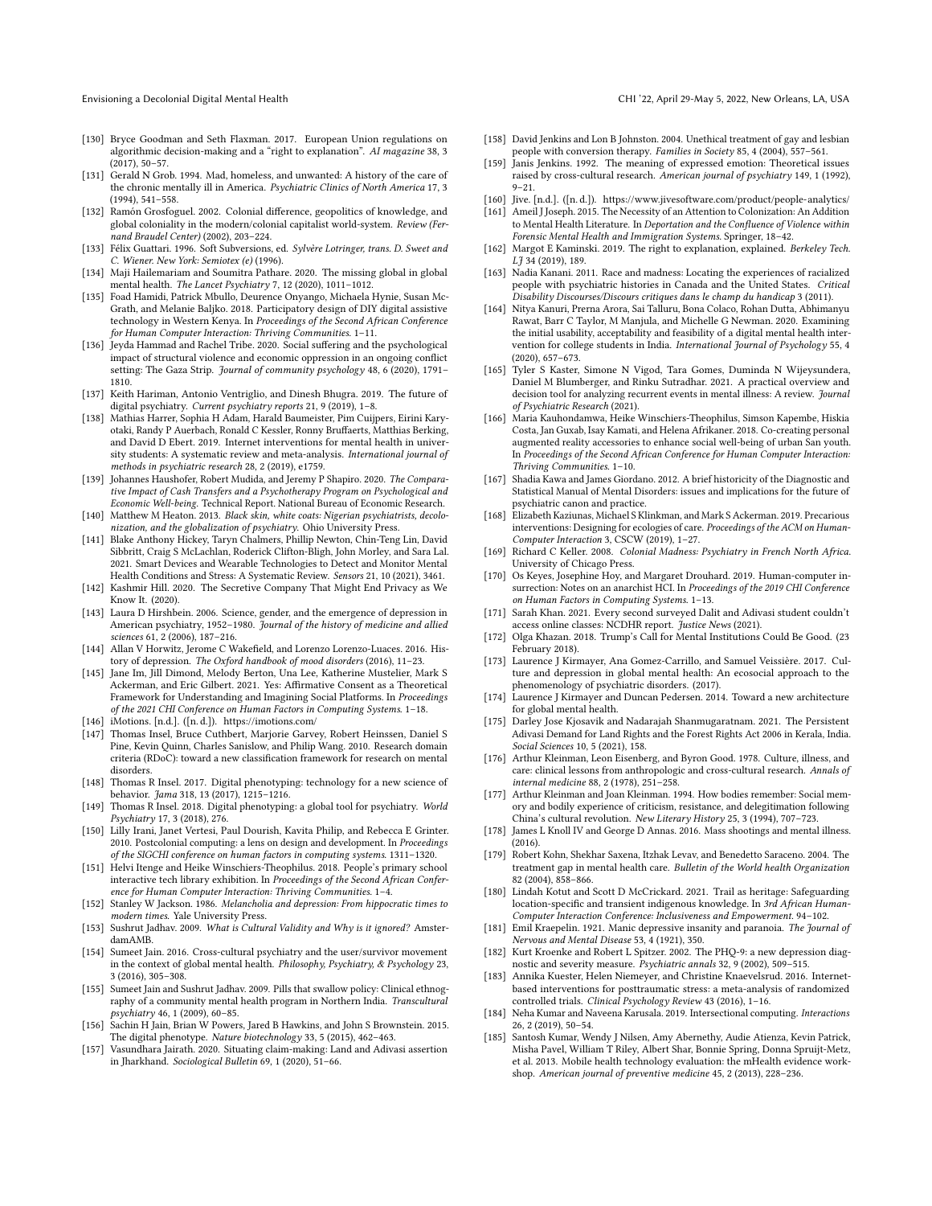- [130] Bryce Goodman and Seth Flaxman. 2017. European Union regulations on algorithmic decision-making and a "right to explanation". *AI magazine* 38, 3 (2017), 50–57.
- [131] Gerald N Grob. 1994. Mad, homeless, and unwanted: A history of the care of the chronic mentally ill in America. *Psychiatric Clinics of North America* 17, 3 (1994), 541–558.
- [132] Ramón Grosfoguel. 2002. Colonial difference, geopolitics of knowledge, and global coloniality in the modern/colonial capitalist world-system. *Review (Fernand Braudel Center)* (2002), 203–224.
- [133] Félix Guattari. 1996. Soft Subversions, ed. *Sylvère Lotringer, trans. D. Sweet and C. Wiener. New York: Semiotex (e)* (1996).
- [134] Maji Hailemariam and Soumitra Pathare. 2020. The missing global in global mental health. *The Lancet Psychiatry* 7, 12 (2020), 1011–1012.
- [135] Foad Hamidi, Patrick Mbullo, Deurence Onyango, Michaela Hynie, Susan McGrath, and Melanie Baljko. 2018. Participatory design of DIY digital assistive technology in Western Kenya. In *Proceedings of the Second African Conference for Human Computer Interaction: Thriving Communities*. 1–11.
- [136] Jeyda Hammad and Rachel Tribe. 2020. Social suffering and the psychological impact of structural violence and economic oppression in an ongoing conflict setting: The Gaza Strip. *Journal of community psychology* 48, 6 (2020), 1791–1810.
- [137] Keith Hariman, Antonio Ventriglio, and Dinesh Bhugra. 2019. The future of digital psychiatry. *Current psychiatry reports* 21, 9 (2019), 1–8.
- [138] Mathias Harrer, Sophia H Adam, Harald Baumeister, Pim Cuijpers, Eirini Karyotaki, Randy P Auerbach, Ronald C Kessler, Ronny Bruffaerts, Matthias Berking, and David D Ebert. 2019. Internet interventions for mental health in university students: A systematic review and meta-analysis. *International journal of methods in psychiatric research* 28, 2 (2019), e1759.
- [139] Johannes Haushofer, Robert Mudida, and Jeremy P Shapiro. 2020. *The Comparative Impact of Cash Transfers and a Psychotherapy Program on Psychological and Economic Well-being*. Technical Report. National Bureau of Economic Research.
- [140] Matthew M Heaton. 2013. *Black skin, white coats: Nigerian psychiatrists, decolonization, and the globalization of psychiatry*. Ohio University Press.
- [141] Blake Anthony Hickey, Taryn Chalmers, Phillip Newton, Chin-Teng Lin, David Sibbritt, Craig S McLachlan, Roderick Clifton-Bligh, John Morley, and Sara Lal. 2021. Smart Devices and Wearable Technologies to Detect and Monitor Mental Health Conditions and Stress: A Systematic Review. *Sensors* 21, 10 (2021), 3461.
- [142] Kashmir Hill. 2020. The Secretive Company That Might End Privacy as We Know It. (2020).
- [143] Laura D Hirshbein. 2006. Science, gender, and the emergence of depression in American psychiatry, 1952–1980. *Journal of the history of medicine and allied sciences* 61, 2 (2006), 187–216.
- [144] Allan V Horwitz, Jerome C Wakefield, and Lorenzo Lorenzo-Luaces. 2016. History of depression. *The Oxford handbook of mood disorders* (2016), 11–23.
- [145] Jane Im, Jill Dimond, Melody Berton, Una Lee, Katherine Mustelier, Mark S Ackerman, and Eric Gilbert. 2021. Yes: Affirmative Consent as a Theoretical Framework for Understanding and Imagining Social Platforms. In *Proceedings of the 2021 CHI Conference on Human Factors in Computing Systems*. 1–18.
- [146] iMotions. [n.d.]. https://imotions.com/
- [147] Thomas Insel, Bruce Cuthbert, Marjorie Garvey, Robert Heinssen, Daniel S Pine, Kevin Quinn, Charles Sanislow, and Philip Wang. 2010. Research domain criteria (RDoC): toward a new classification framework for research on mental disorders.
- [148] Thomas R Insel. 2017. Digital phenotyping: technology for a new science of behavior. *Jama* 318, 13 (2017), 1215–1216.
- [149] Thomas R Insel. 2018. Digital phenotyping: a global tool for psychiatry. *World Psychiatry* 17, 3 (2018), 276.
- [150] Lilly Irani, Janet Vertesi, Paul Dourish, Kavita Philip, and Rebecca E Grinter. 2010. Postcolonial computing: a lens on design and development. In *Proceedings of the SIGCHI conference on human factors in computing systems*. 1311–1320.
- [151] Helvi Itenge and Heike Winschiers-Theophilus. 2018. People's primary school interactive tech library exhibition. In *Proceedings of the Second African Conference for Human Computer Interaction: Thriving Communities*. 1–4.
- [152] Stanley W Jackson. 1986. *Melancholia and depression: From hippocratic times to modern times*. Yale University Press.
- [153] Sushrut Jadhav. 2009. *What is Cultural Validity and Why is it ignored?* AmsterdamAMB.
- [154] Sumeet Jain. 2016. Cross-cultural psychiatry and the user/survivor movement in the context of global mental health. *Philosophy, Psychiatry, & Psychology* 23, 3 (2016), 305–308.
- [155] Sumeet Jain and Sushrut Jadhav. 2009. Pills that swallow policy: Clinical ethnography of a community mental health program in Northern India. *Transcultural psychiatry* 46, 1 (2009), 60–85.
- [156] Sachin H Jain, Brian W Powers, Jared B Hawkins, and John S Brownstein. 2015. The digital phenotype. *Nature biotechnology* 33, 5 (2015), 462–463.
- [157] Vasundhara Jairath. 2020. Situating claim-making: Land and Adivasi assertion in Jharkhand. *Sociological Bulletin* 69, 1 (2020), 51–66.
- [158] David Jenkins and Lon B Johnston. 2004. Unethical treatment of gay and lesbian people with conversion therapy. *Families in Society* 85, 4 (2004), 557–561.
- [159] Janis Jenkins. 1992. The meaning of expressed emotion: Theoretical issues raised by cross-cultural research. *American journal of psychiatry* 149, 1 (1992), 9–21.
- [160] Jive. [n.d.]. ([n. d.]). https://www.jivesoftware.com/product/people-analytics/
- [161] Ameil J Joseph. 2015. The Necessity of an Attention to Colonization: An Addition to Mental Health Literature. In *Deportation and the Confluence of Violence within Forensic Mental Health and Immigration Systems*. Springer, 18–42.
- [162] Margot E Kaminski. 2019. The right to explanation, explained. *Berkeley Tech. LJ* 34 (2019), 189.
- [163] Nadia Kanani. 2011. Race and madness: Locating the experiences of racialized people with psychiatric histories in Canada and the United States. *Critical Disability Discourses/Discours critiques dans le champ du handicap* 3 (2011).
- [164] Nitya Kanuri, Prerna Arora, Sai Talluru, Bona Colaco, Rohan Dutta, Abhimanyu Rawat, Barr C Taylor, M Manjula, and Michelle G Newman. 2020. Examining the initial usability, acceptability and feasibility of a digital mental health intervention for college students in India. *International Journal of Psychology* 55, 4 (2020), 657–673.
- [165] Tyler S Kaster, Simone N Vigod, Tara Gomes, Duminda N Wijeysundera, Daniel M Blumberger, and Rinku Sutradhar. 2021. A practical overview and decision tool for analyzing recurrent events in mental illness: A review. *Journal of Psychiatric Research* (2021).
- [166] Maria Kauhondamwa, Heike Winschiers-Theophilus, Simson Kapembe, Hiskia Costa, Jan Guxab, Isay Kamati, and Helena Afrikaner. 2018. Co-creating personal augmented reality accessories to enhance social well-being of urban San youth. In *Proceedings of the Second African Conference for Human Computer Interaction: Thriving Communities*. 1–10.
- [167] Shadia Kawa and James Giordano. 2012. A brief historicity of the Diagnostic and Statistical Manual of Mental Disorders: issues and implications for the future of psychiatric canon and practice.
- [168] Elizabeth Kaziunas, Michael S Klinkman, and Mark S Ackerman. 2019. Precarious interventions: Designing for ecologies of care. *Proceedings of the ACM on Human-Computer Interaction* 3, CSCW (2019), 1–27.
- [169] Richard C Keller. 2008. *Colonial Madness: Psychiatry in French North Africa*. University of Chicago Press.
- [170] Os Keyes, Josephine Hoy, and Margaret Drouhard. 2019. Human-computer insurrection: Notes on an anarchist HCI. In *Proceedings of the 2019 CHI Conference on Human Factors in Computing Systems*. 1–13.
- [171] Sarah Khan. 2021. Every second surveyed Dalit and Adivasi student couldn't access online classes: NCDHR report. *Justice News* (2021).
- [172] Olga Khazan. 2018. Trump's Call for Mental Institutions Could Be Good. (23 February 2018).
- [173] Laurence J Kirmayer, Ana Gomez-Carrillo, and Samuel Veissière. 2017. Culture and depression in global mental health: An ecosocial approach to the phenomenology of psychiatric disorders. (2017).
- [174] Laurence J Kirmayer and Duncan Pedersen. 2014. Toward a new architecture for global mental health.
- [175] Darley Jose Kjosavik and Nadarajah Shanmugaratnam. 2021. The Persistent Adivasi Demand for Land Rights and the Forest Rights Act 2006 in Kerala, India. *Social Sciences* 10, 5 (2021), 158.
- [176] Arthur Kleinman, Leon Eisenberg, and Byron Good. 1978. Culture, illness, and care: clinical lessons from anthropologic and cross-cultural research. *Annals of internal medicine* 88, 2 (1978), 251–258.
- [177] Arthur Kleinman and Joan Kleinman. 1994. How bodies remember: Social memory and bodily experience of criticism, resistance, and delegitimation following China's cultural revolution. *New Literary History* 25, 3 (1994), 707–723.
- [178] James L Knoll IV and George D Annas. 2016. Mass shootings and mental illness. (2016).
- [179] Robert Kohn, Shekhar Saxena, Itzhak Levav, and Benedetto Saraceno. 2004. The treatment gap in mental health care. *Bulletin of the World health Organization* 82 (2004), 858–866.
- [180] Lindah Kotut and Scott D McCrickard. 2021. Trail as heritage: Safeguarding location-specific and transient indigenous knowledge. In *3rd African Human-Computer Interaction Conference: Inclusiveness and Empowerment*. 94–102.
- [181] Emil Kraepelin. 1921. Manic depressive insanity and paranoia. *The Journal of Nervous and Mental Disease* 53, 4 (1921), 350.
- [182] Kurt Kroenke and Robert L Spitzer. 2002. The PHQ-9: a new depression diagnostic and severity measure. *Psychiatric annals* 32, 9 (2002), 509–515.
- [183] Annika Kuester, Helen Niemeyer, and Christine Knaevelsrud. 2016. Internet-based interventions for posttraumatic stress: a meta-analysis of randomized controlled trials. *Clinical Psychology Review* 43 (2016), 1–16.
- [184] Neha Kumar and Naveena Karusala. 2019. Intersectional computing. *Interactions* 26, 2 (2019), 50–54.
- [185] Santosh Kumar, Wendy J Nilsen, Amy Abernethy, Audie Atienza, Kevin Patrick, Misha Pavel, William T Riley, Albert Shar, Bonnie Spring, Donna Spruijt-Metz, et al. 2013. Mobile health technology evaluation: the mHealth evidence workshop. *American journal of preventive medicine* 45, 2 (2013), 228–236.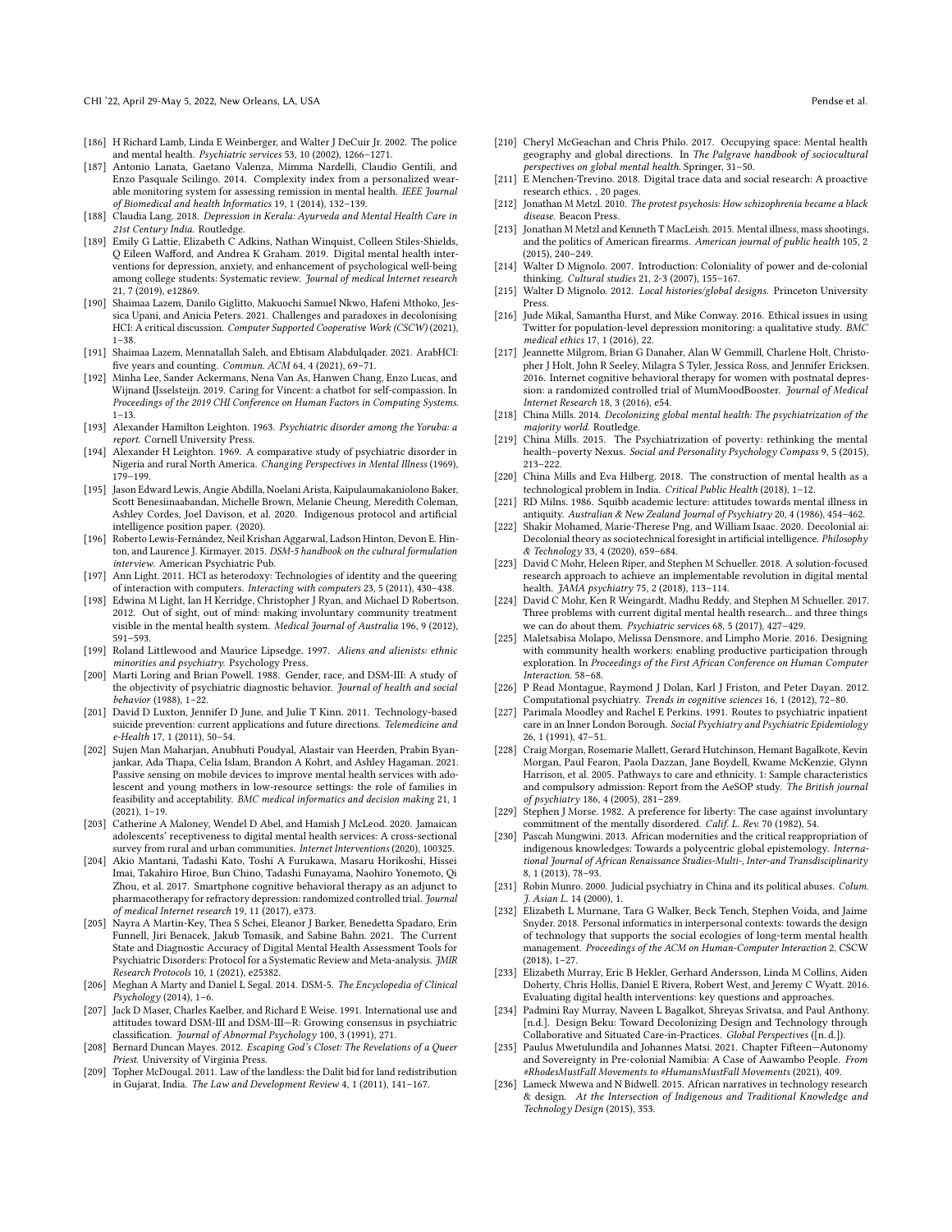- [186] H Richard Lamb, Linda E Weinberger, and Walter J DeCuir Jr. 2002. The police and mental health. *Psychiatric services* 53, 10 (2002), 1266–1271.
- [187] Antonio Lanata, Gaetano Valenza, Mimma Nardelli, Claudio Gentili, and Enzo Pasquale Scilingo. 2014. Complexity index from a personalized wearable monitoring system for assessing remission in mental health. *IEEE Journal of Biomedical and health Informatics* 19, 1 (2014), 132–139.
- [188] Claudia Lang. 2018. *Depression in Kerala: Ayurveda and Mental Health Care in 21st Century India.* Routledge.
- [189] Emily G Lattie, Elizabeth C Adkins, Nathan Winquist, Colleen Stiles-Shields, Q Eileen Wafford, and Andrea K Graham. 2019. Digital mental health interventions for depression, anxiety, and enhancement of psychological well-being among college students: Systematic review. *Journal of medical Internet research* 21, 7 (2019), e12869.
- [190] Shaimaa Lazem, Danilo Giglitto, Makuochi Samuel Nkwo, Hafeni Mthoko, Jessica Upani, and Anicia Peters. 2021. Challenges and paradoxes in decolonising HCI: A critical discussion. *Computer Supported Cooperative Work (CSCW)* (2021), 1–38.
- [191] Shaimaa Lazem, Mennatallah Saleh, and Ebtisam Alabdulqader. 2021. ArabHCI: five years and counting. *Commun. ACM* 64, 4 (2021), 69–71.
- [192] Minha Lee, Sander Ackermans, Nena Van As, Hanwen Chang, Enzo Lucas, and Wijnand IJsselsteijn. 2019. Caring for Vincent: a chatbot for self-compassion. In *Proceedings of the 2019 CHI Conference on Human Factors in Computing Systems.* 1–13.
- [193] Alexander Hamilton Leighton. 1963. *Psychiatric disorder among the Yoruba: a report.* Cornell University Press.
- [194] Alexander H Leighton. 1969. A comparative study of psychiatric disorder in Nigeria and rural North America. *Changing Perspectives in Mental Illness* (1969), 179–199.
- [195] Jason Edward Lewis, Angie Abdilla, Noelani Arista, Kaipulaumakaniolono Baker, Scott Benesiinaabandan, Michelle Brown, Melanie Cheung, Meredith Coleman, Ashley Cordes, Joel Davison, et al. 2020. Indigenous protocol and artificial intelligence position paper. (2020).
- [196] Roberto Lewis-Fernández, Neil Krishan Aggarwal, Ladson Hinton, Devon E. Hinton, and Laurence J. Kirmayer. 2015. *DSM-5 handbook on the cultural formulation interview.* American Psychiatric Pub.
- [197] Ann Light. 2011. HCI as heterodoxy: Technologies of identity and the queering of interaction with computers. *Interacting with computers* 23, 5 (2011), 430–438.
- [198] Edwina M Light, Ian H Kerridge, Christopher J Ryan, and Michael D Robertson. 2012. Out of sight, out of mind: making involuntary community treatment visible in the mental health system. *Medical Journal of Australia* 196, 9 (2012), 591–593.
- [199] Roland Littlewood and Maurice Lipsedge. 1997. *Aliens and alienists: ethnic minorities and psychiatry.* Psychology Press.
- [200] Marti Loring and Brian Powell. 1988. Gender, race, and DSM-III: A study of the objectivity of psychiatric diagnostic behavior. *Journal of health and social behavior* (1988), 1–22.
- [201] David D Luxton, Jennifer D June, and Julie T Kinn. 2011. Technology-based suicide prevention: current applications and future directions. *Telemedicine and e-Health* 17, 1 (2011), 50–54.
- [202] Sujen Man Maharjan, Anubhuti Poudyal, Alastair van Heerden, Prabin Byanjankar, Ada Thapa, Celia Islam, Brandon A Kohrt, and Ashley Hagaman. 2021. Passive sensing on mobile devices to improve mental health services with adolescent and young mothers in low-resource settings: the role of families in feasibility and acceptability. *BMC medical informatics and decision making* 21, 1 (2021), 1–19.
- [203] Catherine A Maloney, Wendel D Abel, and Hamish J McLeod. 2020. Jamaican adolescents' receptiveness to digital mental health services: A cross-sectional survey from rural and urban communities. *Internet Interventions* (2020), 100325.
- [204] Akio Mantani, Tadashi Kato, Toshi A Furukawa, Masaru Horikoshi, Hissei Imai, Takahiro Hiroe, Bun Chino, Tadashi Funayama, Naohiro Yonemoto, Qi Zhou, et al. 2017. Smartphone cognitive behavioral therapy as an adjunct to pharmacotherapy for refractory depression: randomized controlled trial. *Journal of medical Internet research* 19, 11 (2017), e373.
- [205] Nayra A Martin-Key, Thea S Schei, Eleanor J Barker, Benedetta Spadaro, Erin Funnell, Jiri Benacek, Jakub Tomasik, and Sabine Bahn. 2021. The Current State and Diagnostic Accuracy of Digital Mental Health Assessment Tools for Psychiatric Disorders: Protocol for a Systematic Review and Meta-analysis. *JMIR Research Protocols* 10, 1 (2021), e25382.
- [206] Meghan A Marty and Daniel L Segal. 2014. DSM-5. *The Encyclopedia of Clinical Psychology* (2014), 1–6.
- [207] Jack D Maser, Charles Kaelber, and Richard E Weise. 1991. International use and attitudes toward DSM-III and DSM-III—R: Growing consensus in psychiatric classification. *Journal of Abnormal Psychology* 100, 3 (1991), 271.
- [208] Bernard Duncan Mayes. 2012. *Escaping God's Closet: The Revelations of a Queer Priest.* University of Virginia Press.
- [209] Topher McDougal. 2011. Law of the landless: the Dalit bid for land redistribution in Gujarat, India. *The Law and Development Review* 4, 1 (2011), 141–167.
- [210] Cheryl McGeachan and Chris Philo. 2017. Occupying space: Mental health geography and global directions. In *The Palgrave handbook of sociocultural perspectives on global mental health.* Springer, 31–50.
- [211] E Menchen-Trevino. 2018. Digital trace data and social research: A proactive research ethics. , 20 pages.
- [212] Jonathan M Metzl. 2010. *The protest psychosis: How schizophrenia became a black disease.* Beacon Press.
- [213] Jonathan M Metzl and Kenneth T MacLeish. 2015. Mental illness, mass shootings, and the politics of American firearms. *American journal of public health* 105, 2 (2015), 240–249.
- [214] Walter D Mignolo. 2007. Introduction: Coloniality of power and de-colonial thinking. *Cultural studies* 21, 2-3 (2007), 155–167.
- [215] Walter D Mignolo. 2012. *Local histories/global designs.* Princeton University Press.
- [216] Jude Mikal, Samantha Hurst, and Mike Conway. 2016. Ethical issues in using Twitter for population-level depression monitoring: a qualitative study. *BMC medical ethics* 17, 1 (2016), 22.
- [217] Jeannette Milgrom, Brian G Danaher, Alan W Gemmill, Charlene Holt, Christopher J Holt, John R Seeley, Milagra S Tyler, Jessica Ross, and Jennifer Ericksen. 2016. Internet cognitive behavioral therapy for women with postnatal depression: a randomized controlled trial of MumMoodBooster. *Journal of Medical Internet Research* 18, 3 (2016), e54.
- [218] China Mills. 2014. *Decolonizing global mental health: The psychiatrization of the majority world.* Routledge.
- [219] China Mills. 2015. The Psychiatrization of poverty: rethinking the mental health–poverty Nexus. *Social and Personality Psychology Compass* 9, 5 (2015), 213–222.
- [220] China Mills and Eva Hilberg. 2018. The construction of mental health as a technological problem in India. *Critical Public Health* (2018), 1–12.
- [221] RD Milns. 1986. Squibb academic lecture: attitudes towards mental illness in antiquity. *Australian & New Zealand Journal of Psychiatry* 20, 4 (1986), 454–462.
- [222] Shakir Mohamed, Marie-Therese Png, and William Isaac. 2020. Decolonial ai: Decolonial theory as sociotechnical foresight in artificial intelligence. *Philosophy & Technology* 33, 4 (2020), 659–684.
- [223] David C Mohr, Heleen Riper, and Stephen M Schueller. 2018. A solution-focused research approach to achieve an implementable revolution in digital mental health. *JAMA psychiatry* 75, 2 (2018), 113–114.
- [224] David C Mohr, Ken R Weingardt, Madhu Reddy, and Stephen M Schueller. 2017. Three problems with current digital mental health research... and three things we can do about them. *Psychiatric services* 68, 5 (2017), 427–429.
- [225] Maletsabisa Molapo, Melissa Densmore, and Limpho Morie. 2016. Designing with community health workers: enabling productive participation through exploration. In *Proceedings of the First African Conference on Human Computer Interaction.* 58–68.
- [226] P Read Montague, Raymond J Dolan, Karl J Friston, and Peter Dayan. 2012. Computational psychiatry. *Trends in cognitive sciences* 16, 1 (2012), 72–80.
- [227] Parimala Moodley and Rachel E Perkins. 1991. Routes to psychiatric inpatient care in an Inner London Borough. *Social Psychiatry and Psychiatric Epidemiology* 26, 1 (1991), 47–51.
- [228] Craig Morgan, Rosemarie Mallett, Gerard Hutchinson, Hemant Bagalkote, Kevin Morgan, Paul Fearon, Paola Dazzan, Jane Boydell, Kwame McKenzie, Glynn Harrison, et al. 2005. Pathways to care and ethnicity. 1: Sample characteristics and compulsory admission: Report from the AeSOP study. *The British journal of psychiatry* 186, 4 (2005), 281–289.
- [229] Stephen J Morse. 1982. A preference for liberty: The case against involuntary commitment of the mentally disordered. *Calif. L. Rev.* 70 (1982), 54.
- [230] Pascah Mungwini. 2013. African modernities and the critical reappropriation of indigenous knowledges: Towards a polycentric global epistemology. *International Journal of African Renaissance Studies-Multi-, Inter-and Transdisciplinarity* 8, 1 (2013), 78–93.
- [231] Robin Munro. 2000. Judicial psychiatry in China and its political abuses. *Colum. J. Asian L.* 14 (2000), 1.
- [232] Elizabeth L Murnane, Tara G Walker, Beck Tench, Stephen Voida, and Jaime Snyder. 2018. Personal informatics in interpersonal contexts: towards the design of technology that supports the social ecologies of long-term mental health management. *Proceedings of the ACM on Human-Computer Interaction* 2, CSCW (2018), 1–27.
- [233] Elizabeth Murray, Eric B Hekler, Gerhard Andersson, Linda M Collins, Aiden Doherty, Chris Hollis, Daniel E Rivera, Robert West, and Jeremy C Wyatt. 2016. Evaluating digital health interventions: key questions and approaches.
- [234] Padmini Ray Murray, Naveen L Bagalkot, Shreyas Srivatsa, and Paul Anthony. [n.d.]. Design Beku: Toward Decolonizing Design and Technology through Collaborative and Situated Care-in-Practices. *Global Perspectives* ([n. d.]).
- [235] Paulus Mwetulundila and Johannes Matsi. 2021. Chapter Fifteen—Autonomy and Sovereignty in Pre-colonial Namibia: A Case of Aawambo People. *From #RhodesMustFall Movements to #HumansMustFall Movements* (2021), 409.
- [236] Lameck Mwewa and N Bidwell. 2015. African narratives in technology research & design. *At the Intersection of Indigenous and Traditional Knowledge and Technology Design* (2015), 353.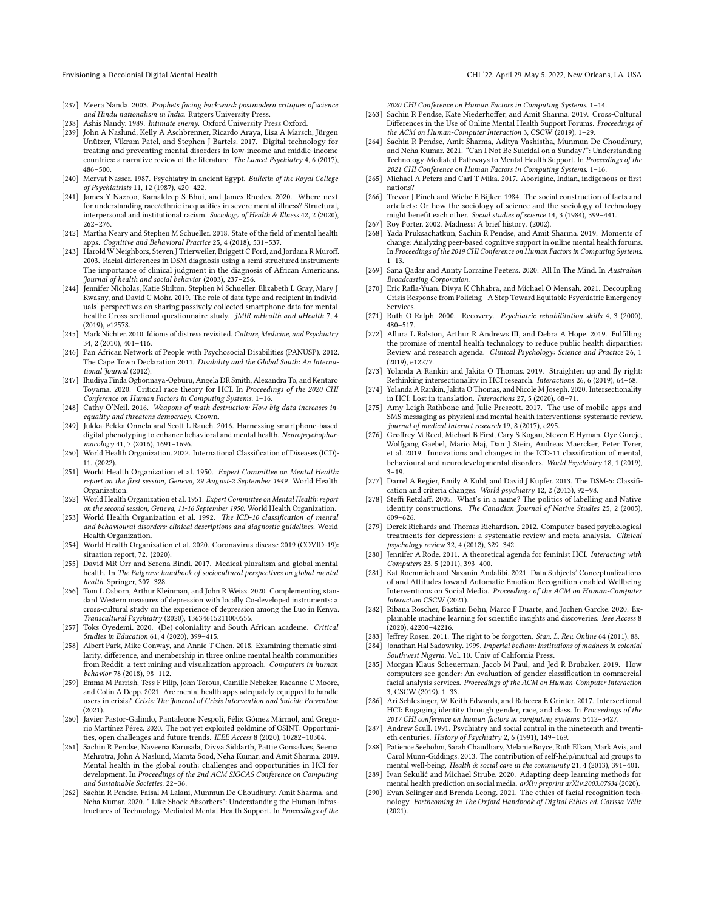[237] Meera Nanda. 2003. *Prophets facing backward: postmodern critiques of science and Hindu nationalism in India*. Rutgers University Press.

[238] Ashis Nandy. 1989. *Intimate enemy*. Oxford University Press Oxford.

[239] John A Naslund, Kelly A Aschbrenner, Ricardo Araya, Lisa A Marsch, Jürgen Unützer, Vikram Patel, and Stephen J Bartels. 2017. Digital technology for treating and preventing mental disorders in low-income and middle-income countries: a narrative review of the literature. *The Lancet Psychiatry* 4, 6 (2017), 486–500.

[240] Mervat Nasser. 1987. Psychiatry in ancient Egypt. *Bulletin of the Royal College of Psychiatrists* 11, 12 (1987), 420–422.

[241] James Y Nazroo, Kamaldeep S Bhui, and James Rhodes. 2020. Where next for understanding race/ethnic inequalities in severe mental illness? Structural, interpersonal and institutional racism. *Sociology of Health & Illness* 42, 2 (2020), 262–276.

[242] Martha Neary and Stephen M Schueller. 2018. State of the field of mental health apps. *Cognitive and Behavioral Practice* 25, 4 (2018), 531–537.

[243] Harold W Neighbors, Steven J Trierweiler, Briggett C Ford, and Jordana R Muroff. 2003. Racial differences in DSM diagnosis using a semi-structured instrument: The importance of clinical judgment in the diagnosis of African Americans. *Journal of health and social behavior* (2003), 237–256.

[244] Jennifer Nicholas, Katie Shilton, Stephen M Schueller, Elizabeth L Gray, Mary J Kwasny, and David C Mohr. 2019. The role of data type and recipient in individuals' perspectives on sharing passively collected smartphone data for mental health: Cross-sectional questionnaire study. *JMIR mHealth and uHealth* 7, 4 (2019), e12578.

[245] Mark Nichter. 2010. Idioms of distress revisited. *Culture, Medicine, and Psychiatry* 34, 2 (2010), 401–416.

[246] Pan African Network of People with Psychosocial Disabilities (PANUSP). 2012. The Cape Town Declaration 2011. *Disability and the Global South: An International Journal* (2012).

[247] Ihudiya Finda Ogbonnaya-Ogburu, Angela DR Smith, Alexandra To, and Kentaro Toyama. 2020. Critical race theory for HCI. In *Proceedings of the 2020 CHI Conference on Human Factors in Computing Systems*. 1–16.

[248] Cathy O'Neil. 2016. *Weapons of math destruction: How big data increases inequality and threatens democracy*. Crown.

[249] Jukka-Pekka Onnela and Scott L Rauch. 2016. Harnessing smartphone-based digital phenotyping to enhance behavioral and mental health. *Neuropsychopharmacology* 41, 7 (2016), 1691–1696.

[250] World Health Organization. 2022. International Classification of Diseases (ICD)-11. (2022).

[251] World Health Organization et al. 1950. *Expert Committee on Mental Health: report on the first session, Geneva, 29 August-2 September 1949*. World Health Organization.

[252] World Health Organization et al. 1951. *Expert Committee on Mental Health: report on the second session, Geneva, 11-16 September 1950*. World Health Organization.

[253] World Health Organization et al. 1992. *The ICD-10 classification of mental and behavioural disorders: clinical descriptions and diagnostic guidelines*. World Health Organization.

[254] World Health Organization et al. 2020. Coronavirus disease 2019 (COVID-19): situation report, 72. (2020).

[255] David MR Orr and Serena Bindi. 2017. Medical pluralism and global mental health. In *The Palgrave handbook of sociocultural perspectives on global mental health*. Springer, 307–328.

[256] Tom L Osborn, Arthur Kleinman, and John R Weisz. 2020. Complementing standard Western measures of depression with locally co-developed instruments: a cross-cultural study on the experience of depression among the Luo in Kenya. *Transcultural Psychiatry* (2020), 1363461521100055.

[257] Toks Oyedemi. 2020. (De) coloniality and South African academe. *Critical Studies in Education* 61, 4 (2020), 399–415.

[258] Albert Park, Mike Conway, and Annie T Chen. 2018. Examining thematic similarity, difference, and membership in three online mental health communities from Reddit: a text mining and visualization approach. *Computers in human behavior* 78 (2018), 98–112.

[259] Emma M Parrish, Tess F Filip, John Torous, Camille Nebeker, Raeanne C Moore, and Colin A Depp. 2021. Are mental health apps adequately equipped to handle users in crisis? *Crisis: The Journal of Crisis Intervention and Suicide Prevention* (2021).

[260] Javier Pastor-Galindo, Pantaleone Nespoli, Félix Gómez Mármol, and Gregorio Martínez Pérez. 2020. The not yet exploited goldmine of OSINT: Opportunities, open challenges and future trends. *IEEE Access* 8 (2020), 10282–10304.

[261] Sachin R Pendse, Naveena Karusala, Divya Siddarth, Pattie Gonsalves, Seema Mehrotra, John A Naslund, Mamta Sood, Neha Kumar, and Amit Sharma. 2019. Mental health in the global south: challenges and opportunities in HCI for development. In *Proceedings of the 2nd ACM SIGCAS Conference on Computing and Sustainable Societies*. 22–36.

[262] Sachin R Pendse, Faisal M Lalani, Munmun De Choudhury, Amit Sharma, and Neha Kumar. 2020. " Like Shock Absorbers": Understanding the Human Infrastructures of Technology-Mediated Mental Health Support. In *Proceedings of the 2020 CHI Conference on Human Factors in Computing Systems*. 1–14.

[263] Sachin R Pendse, Kate Niederhoffer, and Amit Sharma. 2019. Cross-Cultural Differences in the Use of Online Mental Health Support Forums. *Proceedings of the ACM on Human-Computer Interaction* 3, CSCW (2019), 1–29.

[264] Sachin R Pendse, Amit Sharma, Aditya Vashistha, Munmun De Choudhury, and Neha Kumar. 2021. "Can I Not Be Suicidal on a Sunday?": Understanding Technology-Mediated Pathways to Mental Health Support. In *Proceedings of the 2021 CHI Conference on Human Factors in Computing Systems*. 1–16.

[265] Michael A Peters and Carl T Mika. 2017. Aborigine, Indian, indigenous or first nations?

[266] Trevor J Pinch and Wiebe E Bijker. 1984. The social construction of facts and artefacts: Or how the sociology of science and the sociology of technology might benefit each other. *Social studies of science* 14, 3 (1984), 399–441.

[267] Roy Porter. 2002. Madness: A brief history. (2002).

[268] Yada Pruksachatkun, Sachin R Pendse, and Amit Sharma. 2019. Moments of change: Analyzing peer-based cognitive support in online mental health forums. In *Proceedings of the 2019 CHI Conference on Human Factors in Computing Systems*. 1–13.

[269] Sana Qadar and Aunty Lorraine Peeters. 2020. All In The Mind. In *Australian Broadcasting Corporation*.

[270] Eric Rafla-Yuan, Divya K Chhabra, and Michael O Mensah. 2021. Decoupling Crisis Response from Policing—A Step Toward Equitable Psychiatric Emergency Services.

[271] Ruth O Ralph. 2000. Recovery. *Psychiatric rehabilitation skills* 4, 3 (2000), 480–517.

[272] Allura L Ralston, Arthur R Andrews III, and Debra A Hope. 2019. Fulfilling the promise of mental health technology to reduce public health disparities: Review and research agenda. *Clinical Psychology: Science and Practice* 26, 1 (2019), e12277.

[273] Yolanda A Rankin and Jakita O Thomas. 2019. Straighten up and fly right: Rethinking intersectionality in HCI research. *Interactions* 26, 6 (2019), 64–68.

[274] Yolanda A Rankin, Jakita O Thomas, and Nicole M Joseph. 2020. Intersectionality in HCI: Lost in translation. *Interactions* 27, 5 (2020), 68–71.

[275] Amy Leigh Rathbone and Julie Prescott. 2017. The use of mobile apps and SMS messaging as physical and mental health interventions: systematic review. *Journal of medical Internet research* 19, 8 (2017), e295.

[276] Geoffrey M Reed, Michael B First, Cary S Kogan, Steven E Hyman, Oye Gureje, Wolfgang Gaebel, Mario Maj, Dan J Stein, Andreas Maercker, Peter Tyrer, et al. 2019. Innovations and changes in the ICD-11 classification of mental, behavioural and neurodevelopmental disorders. *World Psychiatry* 18, 1 (2019), 3–19.

[277] Darrel A Regier, Emily A Kuhl, and David J Kupfer. 2013. The DSM-5: Classification and criteria changes. *World psychiatry* 12, 2 (2013), 92–98.

[278] Steffi Retzlaff. 2005. What's in a name? The politics of labelling and Native identity constructions. *The Canadian Journal of Native Studies* 25, 2 (2005), 609–626.

[279] Derek Richards and Thomas Richardson. 2012. Computer-based psychological treatments for depression: a systematic review and meta-analysis. *Clinical psychology review* 32, 4 (2012), 329–342.

[280] Jennifer A Rode. 2011. A theoretical agenda for feminist HCI. *Interacting with Computers* 23, 5 (2011), 393–400.

[281] Kat Roemmich and Nazanin Andalibi. 2021. Data Subjects' Conceptualizations of and Attitudes toward Automatic Emotion Recognition-enabled Wellbeing Interventions on Social Media. *Proceedings of the ACM on Human-Computer Interaction* CSCW (2021).

[282] Ribana Roscher, Bastian Bohn, Marco F Duarte, and Jochen Garcke. 2020. Explainable machine learning for scientific insights and discoveries. *Ieee Access* 8 (2020), 42200–42216.

[283] Jeffrey Rosen. 2011. The right to be forgotten. *Stan. L. Rev. Online* 64 (2011), 88.

[284] Jonathan Hal Sadowsky. 1999. *Imperial bedlam: Institutions of madness in colonial Southwest Nigeria*. Vol. 10. Univ of California Press.

[285] Morgan Klaus Scheuerman, Jacob M Paul, and Jed R Brubaker. 2019. How computers see gender: An evaluation of gender classification in commercial facial analysis services. *Proceedings of the ACM on Human-Computer Interaction* 3, CSCW (2019), 1–33.

[286] Ari Schlesinger, W Keith Edwards, and Rebecca E Grinter. 2017. Intersectional HCI: Engaging identity through gender, race, and class. In *Proceedings of the 2017 CHI conference on human factors in computing systems*. 5412–5427.

[287] Andrew Scull. 1991. Psychiatry and social control in the nineteenth and twentieth centuries. *History of Psychiatry* 2, 6 (1991), 149–169.

[288] Patience Seebohm, Sarah Chaudhary, Melanie Boyce, Ruth Elkan, Mark Avis, and Carol Munn-Giddings. 2013. The contribution of self-help/mutual aid groups to mental well-being. *Health & social care in the community* 21, 4 (2013), 391–401.

[289] Ivan Sekulić and Michael Strube. 2020. Adapting deep learning methods for mental health prediction on social media. *arXiv preprint arXiv:2003.07634* (2020).

[290] Evan Selinger and Brenda Leong. 2021. The ethics of facial recognition technology. *Forthcoming in The Oxford Handbook of Digital Ethics ed. Carissa Véliz* (2021).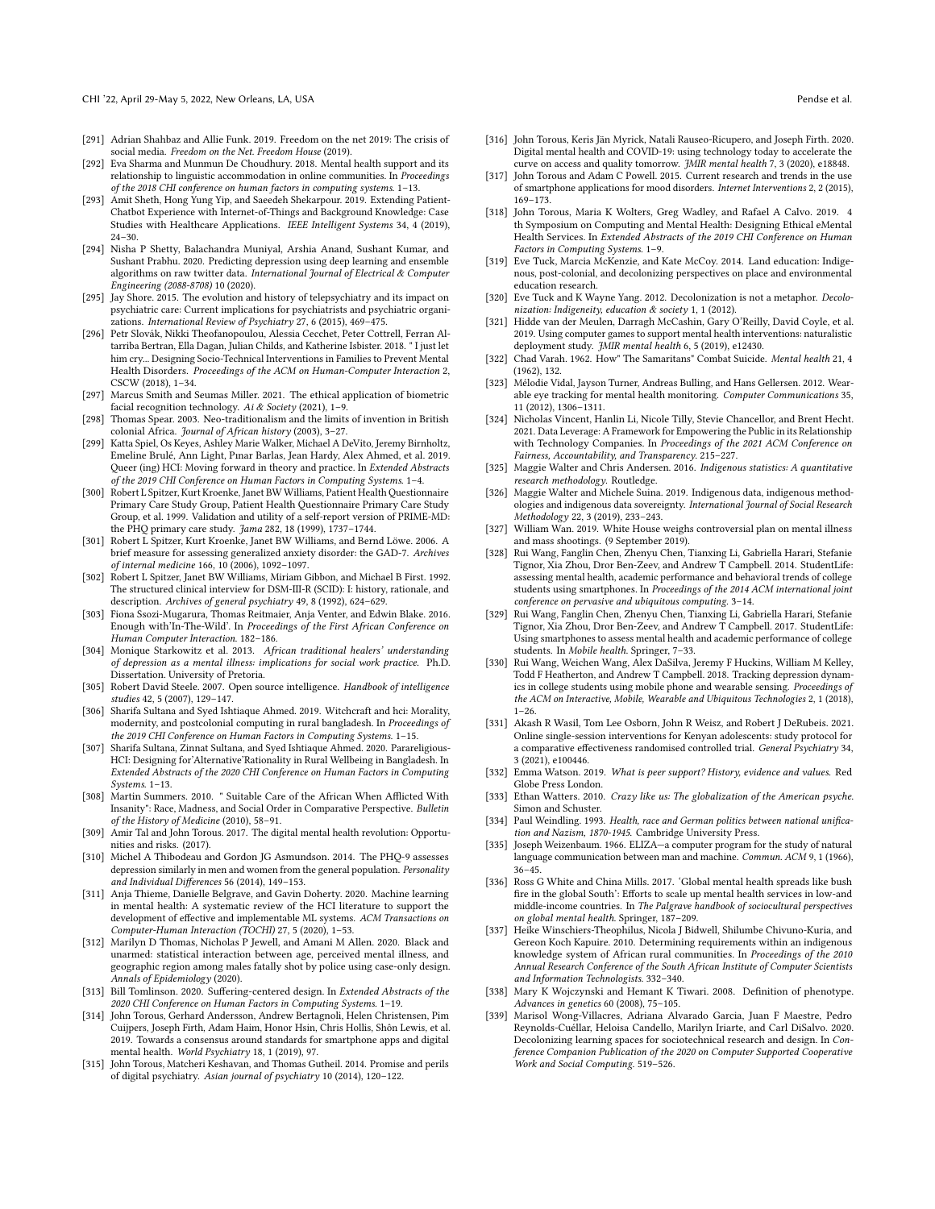- [291] Adrian Shahbaz and Allie Funk. 2019. Freedom on the net 2019: The crisis of social media. *Freedom on the Net. Freedom House* (2019).
- [292] Eva Sharma and Munmun De Choudhury. 2018. Mental health support and its relationship to linguistic accommodation in online communities. In *Proceedings of the 2018 CHI conference on human factors in computing systems*. 1–13.
- [293] Amit Sheth, Hong Yung Yip, and Saeedeh Shekarpour. 2019. Extending Patient-Chatbot Experience with Internet-of-Things and Background Knowledge: Case Studies with Healthcare Applications. *IEEE Intelligent Systems* 34, 4 (2019), 24–30.
- [294] Nisha P Shetty, Balachandra Muniyal, Arshia Anand, Sushant Kumar, and Sushant Prabhu. 2020. Predicting depression using deep learning and ensemble algorithms on raw twitter data. *International Journal of Electrical & Computer Engineering (2088-8708)* 10 (2020).
- [295] Jay Shore. 2015. The evolution and history of telepsychiatry and its impact on psychiatric care: Current implications for psychiatrists and psychiatric organizations. *International Review of Psychiatry* 27, 6 (2015), 469–475.
- [296] Petr Slovák, Nikki Theofanopoulou, Alessia Cecchet, Peter Cottrell, Ferran Altarriba Bertran, Ella Dagan, Julian Childs, and Katherine Isbister. 2018. " I just let him cry... Designing Socio-Technical Interventions in Families to Prevent Mental Health Disorders. *Proceedings of the ACM on Human-Computer Interaction* 2, CSCW (2018), 1–34.
- [297] Marcus Smith and Seumas Miller. 2021. The ethical application of biometric facial recognition technology. *Ai & Society* (2021), 1–9.
- [298] Thomas Spear. 2003. Neo-traditionalism and the limits of invention in British colonial Africa. *Journal of African history* (2003), 3–27.
- [299] Katta Spiel, Os Keyes, Ashley Marie Walker, Michael A DeVito, Jeremy Birnholtz, Emeline Brulé, Ann Light, Pınar Barlas, Jean Hardy, Alex Ahmed, et al. 2019. Queer (ing) HCI: Moving forward in theory and practice. In *Extended Abstracts of the 2019 CHI Conference on Human Factors in Computing Systems*. 1–4.
- [300] Robert L Spitzer, Kurt Kroenke, Janet BW Williams, Patient Health Questionnaire Primary Care Study Group, Patient Health Questionnaire Primary Care Study Group, et al. 1999. Validation and utility of a self-report version of PRIME-MD: the PHQ primary care study. *Jama* 282, 18 (1999), 1737–1744.
- [301] Robert L Spitzer, Kurt Kroenke, Janet BW Williams, and Bernd Löwe. 2006. A brief measure for assessing generalized anxiety disorder: the GAD-7. *Archives of internal medicine* 166, 10 (2006), 1092–1097.
- [302] Robert L Spitzer, Janet BW Williams, Miriam Gibbon, and Michael B First. 1992. The structured clinical interview for DSM-III-R (SCID): I: history, rationale, and description. *Archives of general psychiatry* 49, 8 (1992), 624–629.
- [303] Fiona Ssozi-Mugarura, Thomas Reitmaier, Anja Venter, and Edwin Blake. 2016. Enough with'In-The-Wild'. In *Proceedings of the First African Conference on Human Computer Interaction*. 182–186.
- [304] Monique Starkowitz et al. 2013. *African traditional healers' understanding of depression as a mental illness: implications for social work practice*. Ph.D. Dissertation. University of Pretoria.
- [305] Robert David Steele. 2007. Open source intelligence. *Handbook of intelligence studies* 42, 5 (2007), 129–147.
- [306] Sharifa Sultana and Syed Ishtiaque Ahmed. 2019. Witchcraft and hci: Morality, modernity, and postcolonial computing in rural bangladesh. In *Proceedings of the 2019 CHI Conference on Human Factors in Computing Systems*. 1–15.
- [307] Sharifa Sultana, Zinnat Sultana, and Syed Ishtiaque Ahmed. 2020. Parareligious-HCI: Designing for'Alternative'Rationality in Rural Wellbeing in Bangladesh. In *Extended Abstracts of the 2020 CHI Conference on Human Factors in Computing Systems*. 1–13.
- [308] Martin Summers. 2010. " Suitable Care of the African When Afflicted With Insanity": Race, Madness, and Social Order in Comparative Perspective. *Bulletin of the History of Medicine* (2010), 58–91.
- [309] Amir Tal and John Torous. 2017. The digital mental health revolution: Opportunities and risks. (2017).
- [310] Michel A Thibodeau and Gordon JG Asmundson. 2014. The PHQ-9 assesses depression similarly in men and women from the general population. *Personality and Individual Differences* 56 (2014), 149–153.
- [311] Anja Thieme, Danielle Belgrave, and Gavin Doherty. 2020. Machine learning in mental health: A systematic review of the HCI literature to support the development of effective and implementable ML systems. *ACM Transactions on Computer-Human Interaction (TOCHI)* 27, 5 (2020), 1–53.
- [312] Marilyn D Thomas, Nicholas P Jewell, and Amani M Allen. 2020. Black and unarmed: statistical interaction between age, perceived mental illness, and geographic region among males fatally shot by police using case-only design. *Annals of Epidemiology* (2020).
- [313] Bill Tomlinson. 2020. Suffering-centered design. In *Extended Abstracts of the 2020 CHI Conference on Human Factors in Computing Systems*. 1–19.
- [314] John Torous, Gerhard Andersson, Andrew Bertagnoli, Helen Christensen, Pim Cuijpers, Joseph Firth, Adam Haim, Honor Hsin, Chris Hollis, Shôn Lewis, et al. 2019. Towards a consensus around standards for smartphone apps and digital mental health. *World Psychiatry* 18, 1 (2019), 97.
- [315] John Torous, Matcheri Keshavan, and Thomas Gutheil. 2014. Promise and perils of digital psychiatry. *Asian journal of psychiatry* 10 (2014), 120–122.
- [316] John Torous, Keris Jän Myrick, Natali Rauseo-Ricupero, and Joseph Firth. 2020. Digital mental health and COVID-19: using technology today to accelerate the curve on access and quality tomorrow. *JMIR mental health* 7, 3 (2020), e18848.
- [317] John Torous and Adam C Powell. 2015. Current research and trends in the use of smartphone applications for mood disorders. *Internet Interventions* 2, 2 (2015), 169–173.
- [318] John Torous, Maria K Wolters, Greg Wadley, and Rafael A Calvo. 2019. 4 th Symposium on Computing and Mental Health: Designing Ethical eMental Health Services. In *Extended Abstracts of the 2019 CHI Conference on Human Factors in Computing Systems*. 1–9.
- [319] Eve Tuck, Marcia McKenzie, and Kate McCoy. 2014. Land education: Indigenous, post-colonial, and decolonizing perspectives on place and environmental education research.
- [320] Eve Tuck and K Wayne Yang. 2012. Decolonization is not a metaphor. *Decolonization: Indigeneity, education & society* 1, 1 (2012).
- [321] Hidde van der Meulen, Darragh McCashin, Gary O'Reilly, David Coyle, et al. 2019. Using computer games to support mental health interventions: naturalistic deployment study. *JMIR mental health* 6, 5 (2019), e12430.
- [322] Chad Varah. 1962. How" The Samaritans" Combat Suicide. *Mental health* 21, 4 (1962), 132.
- [323] Mélodie Vidal, Jayson Turner, Andreas Bulling, and Hans Gellersen. 2012. Wearable eye tracking for mental health monitoring. *Computer Communications* 35, 11 (2012), 1306–1311.
- [324] Nicholas Vincent, Hanlin Li, Nicole Tilly, Stevie Chancellor, and Brent Hecht. 2021. Data Leverage: A Framework for Empowering the Public in its Relationship with Technology Companies. In *Proceedings of the 2021 ACM Conference on Fairness, Accountability, and Transparency*. 215–227.
- [325] Maggie Walter and Chris Andersen. 2016. *Indigenous statistics: A quantitative research methodology*. Routledge.
- [326] Maggie Walter and Michele Suina. 2019. Indigenous data, indigenous methodologies and indigenous data sovereignty. *International Journal of Social Research Methodology* 22, 3 (2019), 233–243.
- [327] William Wan. 2019. White House weighs controversial plan on mental illness and mass shootings. (9 September 2019).
- [328] Rui Wang, Fanglin Chen, Zhenyu Chen, Tianxing Li, Gabriella Harari, Stefanie Tignor, Xia Zhou, Dror Ben-Zeev, and Andrew T Campbell. 2014. StudentLife: assessing mental health, academic performance and behavioral trends of college students using smartphones. In *Proceedings of the 2014 ACM international joint conference on pervasive and ubiquitous computing*. 3–14.
- [329] Rui Wang, Fanglin Chen, Zhenyu Chen, Tianxing Li, Gabriella Harari, Stefanie Tignor, Xia Zhou, Dror Ben-Zeev, and Andrew T Campbell. 2017. StudentLife: Using smartphones to assess mental health and academic performance of college students. In *Mobile health*. Springer, 7–33.
- [330] Rui Wang, Weichen Wang, Alex DaSilva, Jeremy F Huckins, William M Kelley, Todd F Heatherton, and Andrew T Campbell. 2018. Tracking depression dynamics in college students using mobile phone and wearable sensing. *Proceedings of the ACM on Interactive, Mobile, Wearable and Ubiquitous Technologies* 2, 1 (2018), 1–26.
- [331] Akash R Wasil, Tom Lee Osborn, John R Weisz, and Robert J DeRubeis. 2021. Online single-session interventions for Kenyan adolescents: study protocol for a comparative effectiveness randomised controlled trial. *General Psychiatry* 34, 3 (2021), e100446.
- [332] Emma Watson. 2019. *What is peer support? History, evidence and values*. Red Globe Press London.
- [333] Ethan Watters. 2010. *Crazy like us: The globalization of the American psyche*. Simon and Schuster.
- [334] Paul Weindling. 1993. *Health, race and German politics between national unification and Nazism, 1870-1945*. Cambridge University Press.
- [335] Joseph Weizenbaum. 1966. ELIZA—a computer program for the study of natural language communication between man and machine. *Commun. ACM* 9, 1 (1966), 36–45.
- [336] Ross G White and China Mills. 2017. 'Global mental health spreads like bush fire in the global South': Efforts to scale up mental health services in low-and middle-income countries. In *The Palgrave handbook of sociocultural perspectives on global mental health*. Springer, 187–209.
- [337] Heike Winschiers-Theophilus, Nicola J Bidwell, Shilumbe Chivuno-Kuria, and Gereon Koch Kapuire. 2010. Determining requirements within an indigenous knowledge system of African rural communities. In *Proceedings of the 2010 Annual Research Conference of the South African Institute of Computer Scientists and Information Technologists*. 332–340.
- [338] Mary K Wojczynski and Hemant K Tiwari. 2008. Definition of phenotype. *Advances in genetics* 60 (2008), 75–105.
- [339] Marisol Wong-Villacres, Adriana Alvarado Garcia, Juan F Maestre, Pedro Reynolds-Cuéllar, Heloisa Candello, Marilyn Iriarte, and Carl DiSalvo. 2020. Decolonizing learning spaces for sociotechnical research and design. In *Conference Companion Publication of the 2020 on Computer Supported Cooperative Work and Social Computing*. 519–526.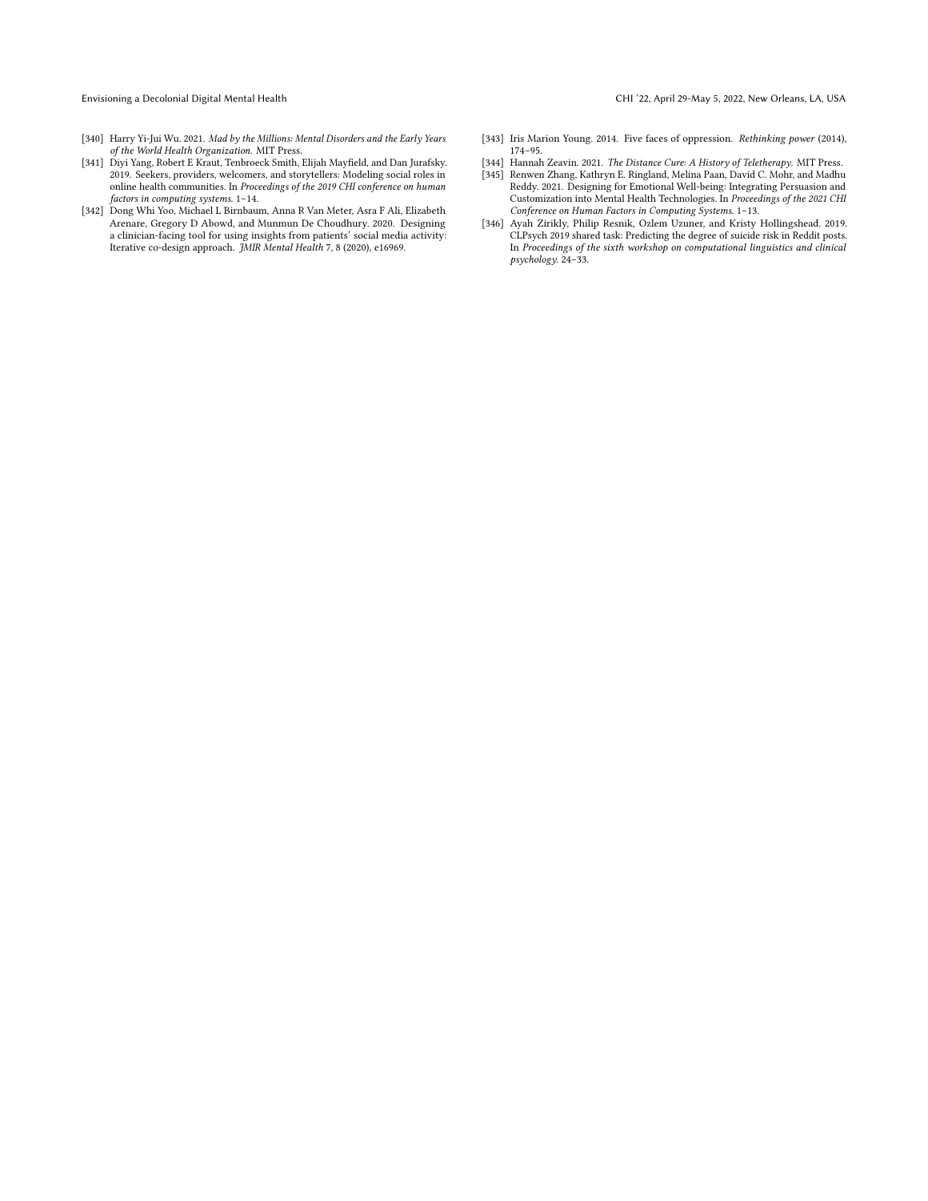[340] Harry Yi-Jui Wu. 2021. *Mad by the Millions: Mental Disorders and the Early Years of the World Health Organization.* MIT Press.

[341] Diyi Yang, Robert E Kraut, Tenbroeck Smith, Elijah Mayfield, and Dan Jurafsky. 2019. Seekers, providers, welcomers, and storytellers: Modeling social roles in online health communities. In *Proceedings of the 2019 CHI conference on human factors in computing systems.* 1–14.

[342] Dong Whi Yoo, Michael L Birnbaum, Anna R Van Meter, Asra F Ali, Elizabeth Arenare, Gregory D Abowd, and Munmun De Choudhury. 2020. Designing a clinician-facing tool for using insights from patients' social media activity: Iterative co-design approach. *JMIR Mental Health* 7, 8 (2020), e16969.

[343] Iris Marion Young. 2014. Five faces of oppression. *Rethinking power* (2014), 174–95.

[344] Hannah Zeavin. 2021. *The Distance Cure: A History of Teletherapy.* MIT Press.

[345] Renwen Zhang, Kathryn E. Ringland, Melina Paan, David C. Mohr, and Madhu Reddy. 2021. Designing for Emotional Well-being: Integrating Persuasion and Customization into Mental Health Technologies. In *Proceedings of the 2021 CHI Conference on Human Factors in Computing Systems.* 1–13.

[346] Ayah Zirikly, Philip Resnik, Ozlem Uzuner, and Kristy Hollingshead. 2019. CLPsych 2019 shared task: Predicting the degree of suicide risk in Reddit posts. In *Proceedings of the sixth workshop on computational linguistics and clinical psychology.* 24–33.